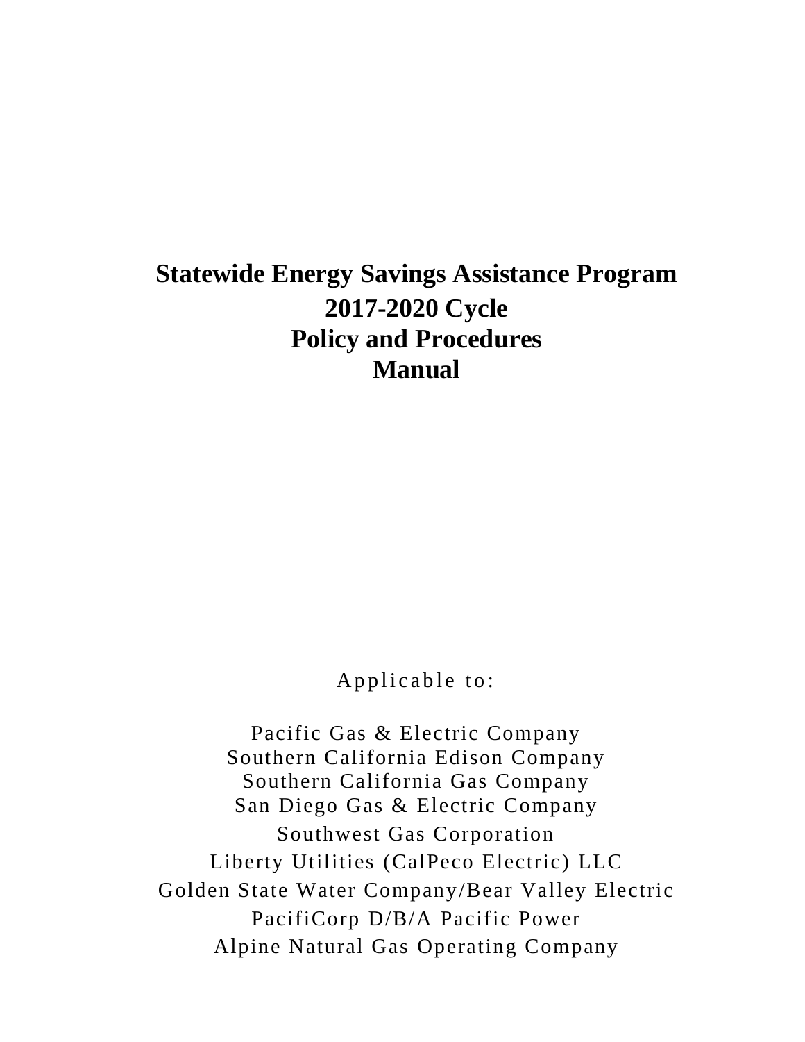# Statewide Energy Savings Assistance Program
# 2017-2020 Cycle
# Policy and Procedures Manual

Applicable to:

Pacific Gas & Electric Company
Southern California Edison Company
Southern California Gas Company
San Diego Gas & Electric Company
Southwest Gas Corporation
Liberty Utilities (CalPeco Electric) LLC
Golden State Water Company/Bear Valley Electric
PacifiCorp D/B/A Pacific Power
Alpine Natural Gas Operating Company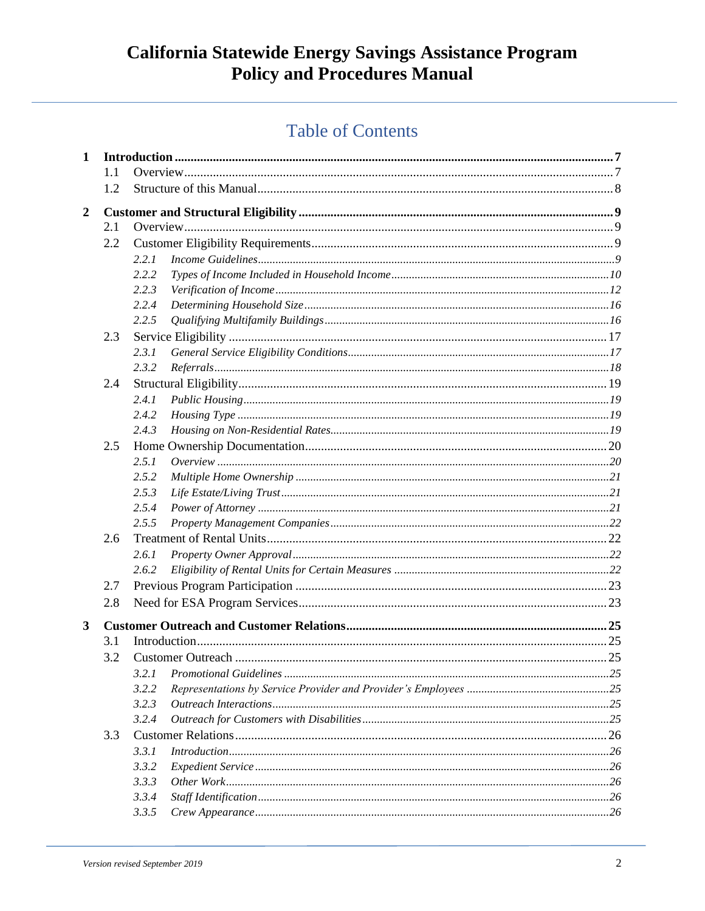# California Statewide Energy Savings Assistance Program Policy and Procedures Manual

## Table of Contents

- **1 Introduction** .......... 7
  - 1.1 Overview .......... 7
  - 1.2 Structure of this Manual .......... 8
- **2 Customer and Structural Eligibility** .......... 9
  - 2.1 Overview .......... 9
  - 2.2 Customer Eligibility Requirements .......... 9
    - *2.2.1 Income Guidelines* .......... 9
    - *2.2.2 Types of Income Included in Household Income* .......... 10
    - *2.2.3 Verification of Income* .......... 12
    - *2.2.4 Determining Household Size* .......... 16
    - *2.2.5 Qualifying Multifamily Buildings* .......... 16
  - 2.3 Service Eligibility .......... 17
    - *2.3.1 General Service Eligibility Conditions* .......... 17
    - *2.3.2 Referrals* .......... 18
  - 2.4 Structural Eligibility .......... 19
    - *2.4.1 Public Housing* .......... 19
    - *2.4.2 Housing Type* .......... 19
    - *2.4.3 Housing on Non-Residential Rates* .......... 19
  - 2.5 Home Ownership Documentation .......... 20
    - *2.5.1 Overview* .......... 20
    - *2.5.2 Multiple Home Ownership* .......... 21
    - *2.5.3 Life Estate/Living Trust* .......... 21
    - *2.5.4 Power of Attorney* .......... 21
    - *2.5.5 Property Management Companies* .......... 22
  - 2.6 Treatment of Rental Units .......... 22
    - *2.6.1 Property Owner Approval* .......... 22
    - *2.6.2 Eligibility of Rental Units for Certain Measures* .......... 22
  - 2.7 Previous Program Participation .......... 23
  - 2.8 Need for ESA Program Services .......... 23
- **3 Customer Outreach and Customer Relations** .......... 25
  - 3.1 Introduction .......... 25
  - 3.2 Customer Outreach .......... 25
    - *3.2.1 Promotional Guidelines* .......... 25
    - *3.2.2 Representations by Service Provider and Provider's Employees* .......... 25
    - *3.2.3 Outreach Interactions* .......... 25
    - *3.2.4 Outreach for Customers with Disabilities* .......... 25
  - 3.3 Customer Relations .......... 26
    - *3.3.1 Introduction* .......... 26
    - *3.3.2 Expedient Service* .......... 26
    - *3.3.3 Other Work* .......... 26
    - *3.3.4 Staff Identification* .......... 26
    - *3.3.5 Crew Appearance* .......... 26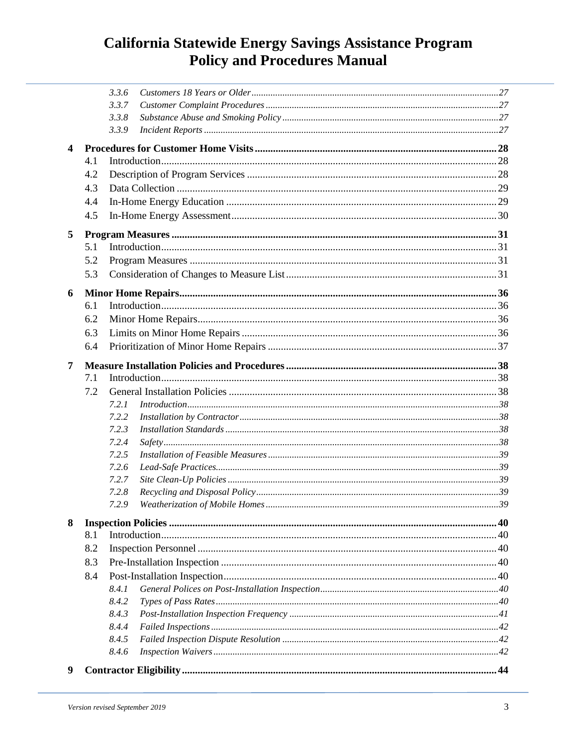- 3.3.6 *Customers 18 Years or Older* ........ 27
- 3.3.7 *Customer Complaint Procedures* ........ 27
- 3.3.8 *Substance Abuse and Smoking Policy* ........ 27
- 3.3.9 *Incident Reports* ........ 27

**4 Procedures for Customer Home Visits** ........ **28**
- 4.1 Introduction ........ 28
- 4.2 Description of Program Services ........ 28
- 4.3 Data Collection ........ 29
- 4.4 In-Home Energy Education ........ 29
- 4.5 In-Home Energy Assessment ........ 30

**5 Program Measures** ........ **31**
- 5.1 Introduction ........ 31
- 5.2 Program Measures ........ 31
- 5.3 Consideration of Changes to Measure List ........ 31

**6 Minor Home Repairs** ........ **36**
- 6.1 Introduction ........ 36
- 6.2 Minor Home Repairs ........ 36
- 6.3 Limits on Minor Home Repairs ........ 36
- 6.4 Prioritization of Minor Home Repairs ........ 37

**7 Measure Installation Policies and Procedures** ........ **38**
- 7.1 Introduction ........ 38
- 7.2 General Installation Policies ........ 38
  - 7.2.1 *Introduction* ........ 38
  - 7.2.2 *Installation by Contractor* ........ 38
  - 7.2.3 *Installation Standards* ........ 38
  - 7.2.4 *Safety* ........ 38
  - 7.2.5 *Installation of Feasible Measures* ........ 39
  - 7.2.6 *Lead-Safe Practices* ........ 39
  - 7.2.7 *Site Clean-Up Policies* ........ 39
  - 7.2.8 *Recycling and Disposal Policy* ........ 39
  - 7.2.9 *Weatherization of Mobile Homes* ........ 39

**8 Inspection Policies** ........ **40**
- 8.1 Introduction ........ 40
- 8.2 Inspection Personnel ........ 40
- 8.3 Pre-Installation Inspection ........ 40
- 8.4 Post-Installation Inspection ........ 40
  - 8.4.1 *General Polices on Post-Installation Inspection* ........ 40
  - 8.4.2 *Types of Pass Rates* ........ 40
  - 8.4.3 *Post-Installation Inspection Frequency* ........ 41
  - 8.4.4 *Failed Inspections* ........ 42
  - 8.4.5 *Failed Inspection Dispute Resolution* ........ 42
  - 8.4.6 *Inspection Waivers* ........ 42

**9 Contractor Eligibility** ........ **44**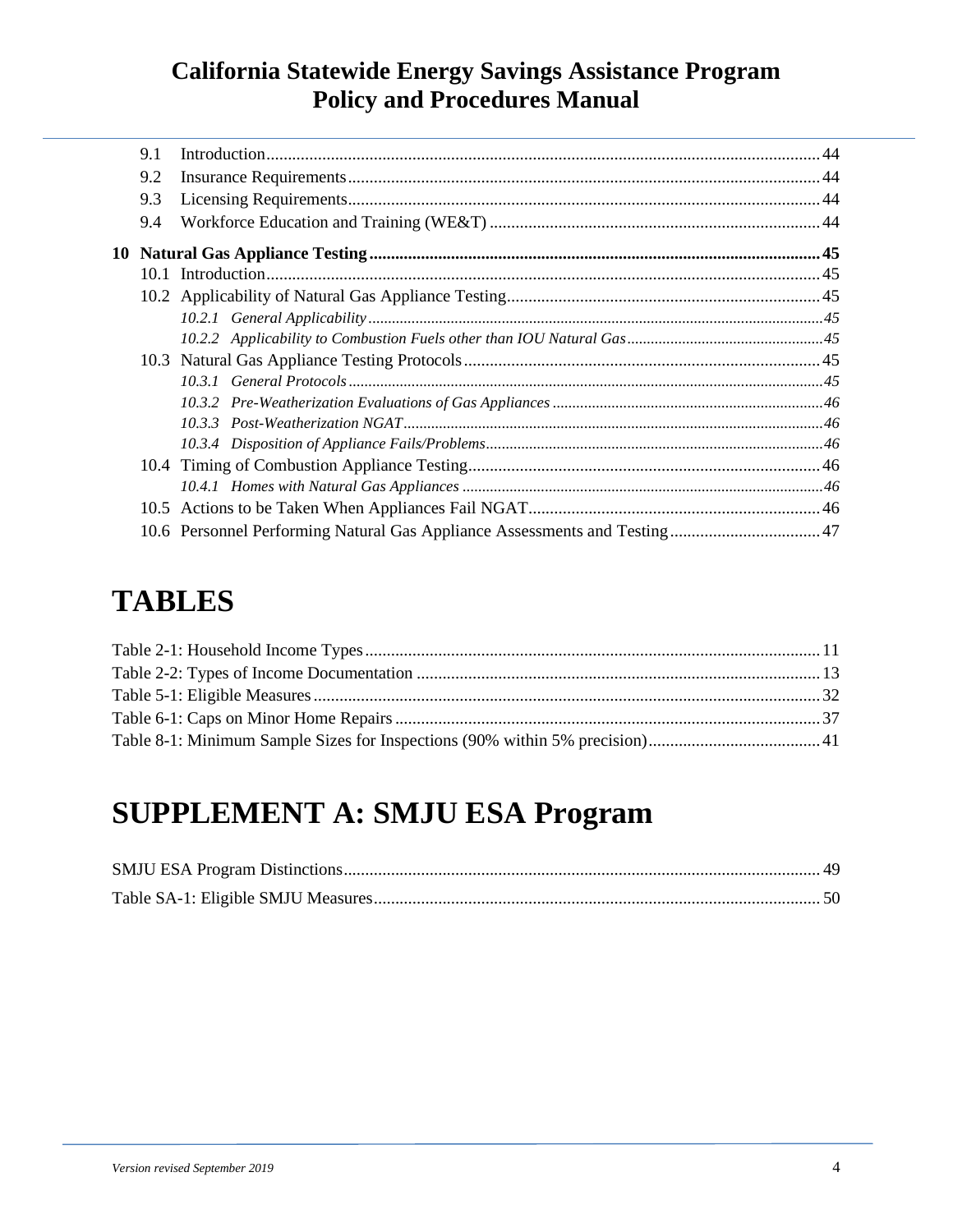9.1 Introduction ........ 44
9.2 Insurance Requirements ........ 44
9.3 Licensing Requirements ........ 44
9.4 Workforce Education and Training (WE&T) ........ 44

**10 Natural Gas Appliance Testing ........ 45**

10.1 Introduction ........ 45
10.2 Applicability of Natural Gas Appliance Testing ........ 45
*10.2.1 General Applicability ........ 45*
*10.2.2 Applicability to Combustion Fuels other than IOU Natural Gas ........ 45*
10.3 Natural Gas Appliance Testing Protocols ........ 45
*10.3.1 General Protocols ........ 45*
*10.3.2 Pre-Weatherization Evaluations of Gas Appliances ........ 46*
*10.3.3 Post-Weatherization NGAT ........ 46*
*10.3.4 Disposition of Appliance Fails/Problems ........ 46*
10.4 Timing of Combustion Appliance Testing ........ 46
*10.4.1 Homes with Natural Gas Appliances ........ 46*
10.5 Actions to be Taken When Appliances Fail NGAT ........ 46
10.6 Personnel Performing Natural Gas Appliance Assessments and Testing ........ 47

# TABLES

Table 2-1: Household Income Types ........ 11
Table 2-2: Types of Income Documentation ........ 13
Table 5-1: Eligible Measures ........ 32
Table 6-1: Caps on Minor Home Repairs ........ 37
Table 8-1: Minimum Sample Sizes for Inspections (90% within 5% precision) ........ 41

# SUPPLEMENT A: SMJU ESA Program

SMJU ESA Program Distinctions ........ 49
Table SA-1: Eligible SMJU Measures ........ 50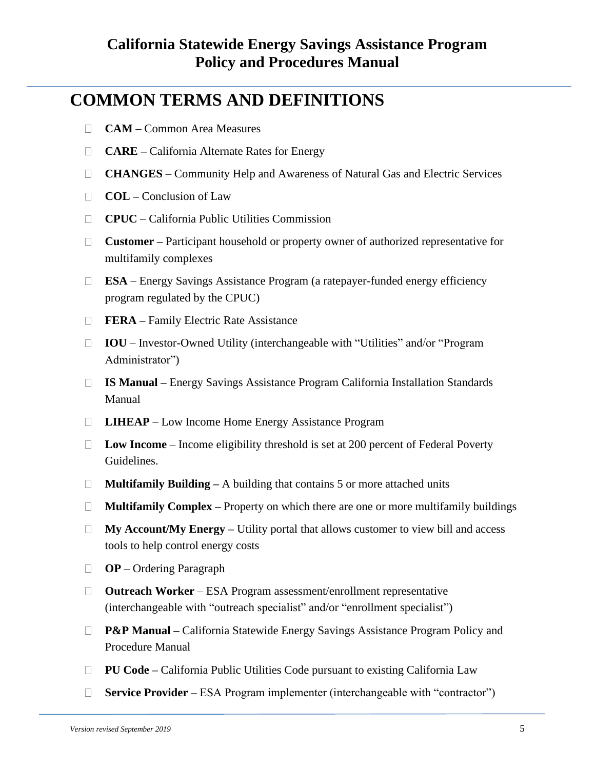## COMMON TERMS AND DEFINITIONS

- **CAM –** Common Area Measures
- **CARE –** California Alternate Rates for Energy
- **CHANGES** – Community Help and Awareness of Natural Gas and Electric Services
- **COL –** Conclusion of Law
- **CPUC** – California Public Utilities Commission
- **Customer –** Participant household or property owner of authorized representative for multifamily complexes
- **ESA** – Energy Savings Assistance Program (a ratepayer-funded energy efficiency program regulated by the CPUC)
- **FERA –** Family Electric Rate Assistance
- **IOU** – Investor-Owned Utility (interchangeable with "Utilities" and/or "Program Administrator")
- **IS Manual –** Energy Savings Assistance Program California Installation Standards Manual
- **LIHEAP** – Low Income Home Energy Assistance Program
- **Low Income** – Income eligibility threshold is set at 200 percent of Federal Poverty Guidelines.
- **Multifamily Building –** A building that contains 5 or more attached units
- **Multifamily Complex –** Property on which there are one or more multifamily buildings
- **My Account/My Energy –** Utility portal that allows customer to view bill and access tools to help control energy costs
- **OP** – Ordering Paragraph
- **Outreach Worker** – ESA Program assessment/enrollment representative (interchangeable with "outreach specialist" and/or "enrollment specialist")
- **P&P Manual –** California Statewide Energy Savings Assistance Program Policy and Procedure Manual
- **PU Code –** California Public Utilities Code pursuant to existing California Law
- **Service Provider** – ESA Program implementer (interchangeable with "contractor")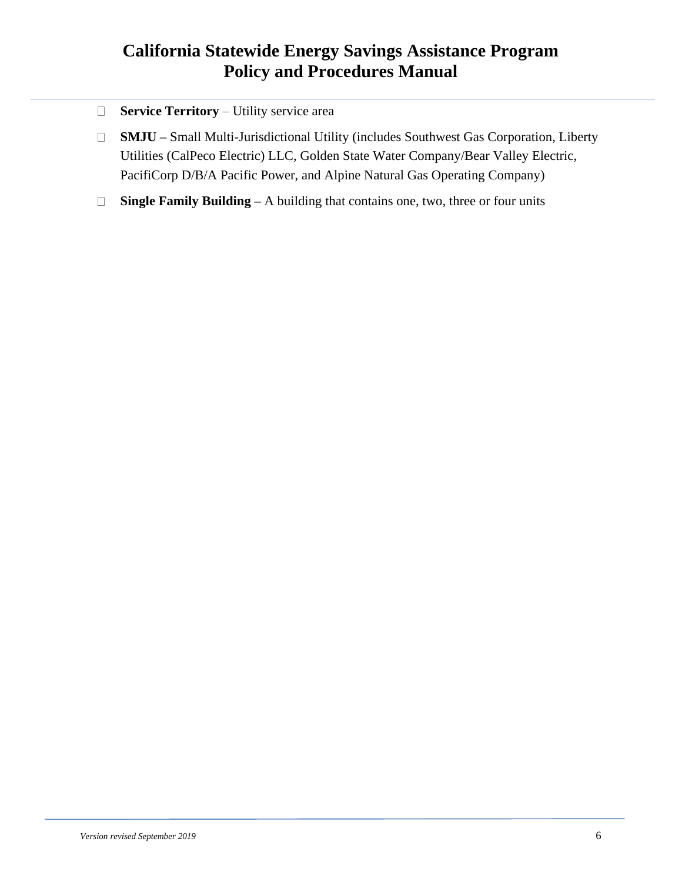- **Service Territory** – Utility service area
- **SMJU –** Small Multi-Jurisdictional Utility (includes Southwest Gas Corporation, Liberty Utilities (CalPeco Electric) LLC, Golden State Water Company/Bear Valley Electric, PacifiCorp D/B/A Pacific Power, and Alpine Natural Gas Operating Company)
- **Single Family Building –** A building that contains one, two, three or four units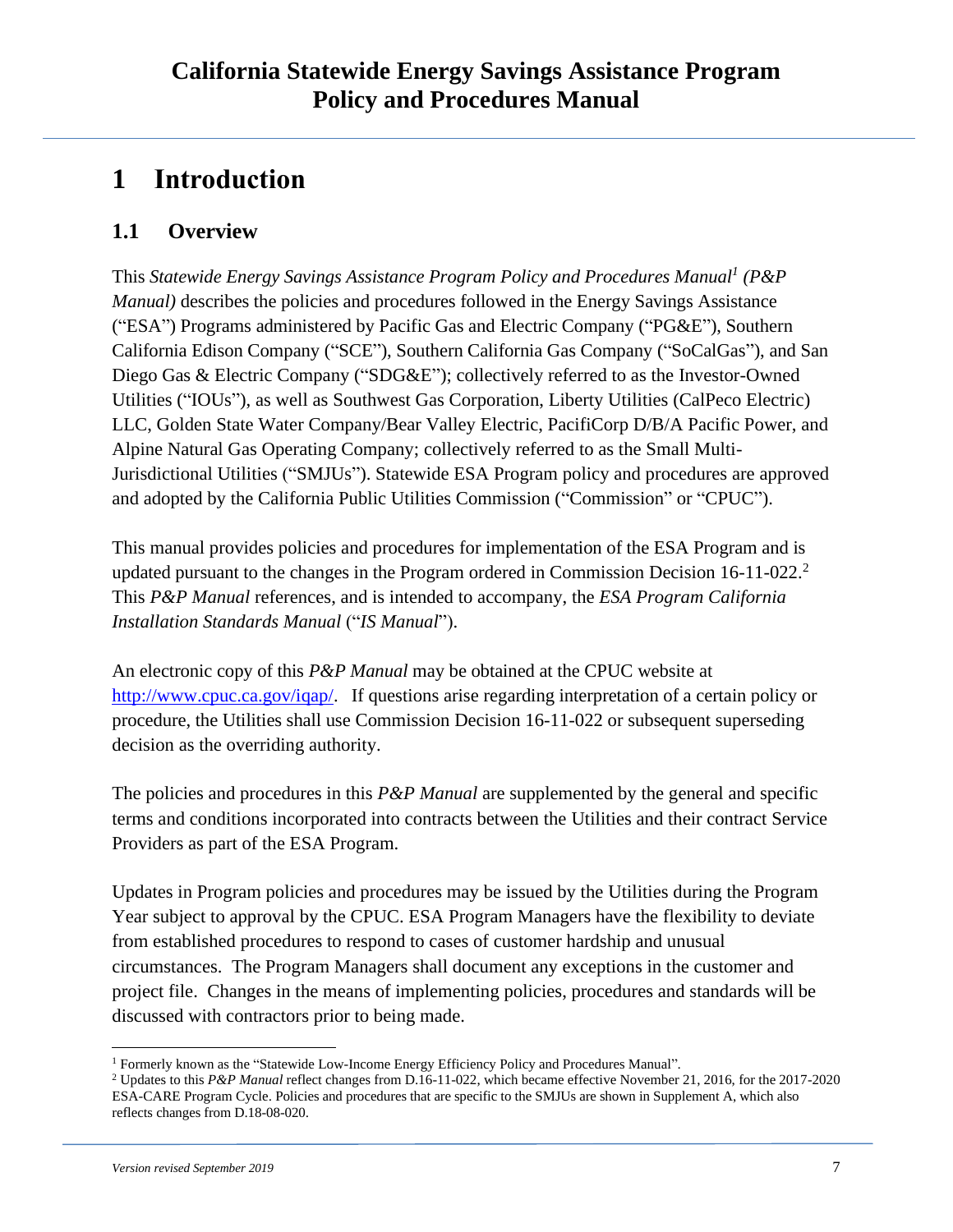# 1 Introduction

## 1.1 Overview

This *Statewide Energy Savings Assistance Program Policy and Procedures Manual*[1] *(P&P Manual)* describes the policies and procedures followed in the Energy Savings Assistance ("ESA") Programs administered by Pacific Gas and Electric Company ("PG&E"), Southern California Edison Company ("SCE"), Southern California Gas Company ("SoCalGas"), and San Diego Gas & Electric Company ("SDG&E"); collectively referred to as the Investor-Owned Utilities ("IOUs"), as well as Southwest Gas Corporation, Liberty Utilities (CalPeco Electric) LLC, Golden State Water Company/Bear Valley Electric, PacifiCorp D/B/A Pacific Power, and Alpine Natural Gas Operating Company; collectively referred to as the Small Multi-Jurisdictional Utilities ("SMJUs"). Statewide ESA Program policy and procedures are approved and adopted by the California Public Utilities Commission ("Commission" or "CPUC").

This manual provides policies and procedures for implementation of the ESA Program and is updated pursuant to the changes in the Program ordered in Commission Decision 16-11-022.[2] This *P&P Manual* references, and is intended to accompany, the *ESA Program California Installation Standards Manual* ("*IS Manual*").

An electronic copy of this *P&P Manual* may be obtained at the CPUC website at http://www.cpuc.ca.gov/iqap/. If questions arise regarding interpretation of a certain policy or procedure, the Utilities shall use Commission Decision 16-11-022 or subsequent superseding decision as the overriding authority.

The policies and procedures in this *P&P Manual* are supplemented by the general and specific terms and conditions incorporated into contracts between the Utilities and their contract Service Providers as part of the ESA Program.

Updates in Program policies and procedures may be issued by the Utilities during the Program Year subject to approval by the CPUC. ESA Program Managers have the flexibility to deviate from established procedures to respond to cases of customer hardship and unusual circumstances. The Program Managers shall document any exceptions in the customer and project file. Changes in the means of implementing policies, procedures and standards will be discussed with contractors prior to being made.

---

[1] Formerly known as the "Statewide Low-Income Energy Efficiency Policy and Procedures Manual".

[2] Updates to this *P&P Manual* reflect changes from D.16-11-022, which became effective November 21, 2016, for the 2017-2020 ESA-CARE Program Cycle. Policies and procedures that are specific to the SMJUs are shown in Supplement A, which also reflects changes from D.18-08-020.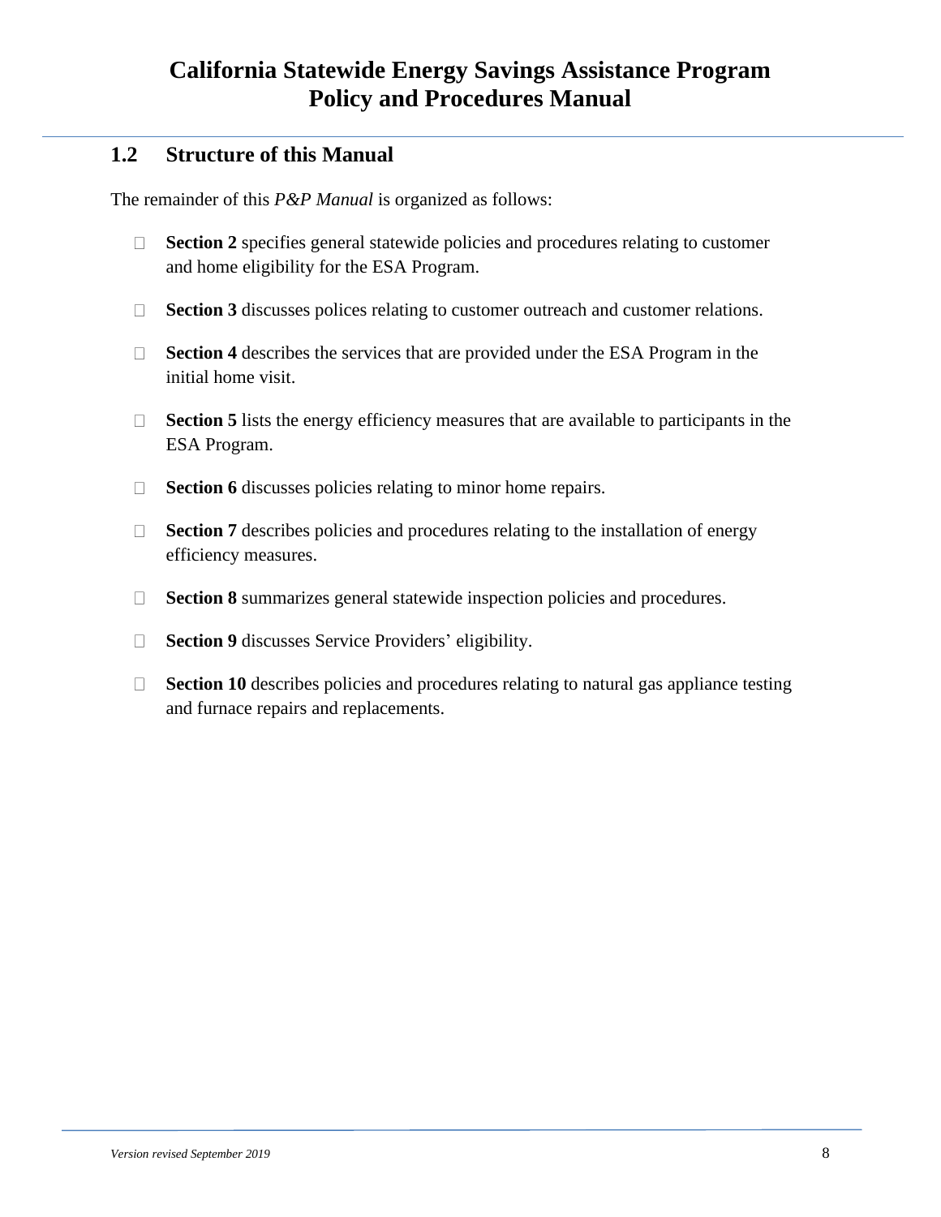## 1.2 Structure of this Manual

The remainder of this *P&P Manual* is organized as follows:

- **Section 2** specifies general statewide policies and procedures relating to customer and home eligibility for the ESA Program.
- **Section 3** discusses polices relating to customer outreach and customer relations.
- **Section 4** describes the services that are provided under the ESA Program in the initial home visit.
- **Section 5** lists the energy efficiency measures that are available to participants in the ESA Program.
- **Section 6** discusses policies relating to minor home repairs.
- **Section 7** describes policies and procedures relating to the installation of energy efficiency measures.
- **Section 8** summarizes general statewide inspection policies and procedures.
- **Section 9** discusses Service Providers' eligibility.
- **Section 10** describes policies and procedures relating to natural gas appliance testing and furnace repairs and replacements.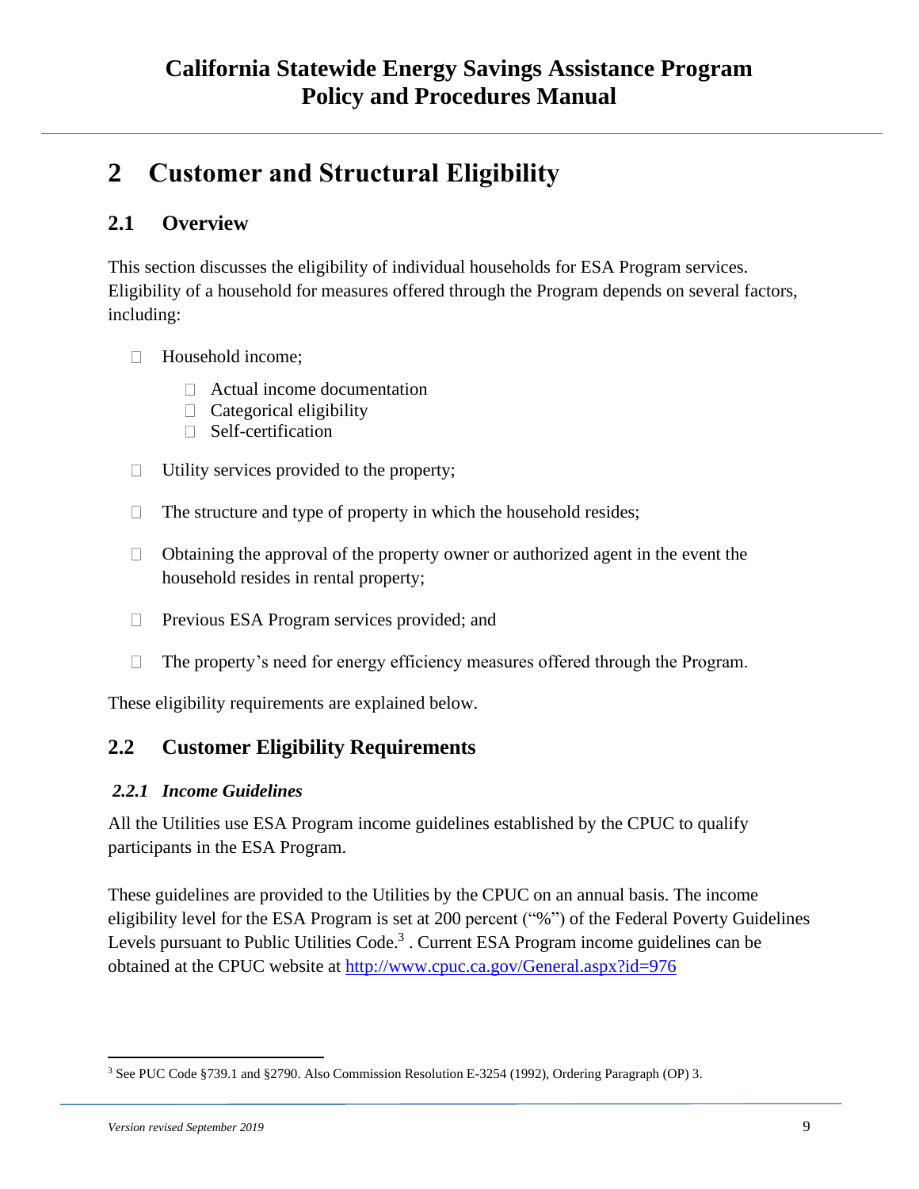# 2 Customer and Structural Eligibility

## 2.1 Overview

This section discusses the eligibility of individual households for ESA Program services. Eligibility of a household for measures offered through the Program depends on several factors, including:

- Household income;
  - Actual income documentation
  - Categorical eligibility
  - Self-certification
- Utility services provided to the property;
- The structure and type of property in which the household resides;
- Obtaining the approval of the property owner or authorized agent in the event the household resides in rental property;
- Previous ESA Program services provided; and
- The property's need for energy efficiency measures offered through the Program.

These eligibility requirements are explained below.

## 2.2 Customer Eligibility Requirements

### *2.2.1 Income Guidelines*

All the Utilities use ESA Program income guidelines established by the CPUC to qualify participants in the ESA Program.

These guidelines are provided to the Utilities by the CPUC on an annual basis. The income eligibility level for the ESA Program is set at 200 percent ("%") of the Federal Poverty Guidelines Levels pursuant to Public Utilities Code.[3] . Current ESA Program income guidelines can be obtained at the CPUC website at http://www.cpuc.ca.gov/General.aspx?id=976

[3] See PUC Code §739.1 and §2790. Also Commission Resolution E-3254 (1992), Ordering Paragraph (OP) 3.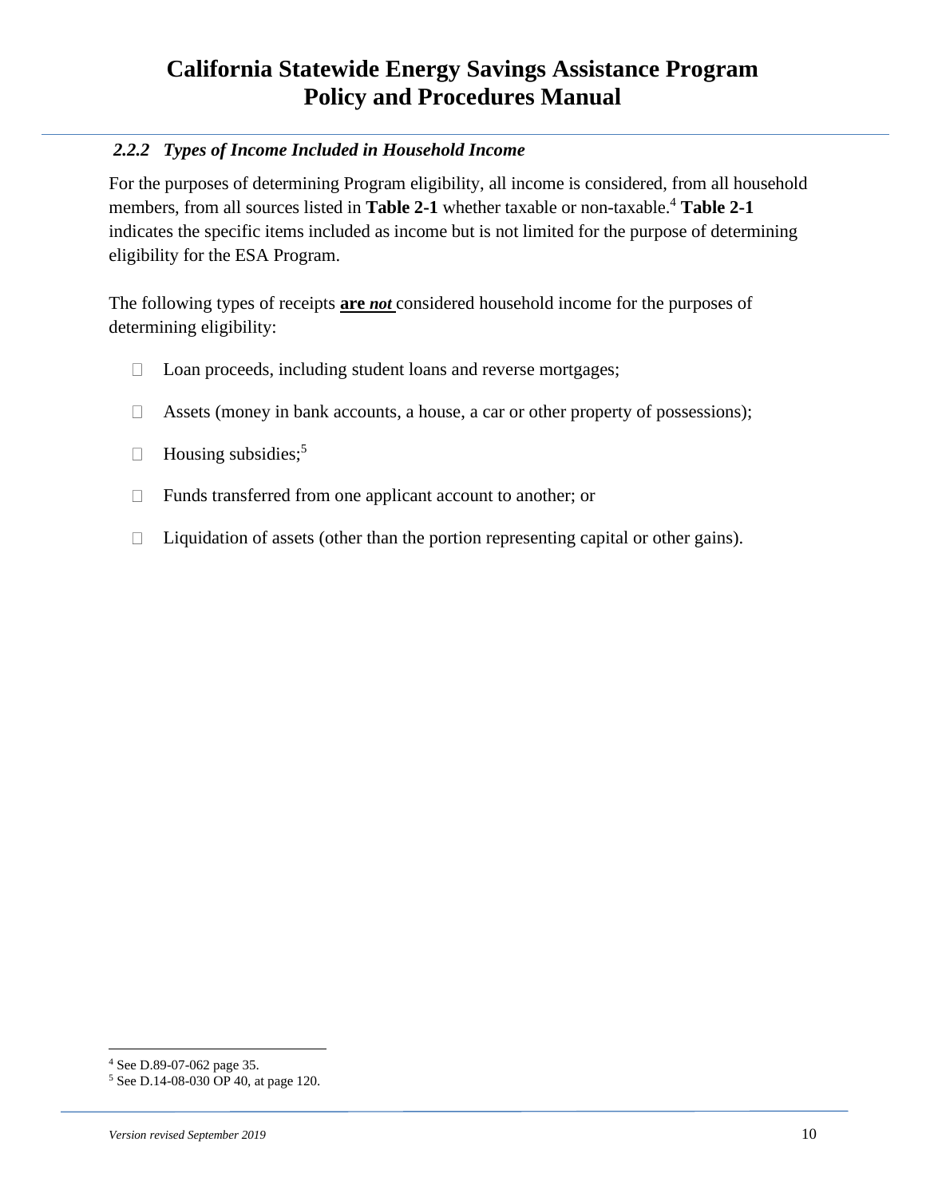### *2.2.2 Types of Income Included in Household Income*

For the purposes of determining Program eligibility, all income is considered, from all household members, from all sources listed in **Table 2-1** whether taxable or non-taxable.[4] **Table 2-1** indicates the specific items included as income but is not limited for the purpose of determining eligibility for the ESA Program.

The following types of receipts **are *not*** considered household income for the purposes of determining eligibility:

- Loan proceeds, including student loans and reverse mortgages;
- Assets (money in bank accounts, a house, a car or other property of possessions);
- Housing subsidies;[5]
- Funds transferred from one applicant account to another; or
- Liquidation of assets (other than the portion representing capital or other gains).

---

[4] See D.89-07-062 page 35.

[5] See D.14-08-030 OP 40, at page 120.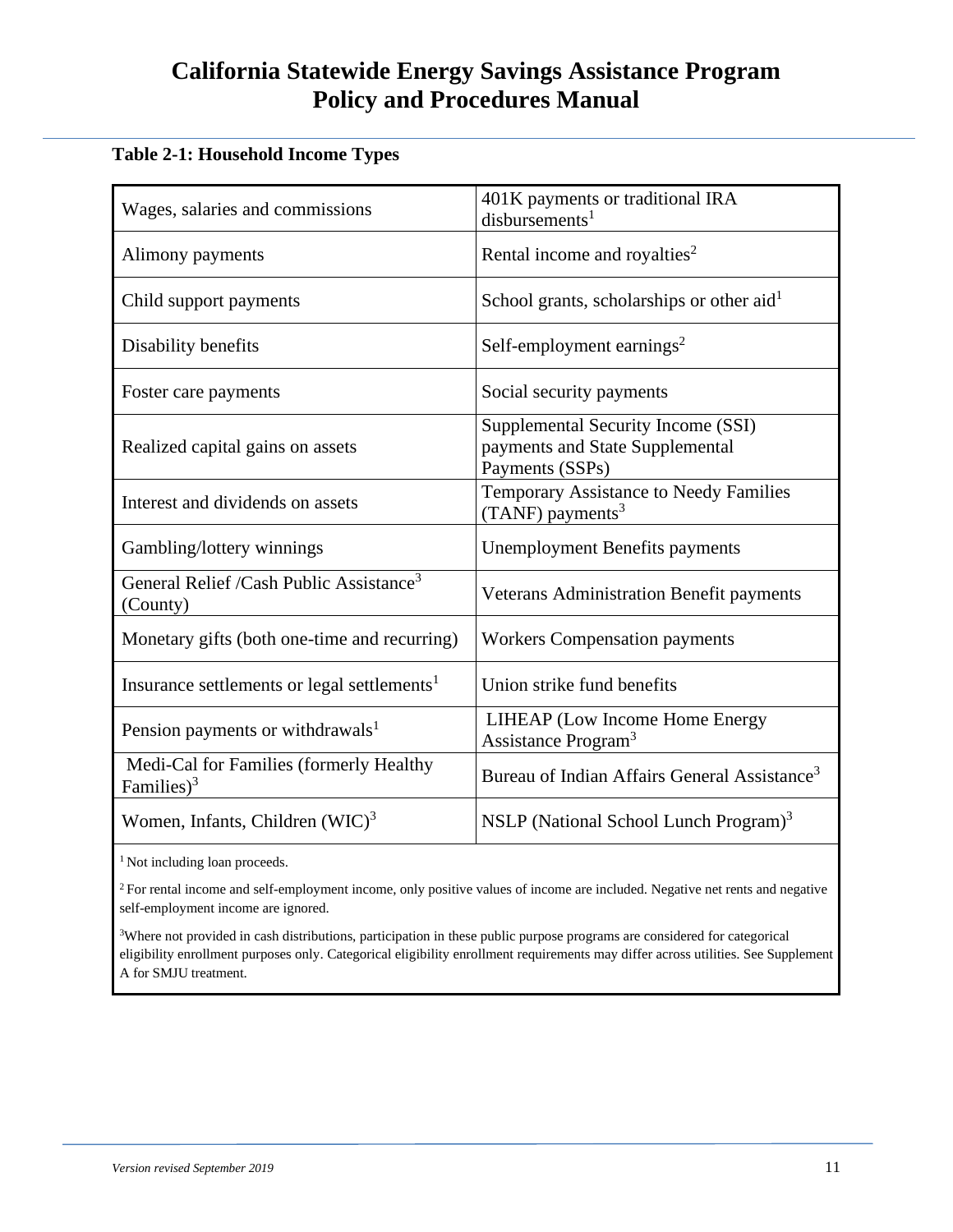**Table 2-1: Household Income Types**

| | |
|---|---|
| Wages, salaries and commissions | 401K payments or traditional IRA disbursements[1] |
| Alimony payments | Rental income and royalties[2] |
| Child support payments | School grants, scholarships or other aid[1] |
| Disability benefits | Self-employment earnings[2] |
| Foster care payments | Social security payments |
| Realized capital gains on assets | Supplemental Security Income (SSI) payments and State Supplemental Payments (SSPs) |
| Interest and dividends on assets | Temporary Assistance to Needy Families (TANF) payments[3] |
| Gambling/lottery winnings | Unemployment Benefits payments |
| General Relief /Cash Public Assistance[3] (County) | Veterans Administration Benefit payments |
| Monetary gifts (both one-time and recurring) | Workers Compensation payments |
| Insurance settlements or legal settlements[1] | Union strike fund benefits |
| Pension payments or withdrawals[1] | LIHEAP (Low Income Home Energy Assistance Program[3] |
| Medi-Cal for Families (formerly Healthy Families)[3] | Bureau of Indian Affairs General Assistance[3] |
| Women, Infants, Children (WIC)[3] | NSLP (National School Lunch Program)[3] |

[1] Not including loan proceeds.

[2] For rental income and self-employment income, only positive values of income are included. Negative net rents and negative self-employment income are ignored.

[3] Where not provided in cash distributions, participation in these public purpose programs are considered for categorical eligibility enrollment purposes only. Categorical eligibility enrollment requirements may differ across utilities. See Supplement A for SMJU treatment.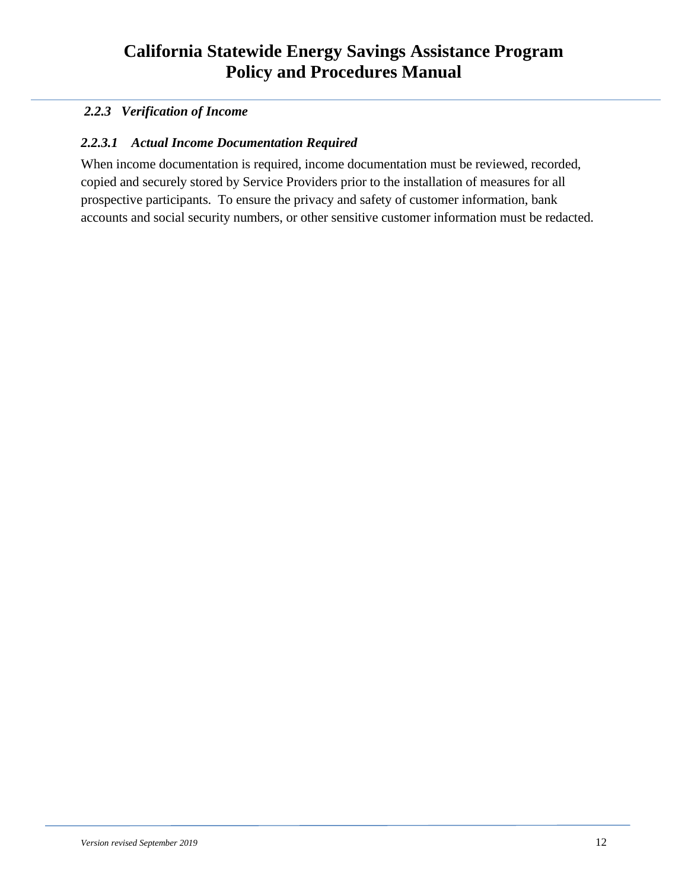### *2.2.3 Verification of Income*

#### *2.2.3.1 Actual Income Documentation Required*

When income documentation is required, income documentation must be reviewed, recorded, copied and securely stored by Service Providers prior to the installation of measures for all prospective participants. To ensure the privacy and safety of customer information, bank accounts and social security numbers, or other sensitive customer information must be redacted.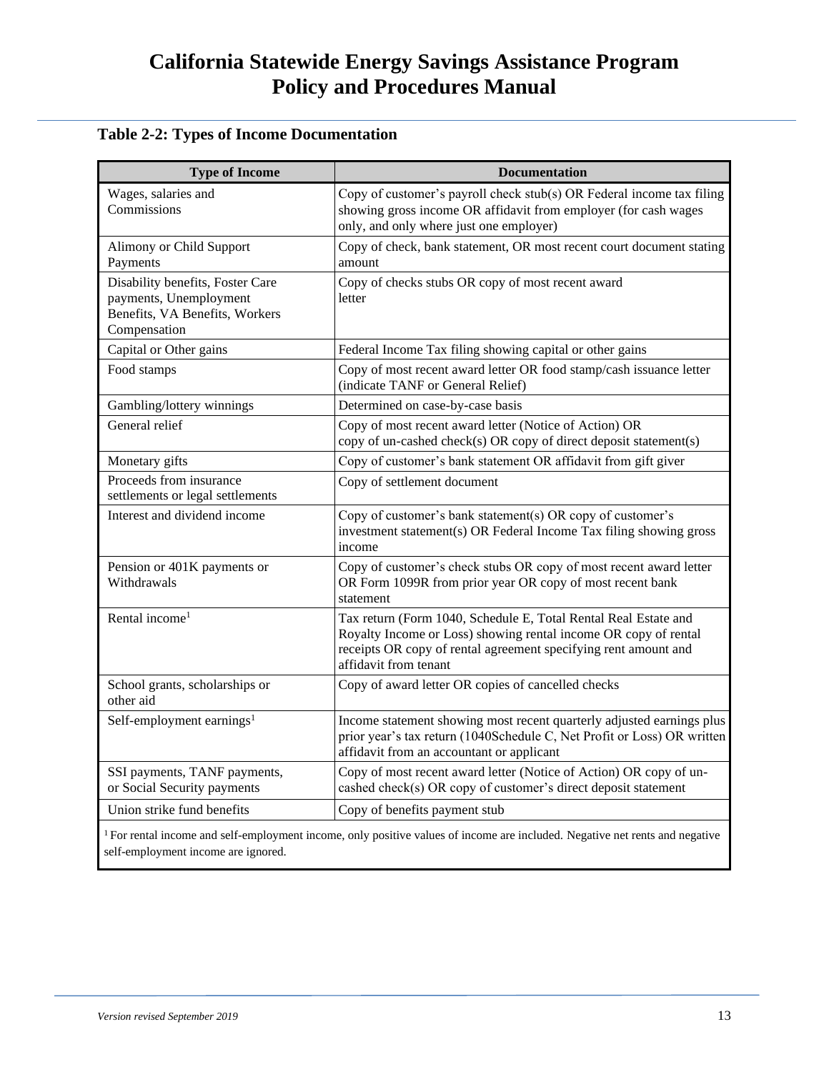### Table 2-2: Types of Income Documentation

| Type of Income | Documentation |
|---|---|
| Wages, salaries and Commissions | Copy of customer's payroll check stub(s) OR Federal income tax filing showing gross income OR affidavit from employer (for cash wages only, and only where just one employer) |
| Alimony or Child Support Payments | Copy of check, bank statement, OR most recent court document stating amount |
| Disability benefits, Foster Care payments, Unemployment Benefits, VA Benefits, Workers Compensation | Copy of checks stubs OR copy of most recent award letter |
| Capital or Other gains | Federal Income Tax filing showing capital or other gains |
| Food stamps | Copy of most recent award letter OR food stamp/cash issuance letter (indicate TANF or General Relief) |
| Gambling/lottery winnings | Determined on case-by-case basis |
| General relief | Copy of most recent award letter (Notice of Action) OR copy of un-cashed check(s) OR copy of direct deposit statement(s) |
| Monetary gifts | Copy of customer's bank statement OR affidavit from gift giver |
| Proceeds from insurance settlements or legal settlements | Copy of settlement document |
| Interest and dividend income | Copy of customer's bank statement(s) OR copy of customer's investment statement(s) OR Federal Income Tax filing showing gross income |
| Pension or 401K payments or Withdrawals | Copy of customer's check stubs OR copy of most recent award letter OR Form 1099R from prior year OR copy of most recent bank statement |
| Rental income[1] | Tax return (Form 1040, Schedule E, Total Rental Real Estate and Royalty Income or Loss) showing rental income OR copy of rental receipts OR copy of rental agreement specifying rent amount and affidavit from tenant |
| School grants, scholarships or other aid | Copy of award letter OR copies of cancelled checks |
| Self-employment earnings[1] | Income statement showing most recent quarterly adjusted earnings plus prior year's tax return (1040Schedule C, Net Profit or Loss) OR written affidavit from an accountant or applicant |
| SSI payments, TANF payments, or Social Security payments | Copy of most recent award letter (Notice of Action) OR copy of un-cashed check(s) OR copy of customer's direct deposit statement |
| Union strike fund benefits | Copy of benefits payment stub |

[1] For rental income and self-employment income, only positive values of income are included. Negative net rents and negative self-employment income are ignored.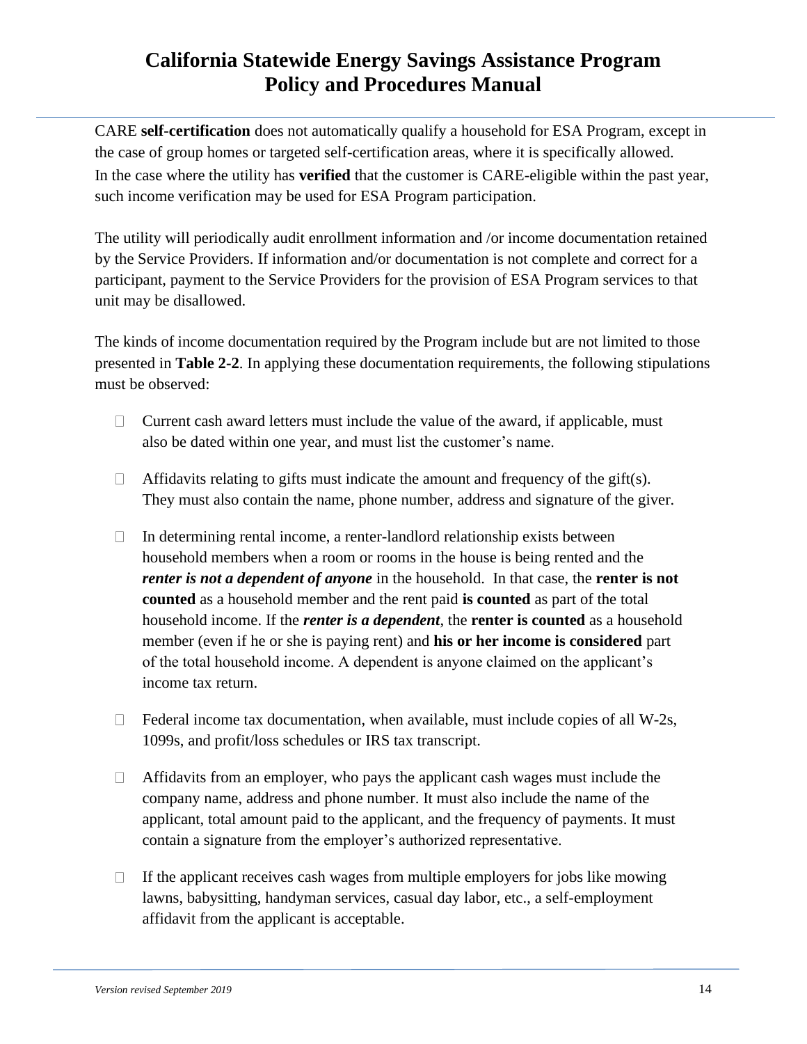CARE **self-certification** does not automatically qualify a household for ESA Program, except in the case of group homes or targeted self-certification areas, where it is specifically allowed. In the case where the utility has **verified** that the customer is CARE-eligible within the past year, such income verification may be used for ESA Program participation.

The utility will periodically audit enrollment information and /or income documentation retained by the Service Providers. If information and/or documentation is not complete and correct for a participant, payment to the Service Providers for the provision of ESA Program services to that unit may be disallowed.

The kinds of income documentation required by the Program include but are not limited to those presented in **Table 2-2**. In applying these documentation requirements, the following stipulations must be observed:

- Current cash award letters must include the value of the award, if applicable, must also be dated within one year, and must list the customer's name.
- Affidavits relating to gifts must indicate the amount and frequency of the gift(s). They must also contain the name, phone number, address and signature of the giver.
- In determining rental income, a renter-landlord relationship exists between household members when a room or rooms in the house is being rented and the ***renter is not a dependent of anyone*** in the household. In that case, the **renter is not counted** as a household member and the rent paid **is counted** as part of the total household income. If the ***renter is a dependent***, the **renter is counted** as a household member (even if he or she is paying rent) and **his or her income is considered** part of the total household income. A dependent is anyone claimed on the applicant's income tax return.
- Federal income tax documentation, when available, must include copies of all W-2s, 1099s, and profit/loss schedules or IRS tax transcript.
- Affidavits from an employer, who pays the applicant cash wages must include the company name, address and phone number. It must also include the name of the applicant, total amount paid to the applicant, and the frequency of payments. It must contain a signature from the employer's authorized representative.
- If the applicant receives cash wages from multiple employers for jobs like mowing lawns, babysitting, handyman services, casual day labor, etc., a self-employment affidavit from the applicant is acceptable.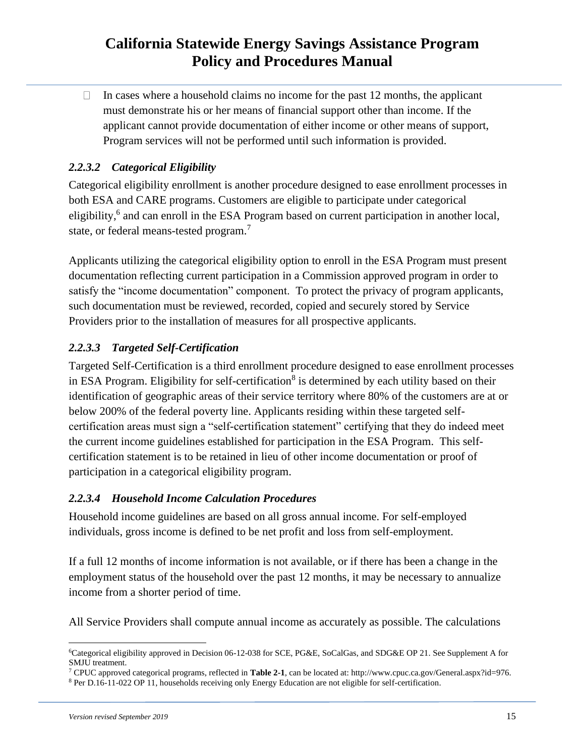- In cases where a household claims no income for the past 12 months, the applicant must demonstrate his or her means of financial support other than income. If the applicant cannot provide documentation of either income or other means of support, Program services will not be performed until such information is provided.

### *2.2.3.2 Categorical Eligibility*

Categorical eligibility enrollment is another procedure designed to ease enrollment processes in both ESA and CARE programs. Customers are eligible to participate under categorical eligibility,[6] and can enroll in the ESA Program based on current participation in another local, state, or federal means-tested program.[7]

Applicants utilizing the categorical eligibility option to enroll in the ESA Program must present documentation reflecting current participation in a Commission approved program in order to satisfy the "income documentation" component. To protect the privacy of program applicants, such documentation must be reviewed, recorded, copied and securely stored by Service Providers prior to the installation of measures for all prospective applicants.

### *2.2.3.3 Targeted Self-Certification*

Targeted Self-Certification is a third enrollment procedure designed to ease enrollment processes in ESA Program. Eligibility for self-certification[8] is determined by each utility based on their identification of geographic areas of their service territory where 80% of the customers are at or below 200% of the federal poverty line. Applicants residing within these targeted self-certification areas must sign a "self-certification statement" certifying that they do indeed meet the current income guidelines established for participation in the ESA Program. This self-certification statement is to be retained in lieu of other income documentation or proof of participation in a categorical eligibility program.

### *2.2.3.4 Household Income Calculation Procedures*

Household income guidelines are based on all gross annual income. For self-employed individuals, gross income is defined to be net profit and loss from self-employment.

If a full 12 months of income information is not available, or if there has been a change in the employment status of the household over the past 12 months, it may be necessary to annualize income from a shorter period of time.

All Service Providers shall compute annual income as accurately as possible. The calculations

---

[6] Categorical eligibility approved in Decision 06-12-038 for SCE, PG&E, SoCalGas, and SDG&E OP 21. See Supplement A for SMJU treatment.

[7] CPUC approved categorical programs, reflected in **Table 2-1**, can be located at: http://www.cpuc.ca.gov/General.aspx?id=976.

[8] Per D.16-11-022 OP 11, households receiving only Energy Education are not eligible for self-certification.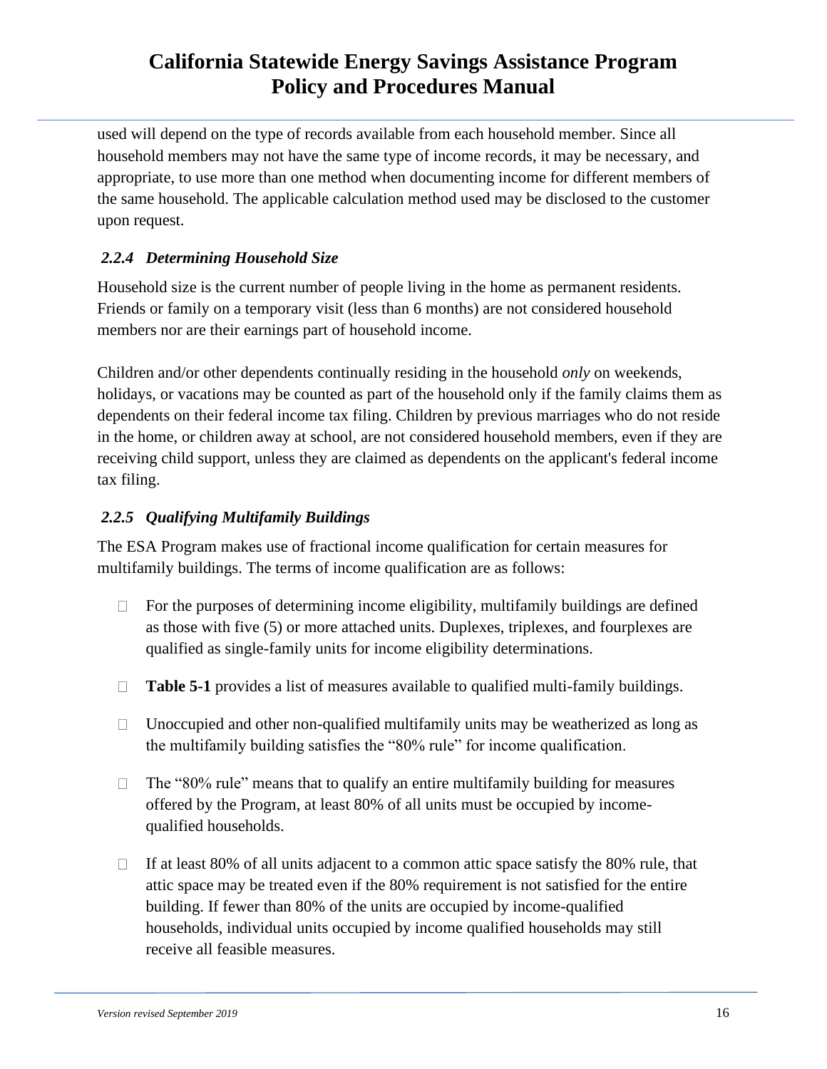used will depend on the type of records available from each household member. Since all household members may not have the same type of income records, it may be necessary, and appropriate, to use more than one method when documenting income for different members of the same household. The applicable calculation method used may be disclosed to the customer upon request.

### *2.2.4 Determining Household Size*

Household size is the current number of people living in the home as permanent residents. Friends or family on a temporary visit (less than 6 months) are not considered household members nor are their earnings part of household income.

Children and/or other dependents continually residing in the household *only* on weekends, holidays, or vacations may be counted as part of the household only if the family claims them as dependents on their federal income tax filing. Children by previous marriages who do not reside in the home, or children away at school, are not considered household members, even if they are receiving child support, unless they are claimed as dependents on the applicant's federal income tax filing.

### *2.2.5 Qualifying Multifamily Buildings*

The ESA Program makes use of fractional income qualification for certain measures for multifamily buildings. The terms of income qualification are as follows:

- For the purposes of determining income eligibility, multifamily buildings are defined as those with five (5) or more attached units. Duplexes, triplexes, and fourplexes are qualified as single-family units for income eligibility determinations.
- **Table 5-1** provides a list of measures available to qualified multi-family buildings.
- Unoccupied and other non-qualified multifamily units may be weatherized as long as the multifamily building satisfies the "80% rule" for income qualification.
- The "80% rule" means that to qualify an entire multifamily building for measures offered by the Program, at least 80% of all units must be occupied by income-qualified households.
- If at least 80% of all units adjacent to a common attic space satisfy the 80% rule, that attic space may be treated even if the 80% requirement is not satisfied for the entire building. If fewer than 80% of the units are occupied by income-qualified households, individual units occupied by income qualified households may still receive all feasible measures.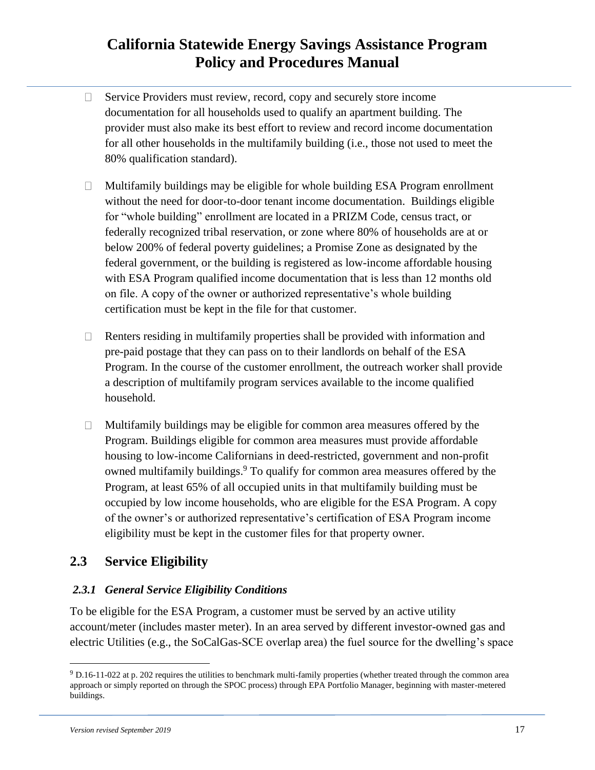- Service Providers must review, record, copy and securely store income documentation for all households used to qualify an apartment building. The provider must also make its best effort to review and record income documentation for all other households in the multifamily building (i.e., those not used to meet the 80% qualification standard).

- Multifamily buildings may be eligible for whole building ESA Program enrollment without the need for door-to-door tenant income documentation. Buildings eligible for "whole building" enrollment are located in a PRIZM Code, census tract, or federally recognized tribal reservation, or zone where 80% of households are at or below 200% of federal poverty guidelines; a Promise Zone as designated by the federal government, or the building is registered as low-income affordable housing with ESA Program qualified income documentation that is less than 12 months old on file. A copy of the owner or authorized representative's whole building certification must be kept in the file for that customer.

- Renters residing in multifamily properties shall be provided with information and pre-paid postage that they can pass on to their landlords on behalf of the ESA Program. In the course of the customer enrollment, the outreach worker shall provide a description of multifamily program services available to the income qualified household.

- Multifamily buildings may be eligible for common area measures offered by the Program. Buildings eligible for common area measures must provide affordable housing to low-income Californians in deed-restricted, government and non-profit owned multifamily buildings.[9] To qualify for common area measures offered by the Program, at least 65% of all occupied units in that multifamily building must be occupied by low income households, who are eligible for the ESA Program. A copy of the owner's or authorized representative's certification of ESA Program income eligibility must be kept in the customer files for that property owner.

## 2.3 Service Eligibility

### *2.3.1 General Service Eligibility Conditions*

To be eligible for the ESA Program, a customer must be served by an active utility account/meter (includes master meter). In an area served by different investor-owned gas and electric Utilities (e.g., the SoCalGas-SCE overlap area) the fuel source for the dwelling's space

---

[9] D.16-11-022 at p. 202 requires the utilities to benchmark multi-family properties (whether treated through the common area approach or simply reported on through the SPOC process) through EPA Portfolio Manager, beginning with master-metered buildings.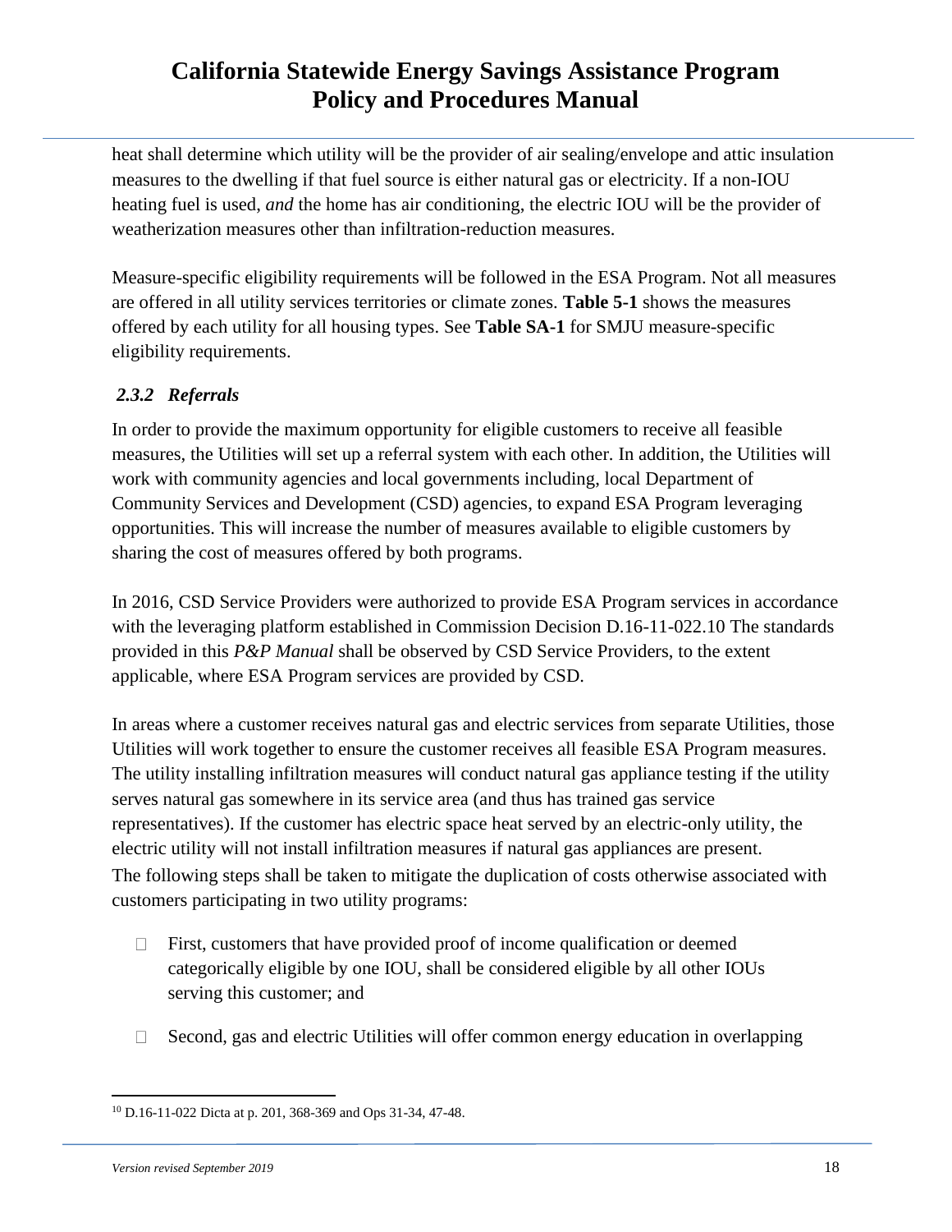heat shall determine which utility will be the provider of air sealing/envelope and attic insulation measures to the dwelling if that fuel source is either natural gas or electricity. If a non-IOU heating fuel is used, *and* the home has air conditioning, the electric IOU will be the provider of weatherization measures other than infiltration-reduction measures.

Measure-specific eligibility requirements will be followed in the ESA Program. Not all measures are offered in all utility services territories or climate zones. **Table 5-1** shows the measures offered by each utility for all housing types. See **Table SA-1** for SMJU measure-specific eligibility requirements.

### *2.3.2 Referrals*

In order to provide the maximum opportunity for eligible customers to receive all feasible measures, the Utilities will set up a referral system with each other. In addition, the Utilities will work with community agencies and local governments including, local Department of Community Services and Development (CSD) agencies, to expand ESA Program leveraging opportunities. This will increase the number of measures available to eligible customers by sharing the cost of measures offered by both programs.

In 2016, CSD Service Providers were authorized to provide ESA Program services in accordance with the leveraging platform established in Commission Decision D.16-11-022.[10] The standards provided in this *P&P Manual* shall be observed by CSD Service Providers, to the extent applicable, where ESA Program services are provided by CSD.

In areas where a customer receives natural gas and electric services from separate Utilities, those Utilities will work together to ensure the customer receives all feasible ESA Program measures. The utility installing infiltration measures will conduct natural gas appliance testing if the utility serves natural gas somewhere in its service area (and thus has trained gas service representatives). If the customer has electric space heat served by an electric-only utility, the electric utility will not install infiltration measures if natural gas appliances are present. The following steps shall be taken to mitigate the duplication of costs otherwise associated with customers participating in two utility programs:

- First, customers that have provided proof of income qualification or deemed categorically eligible by one IOU, shall be considered eligible by all other IOUs serving this customer; and
- Second, gas and electric Utilities will offer common energy education in overlapping

[10] D.16-11-022 Dicta at p. 201, 368-369 and Ops 31-34, 47-48.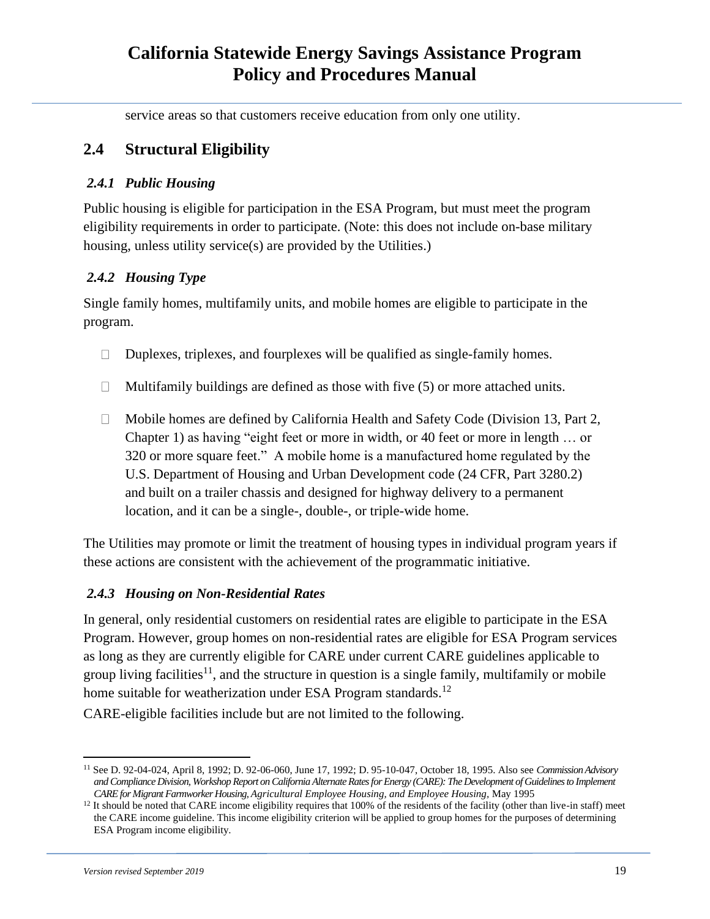service areas so that customers receive education from only one utility.

## 2.4 Structural Eligibility

### 2.4.1 Public Housing

Public housing is eligible for participation in the ESA Program, but must meet the program eligibility requirements in order to participate. (Note: this does not include on-base military housing, unless utility service(s) are provided by the Utilities.)

### 2.4.2 Housing Type

Single family homes, multifamily units, and mobile homes are eligible to participate in the program.

- Duplexes, triplexes, and fourplexes will be qualified as single-family homes.
- Multifamily buildings are defined as those with five (5) or more attached units.
- Mobile homes are defined by California Health and Safety Code (Division 13, Part 2, Chapter 1) as having "eight feet or more in width, or 40 feet or more in length … or 320 or more square feet." A mobile home is a manufactured home regulated by the U.S. Department of Housing and Urban Development code (24 CFR, Part 3280.2) and built on a trailer chassis and designed for highway delivery to a permanent location, and it can be a single-, double-, or triple-wide home.

The Utilities may promote or limit the treatment of housing types in individual program years if these actions are consistent with the achievement of the programmatic initiative.

### 2.4.3 Housing on Non-Residential Rates

In general, only residential customers on residential rates are eligible to participate in the ESA Program. However, group homes on non-residential rates are eligible for ESA Program services as long as they are currently eligible for CARE under current CARE guidelines applicable to group living facilities[11], and the structure in question is a single family, multifamily or mobile home suitable for weatherization under ESA Program standards.[12]

CARE-eligible facilities include but are not limited to the following.

---

[11] See D. 92-04-024, April 8, 1992; D. 92-06-060, June 17, 1992; D. 95-10-047, October 18, 1995. Also see *Commission Advisory and Compliance Division, Workshop Report on California Alternate Rates for Energy (CARE): The Development of Guidelines to Implement CARE for Migrant Farmworker Housing, Agricultural Employee Housing, and Employee Housing*, May 1995

[12] It should be noted that CARE income eligibility requires that 100% of the residents of the facility (other than live-in staff) meet the CARE income guideline. This income eligibility criterion will be applied to group homes for the purposes of determining ESA Program income eligibility.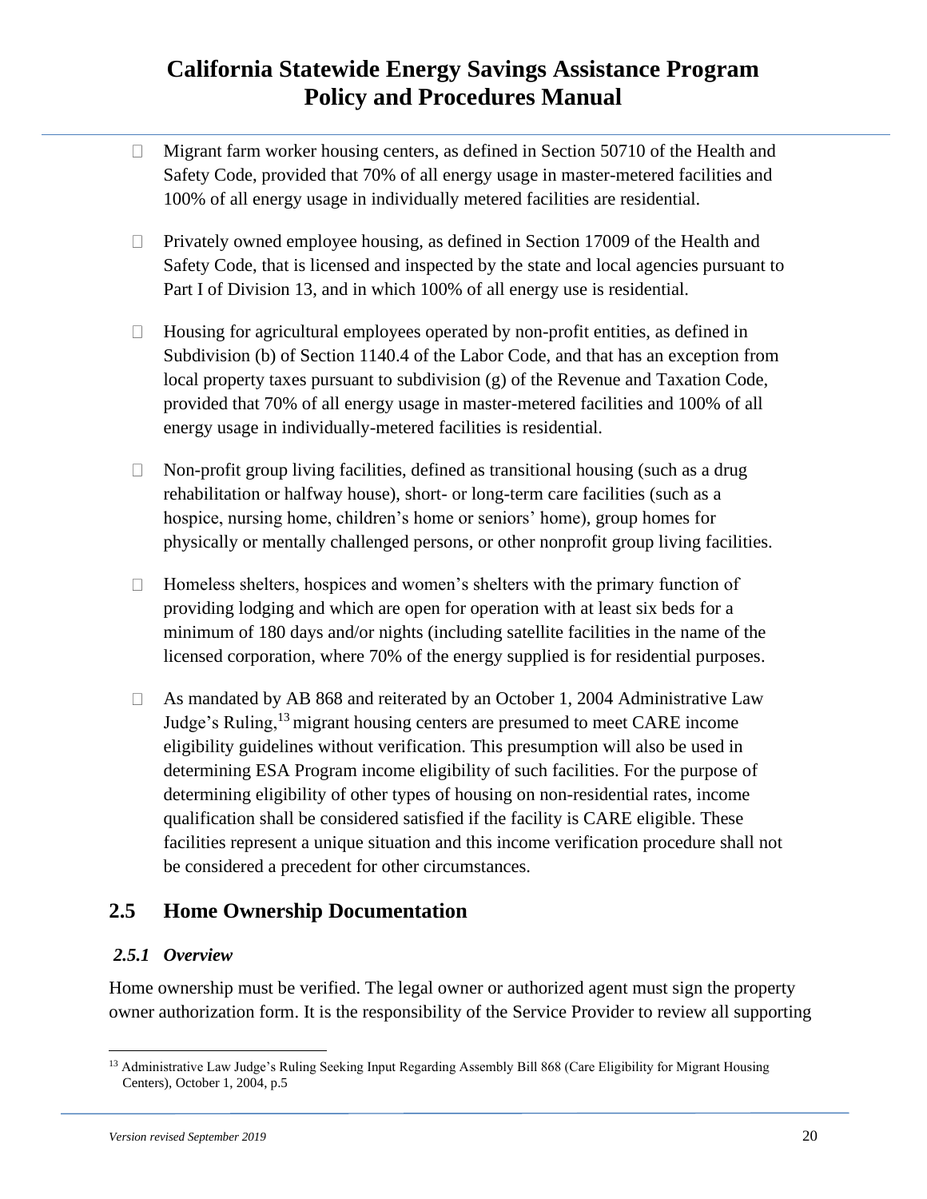- Migrant farm worker housing centers, as defined in Section 50710 of the Health and Safety Code, provided that 70% of all energy usage in master-metered facilities and 100% of all energy usage in individually metered facilities are residential.

- Privately owned employee housing, as defined in Section 17009 of the Health and Safety Code, that is licensed and inspected by the state and local agencies pursuant to Part I of Division 13, and in which 100% of all energy use is residential.

- Housing for agricultural employees operated by non-profit entities, as defined in Subdivision (b) of Section 1140.4 of the Labor Code, and that has an exception from local property taxes pursuant to subdivision (g) of the Revenue and Taxation Code, provided that 70% of all energy usage in master-metered facilities and 100% of all energy usage in individually-metered facilities is residential.

- Non-profit group living facilities, defined as transitional housing (such as a drug rehabilitation or halfway house), short- or long-term care facilities (such as a hospice, nursing home, children's home or seniors' home), group homes for physically or mentally challenged persons, or other nonprofit group living facilities.

- Homeless shelters, hospices and women's shelters with the primary function of providing lodging and which are open for operation with at least six beds for a minimum of 180 days and/or nights (including satellite facilities in the name of the licensed corporation, where 70% of the energy supplied is for residential purposes.

- As mandated by AB 868 and reiterated by an October 1, 2004 Administrative Law Judge's Ruling,[13] migrant housing centers are presumed to meet CARE income eligibility guidelines without verification. This presumption will also be used in determining ESA Program income eligibility of such facilities. For the purpose of determining eligibility of other types of housing on non-residential rates, income qualification shall be considered satisfied if the facility is CARE eligible. These facilities represent a unique situation and this income verification procedure shall not be considered a precedent for other circumstances.

## 2.5 Home Ownership Documentation

### *2.5.1 Overview*

Home ownership must be verified. The legal owner or authorized agent must sign the property owner authorization form. It is the responsibility of the Service Provider to review all supporting

[13] Administrative Law Judge's Ruling Seeking Input Regarding Assembly Bill 868 (Care Eligibility for Migrant Housing Centers), October 1, 2004, p.5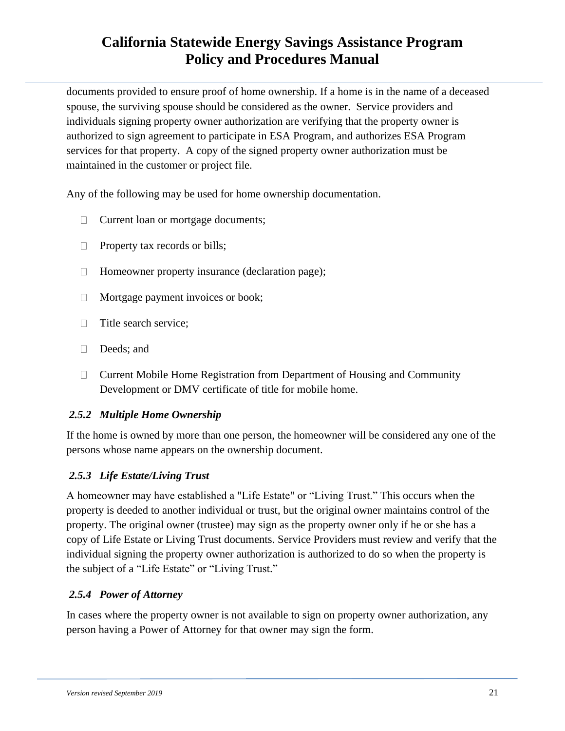documents provided to ensure proof of home ownership. If a home is in the name of a deceased spouse, the surviving spouse should be considered as the owner. Service providers and individuals signing property owner authorization are verifying that the property owner is authorized to sign agreement to participate in ESA Program, and authorizes ESA Program services for that property. A copy of the signed property owner authorization must be maintained in the customer or project file.

Any of the following may be used for home ownership documentation.

- Current loan or mortgage documents;
- Property tax records or bills;
- Homeowner property insurance (declaration page);
- Mortgage payment invoices or book;
- Title search service;
- Deeds; and
- Current Mobile Home Registration from Department of Housing and Community Development or DMV certificate of title for mobile home.

### *2.5.2 Multiple Home Ownership*

If the home is owned by more than one person, the homeowner will be considered any one of the persons whose name appears on the ownership document.

### *2.5.3 Life Estate/Living Trust*

A homeowner may have established a "Life Estate" or "Living Trust." This occurs when the property is deeded to another individual or trust, but the original owner maintains control of the property. The original owner (trustee) may sign as the property owner only if he or she has a copy of Life Estate or Living Trust documents. Service Providers must review and verify that the individual signing the property owner authorization is authorized to do so when the property is the subject of a "Life Estate" or "Living Trust."

### *2.5.4 Power of Attorney*

In cases where the property owner is not available to sign on property owner authorization, any person having a Power of Attorney for that owner may sign the form.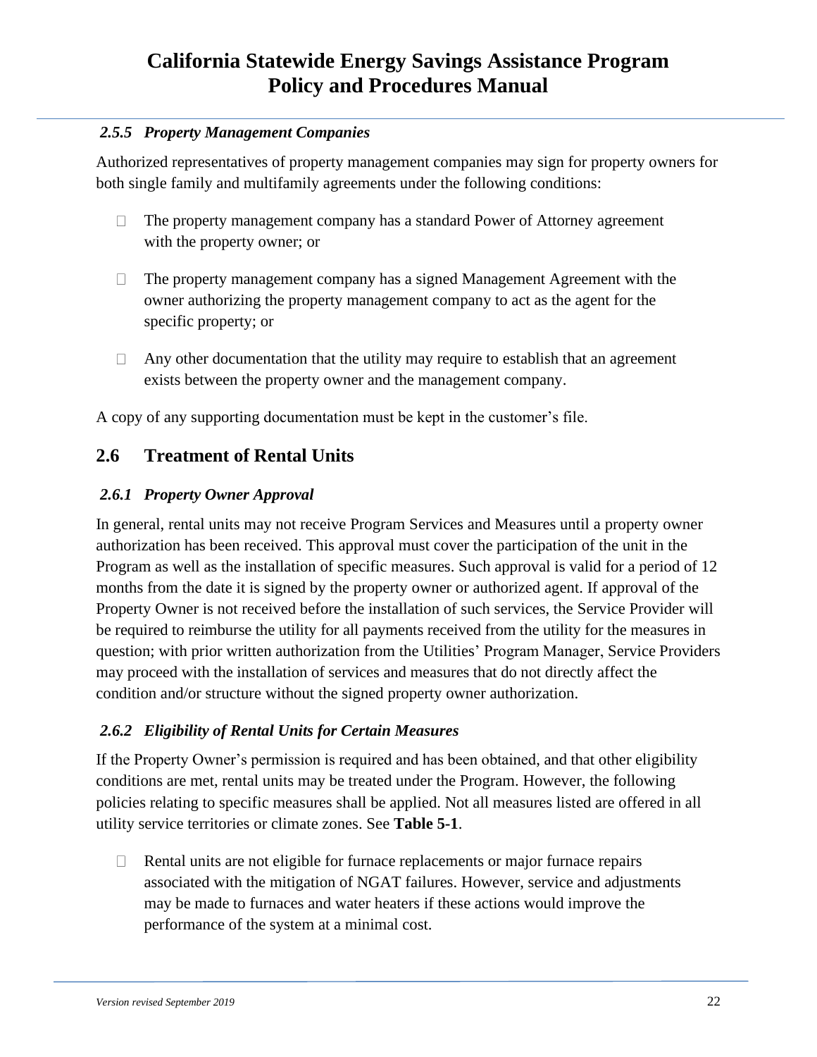### 2.5.5 Property Management Companies

Authorized representatives of property management companies may sign for property owners for both single family and multifamily agreements under the following conditions:

- The property management company has a standard Power of Attorney agreement with the property owner; or
- The property management company has a signed Management Agreement with the owner authorizing the property management company to act as the agent for the specific property; or
- Any other documentation that the utility may require to establish that an agreement exists between the property owner and the management company.

A copy of any supporting documentation must be kept in the customer's file.

## 2.6 Treatment of Rental Units

### 2.6.1 Property Owner Approval

In general, rental units may not receive Program Services and Measures until a property owner authorization has been received. This approval must cover the participation of the unit in the Program as well as the installation of specific measures. Such approval is valid for a period of 12 months from the date it is signed by the property owner or authorized agent. If approval of the Property Owner is not received before the installation of such services, the Service Provider will be required to reimburse the utility for all payments received from the utility for the measures in question; with prior written authorization from the Utilities' Program Manager, Service Providers may proceed with the installation of services and measures that do not directly affect the condition and/or structure without the signed property owner authorization.

### 2.6.2 Eligibility of Rental Units for Certain Measures

If the Property Owner's permission is required and has been obtained, and that other eligibility conditions are met, rental units may be treated under the Program. However, the following policies relating to specific measures shall be applied. Not all measures listed are offered in all utility service territories or climate zones. See **Table 5-1**.

- Rental units are not eligible for furnace replacements or major furnace repairs associated with the mitigation of NGAT failures. However, service and adjustments may be made to furnaces and water heaters if these actions would improve the performance of the system at a minimal cost.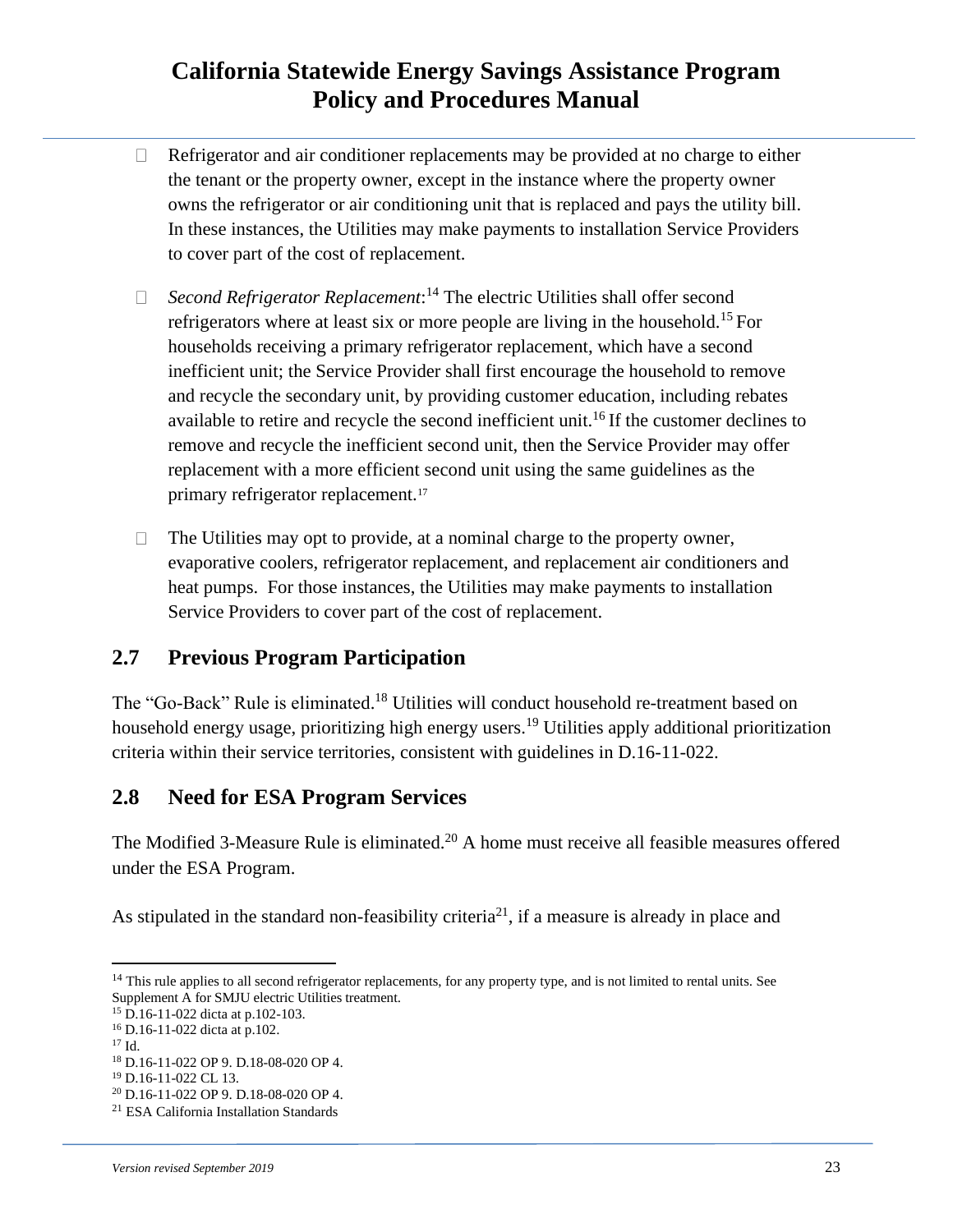- Refrigerator and air conditioner replacements may be provided at no charge to either the tenant or the property owner, except in the instance where the property owner owns the refrigerator or air conditioning unit that is replaced and pays the utility bill. In these instances, the Utilities may make payments to installation Service Providers to cover part of the cost of replacement.

- *Second Refrigerator Replacement*:[14] The electric Utilities shall offer second refrigerators where at least six or more people are living in the household.[15] For households receiving a primary refrigerator replacement, which have a second inefficient unit; the Service Provider shall first encourage the household to remove and recycle the secondary unit, by providing customer education, including rebates available to retire and recycle the second inefficient unit.[16] If the customer declines to remove and recycle the inefficient second unit, then the Service Provider may offer replacement with a more efficient second unit using the same guidelines as the primary refrigerator replacement.[17]

- The Utilities may opt to provide, at a nominal charge to the property owner, evaporative coolers, refrigerator replacement, and replacement air conditioners and heat pumps. For those instances, the Utilities may make payments to installation Service Providers to cover part of the cost of replacement.

## 2.7 Previous Program Participation

The "Go-Back" Rule is eliminated.[18] Utilities will conduct household re-treatment based on household energy usage, prioritizing high energy users.[19] Utilities apply additional prioritization criteria within their service territories, consistent with guidelines in D.16-11-022.

## 2.8 Need for ESA Program Services

The Modified 3-Measure Rule is eliminated.[20] A home must receive all feasible measures offered under the ESA Program.

As stipulated in the standard non-feasibility criteria[21], if a measure is already in place and

---

[14] This rule applies to all second refrigerator replacements, for any property type, and is not limited to rental units. See Supplement A for SMJU electric Utilities treatment.

[15] D.16-11-022 dicta at p.102-103.

[16] D.16-11-022 dicta at p.102.

[17] Id.

[18] D.16-11-022 OP 9. D.18-08-020 OP 4.

[19] D.16-11-022 CL 13.

[20] D.16-11-022 OP 9. D.18-08-020 OP 4.

[21] ESA California Installation Standards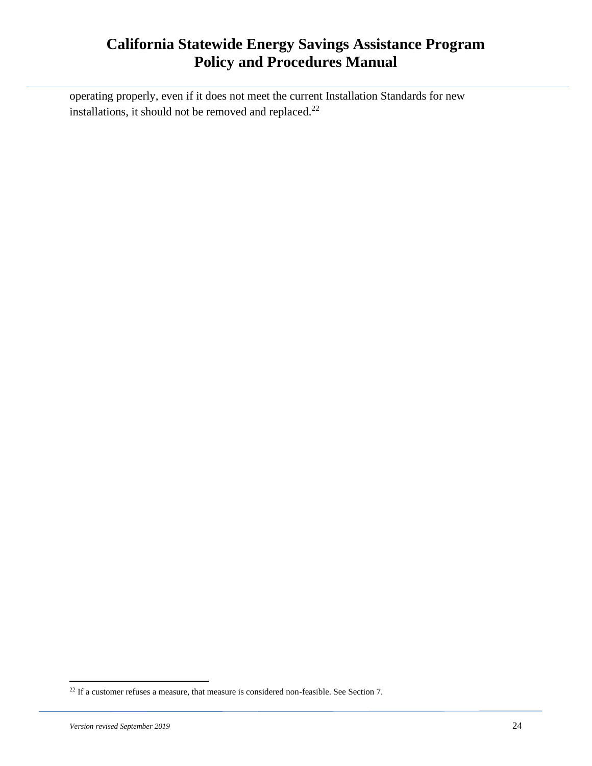operating properly, even if it does not meet the current Installation Standards for new installations, it should not be removed and replaced.[22]

[22] If a customer refuses a measure, that measure is considered non-feasible. See Section 7.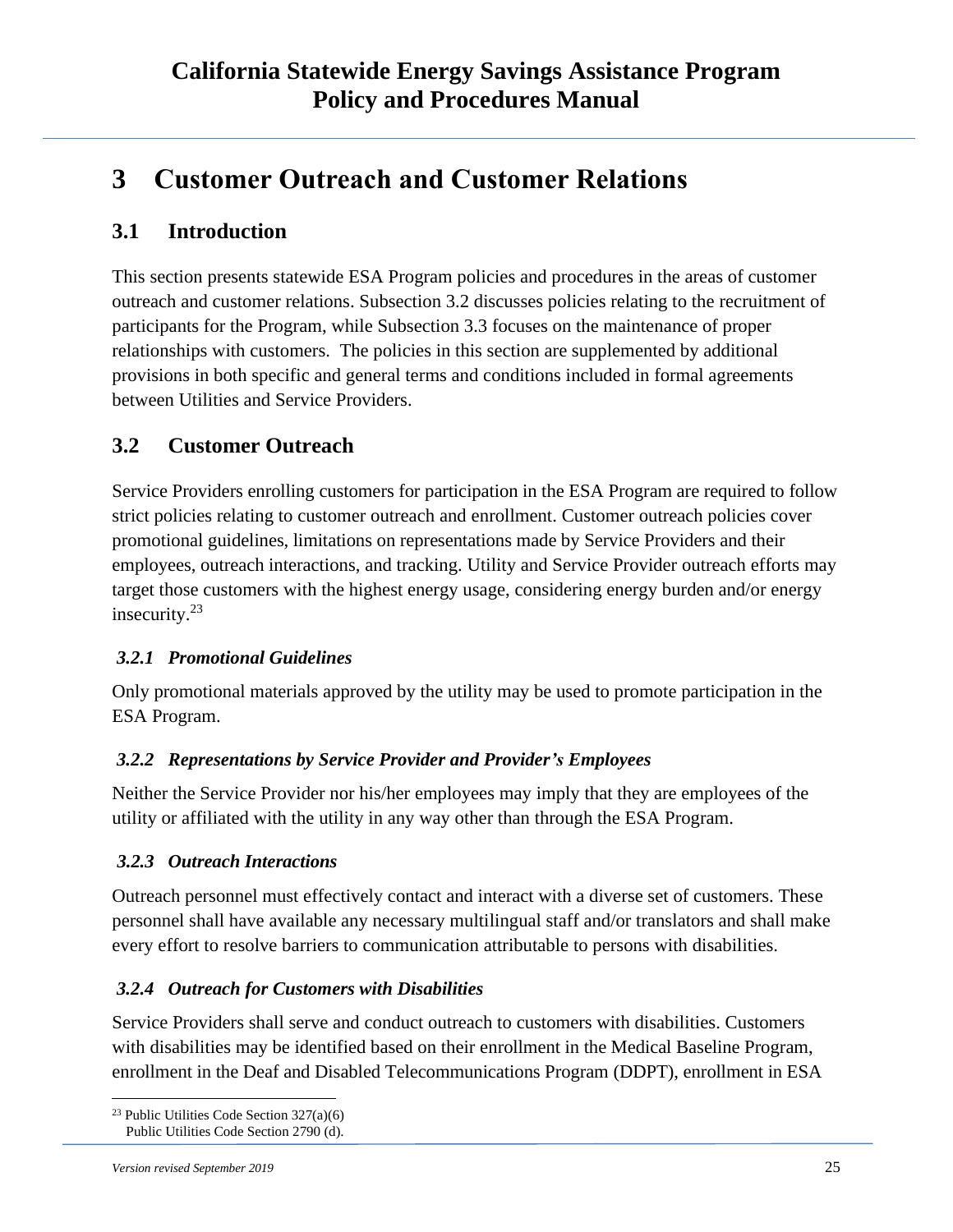# 3 Customer Outreach and Customer Relations

## 3.1 Introduction

This section presents statewide ESA Program policies and procedures in the areas of customer outreach and customer relations. Subsection 3.2 discusses policies relating to the recruitment of participants for the Program, while Subsection 3.3 focuses on the maintenance of proper relationships with customers. The policies in this section are supplemented by additional provisions in both specific and general terms and conditions included in formal agreements between Utilities and Service Providers.

## 3.2 Customer Outreach

Service Providers enrolling customers for participation in the ESA Program are required to follow strict policies relating to customer outreach and enrollment. Customer outreach policies cover promotional guidelines, limitations on representations made by Service Providers and their employees, outreach interactions, and tracking. Utility and Service Provider outreach efforts may target those customers with the highest energy usage, considering energy burden and/or energy insecurity.[23]

### *3.2.1 Promotional Guidelines*

Only promotional materials approved by the utility may be used to promote participation in the ESA Program.

### *3.2.2 Representations by Service Provider and Provider's Employees*

Neither the Service Provider nor his/her employees may imply that they are employees of the utility or affiliated with the utility in any way other than through the ESA Program.

### *3.2.3 Outreach Interactions*

Outreach personnel must effectively contact and interact with a diverse set of customers. These personnel shall have available any necessary multilingual staff and/or translators and shall make every effort to resolve barriers to communication attributable to persons with disabilities.

### *3.2.4 Outreach for Customers with Disabilities*

Service Providers shall serve and conduct outreach to customers with disabilities. Customers with disabilities may be identified based on their enrollment in the Medical Baseline Program, enrollment in the Deaf and Disabled Telecommunications Program (DDPT), enrollment in ESA

---

[23] Public Utilities Code Section 327(a)(6)
Public Utilities Code Section 2790 (d).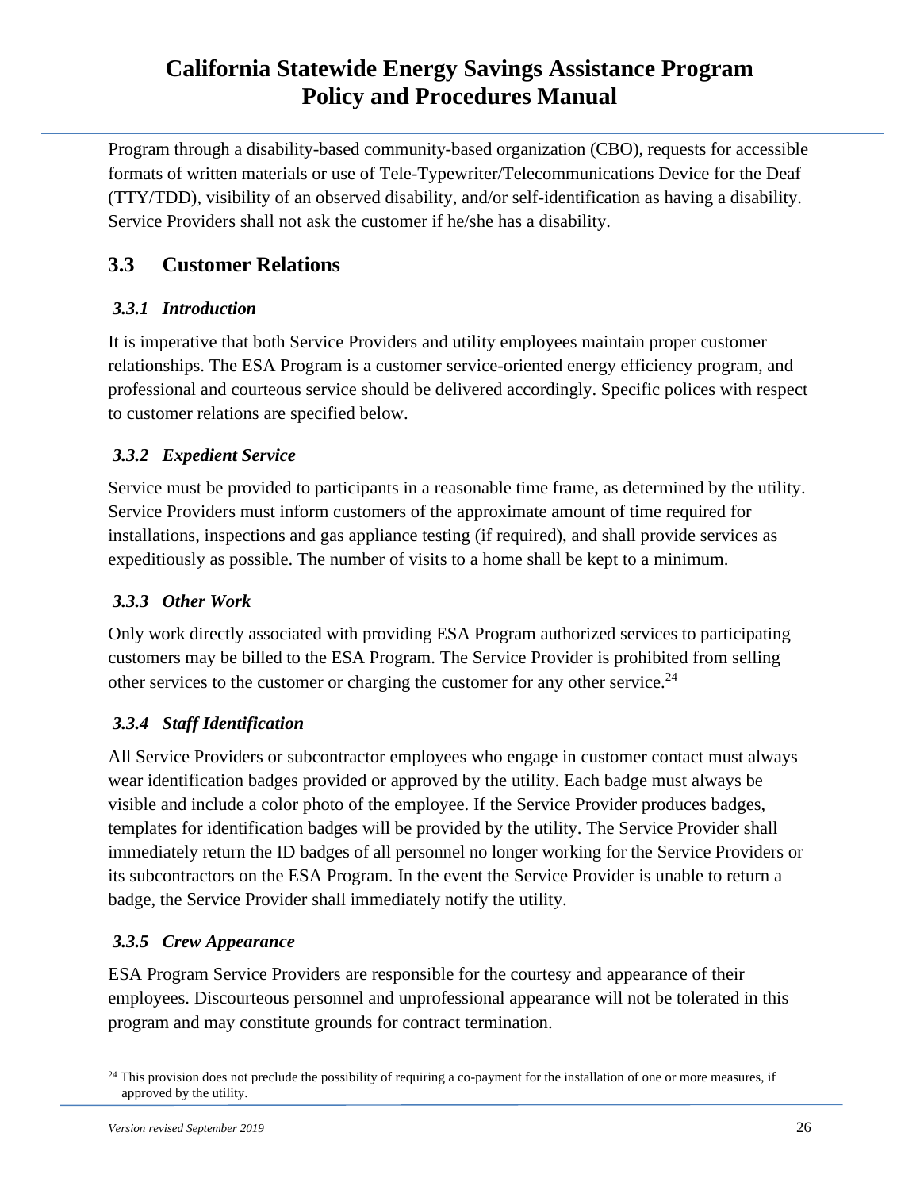Program through a disability-based community-based organization (CBO), requests for accessible formats of written materials or use of Tele-Typewriter/Telecommunications Device for the Deaf (TTY/TDD), visibility of an observed disability, and/or self-identification as having a disability. Service Providers shall not ask the customer if he/she has a disability.

## 3.3 Customer Relations

### *3.3.1 Introduction*

It is imperative that both Service Providers and utility employees maintain proper customer relationships. The ESA Program is a customer service-oriented energy efficiency program, and professional and courteous service should be delivered accordingly. Specific polices with respect to customer relations are specified below.

### *3.3.2 Expedient Service*

Service must be provided to participants in a reasonable time frame, as determined by the utility. Service Providers must inform customers of the approximate amount of time required for installations, inspections and gas appliance testing (if required), and shall provide services as expeditiously as possible. The number of visits to a home shall be kept to a minimum.

### *3.3.3 Other Work*

Only work directly associated with providing ESA Program authorized services to participating customers may be billed to the ESA Program. The Service Provider is prohibited from selling other services to the customer or charging the customer for any other service.[24]

### *3.3.4 Staff Identification*

All Service Providers or subcontractor employees who engage in customer contact must always wear identification badges provided or approved by the utility. Each badge must always be visible and include a color photo of the employee. If the Service Provider produces badges, templates for identification badges will be provided by the utility. The Service Provider shall immediately return the ID badges of all personnel no longer working for the Service Providers or its subcontractors on the ESA Program. In the event the Service Provider is unable to return a badge, the Service Provider shall immediately notify the utility.

### *3.3.5 Crew Appearance*

ESA Program Service Providers are responsible for the courtesy and appearance of their employees. Discourteous personnel and unprofessional appearance will not be tolerated in this program and may constitute grounds for contract termination.

---

[24] This provision does not preclude the possibility of requiring a co-payment for the installation of one or more measures, if approved by the utility.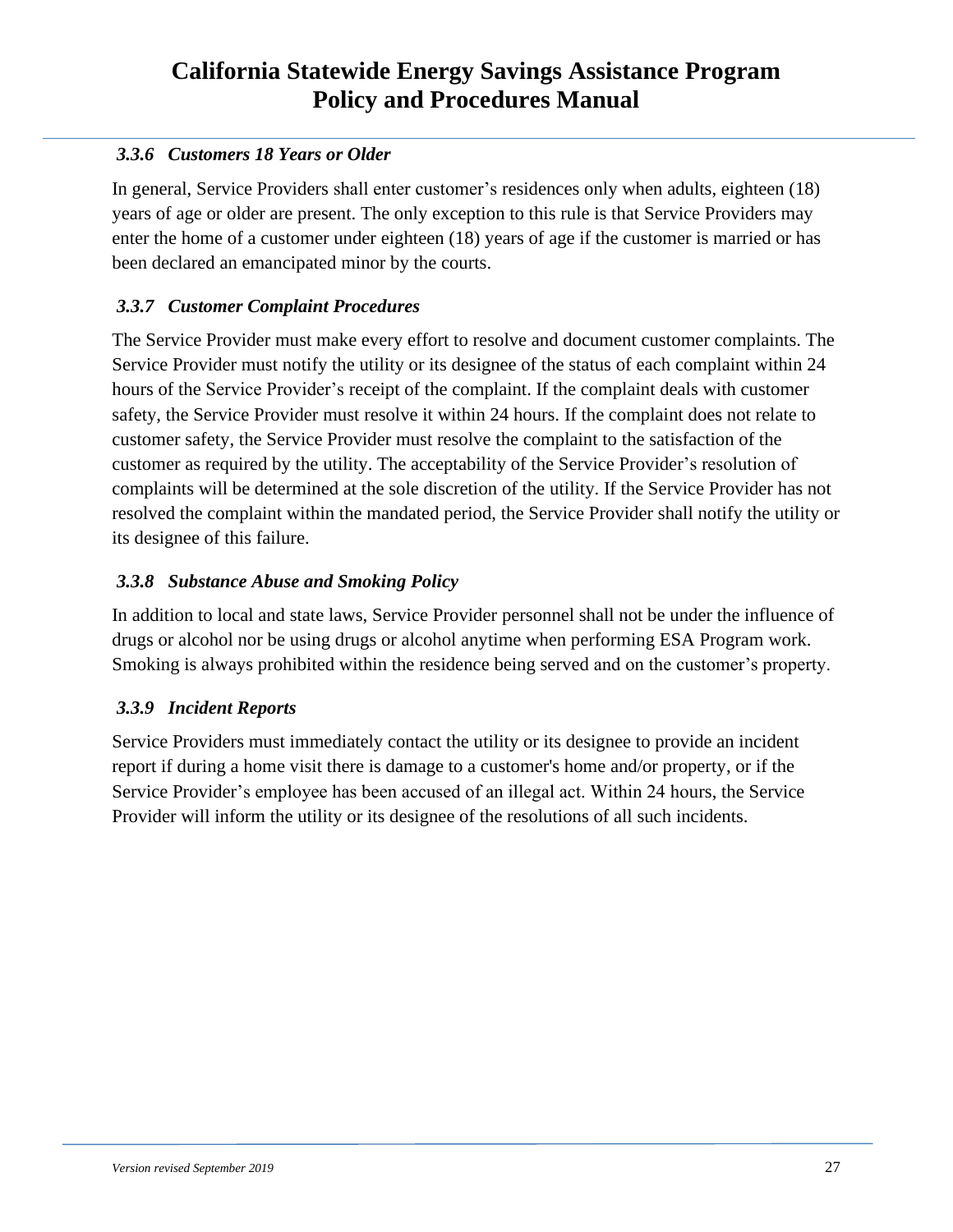### *3.3.6 Customers 18 Years or Older*

In general, Service Providers shall enter customer's residences only when adults, eighteen (18) years of age or older are present. The only exception to this rule is that Service Providers may enter the home of a customer under eighteen (18) years of age if the customer is married or has been declared an emancipated minor by the courts.

### *3.3.7 Customer Complaint Procedures*

The Service Provider must make every effort to resolve and document customer complaints. The Service Provider must notify the utility or its designee of the status of each complaint within 24 hours of the Service Provider's receipt of the complaint. If the complaint deals with customer safety, the Service Provider must resolve it within 24 hours. If the complaint does not relate to customer safety, the Service Provider must resolve the complaint to the satisfaction of the customer as required by the utility. The acceptability of the Service Provider's resolution of complaints will be determined at the sole discretion of the utility. If the Service Provider has not resolved the complaint within the mandated period, the Service Provider shall notify the utility or its designee of this failure.

### *3.3.8 Substance Abuse and Smoking Policy*

In addition to local and state laws, Service Provider personnel shall not be under the influence of drugs or alcohol nor be using drugs or alcohol anytime when performing ESA Program work. Smoking is always prohibited within the residence being served and on the customer's property.

### *3.3.9 Incident Reports*

Service Providers must immediately contact the utility or its designee to provide an incident report if during a home visit there is damage to a customer's home and/or property, or if the Service Provider's employee has been accused of an illegal act. Within 24 hours, the Service Provider will inform the utility or its designee of the resolutions of all such incidents.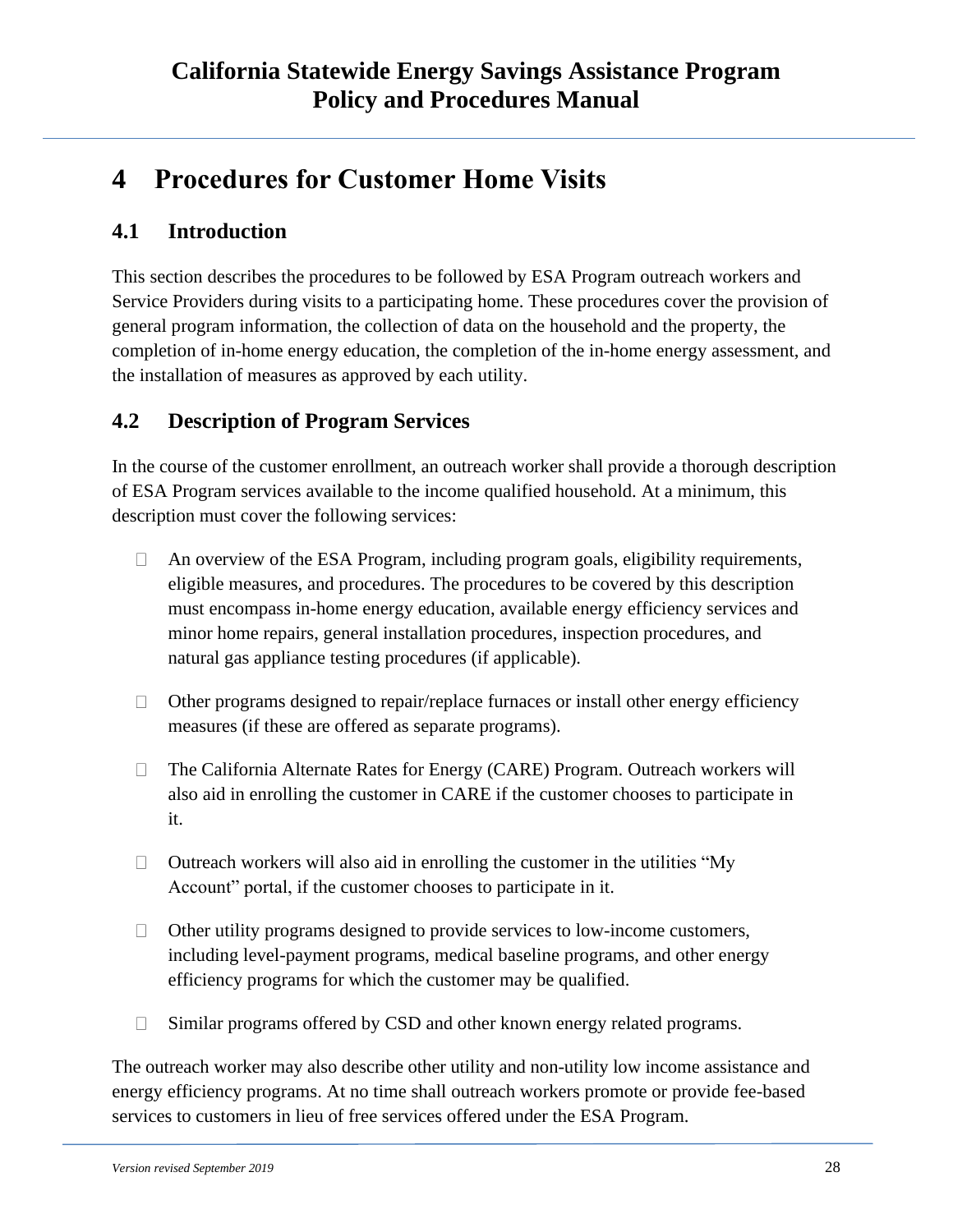# 4 Procedures for Customer Home Visits

## 4.1 Introduction

This section describes the procedures to be followed by ESA Program outreach workers and Service Providers during visits to a participating home. These procedures cover the provision of general program information, the collection of data on the household and the property, the completion of in-home energy education, the completion of the in-home energy assessment, and the installation of measures as approved by each utility.

## 4.2 Description of Program Services

In the course of the customer enrollment, an outreach worker shall provide a thorough description of ESA Program services available to the income qualified household. At a minimum, this description must cover the following services:

- An overview of the ESA Program, including program goals, eligibility requirements, eligible measures, and procedures. The procedures to be covered by this description must encompass in-home energy education, available energy efficiency services and minor home repairs, general installation procedures, inspection procedures, and natural gas appliance testing procedures (if applicable).
- Other programs designed to repair/replace furnaces or install other energy efficiency measures (if these are offered as separate programs).
- The California Alternate Rates for Energy (CARE) Program. Outreach workers will also aid in enrolling the customer in CARE if the customer chooses to participate in it.
- Outreach workers will also aid in enrolling the customer in the utilities "My Account" portal, if the customer chooses to participate in it.
- Other utility programs designed to provide services to low-income customers, including level-payment programs, medical baseline programs, and other energy efficiency programs for which the customer may be qualified.
- Similar programs offered by CSD and other known energy related programs.

The outreach worker may also describe other utility and non-utility low income assistance and energy efficiency programs. At no time shall outreach workers promote or provide fee-based services to customers in lieu of free services offered under the ESA Program.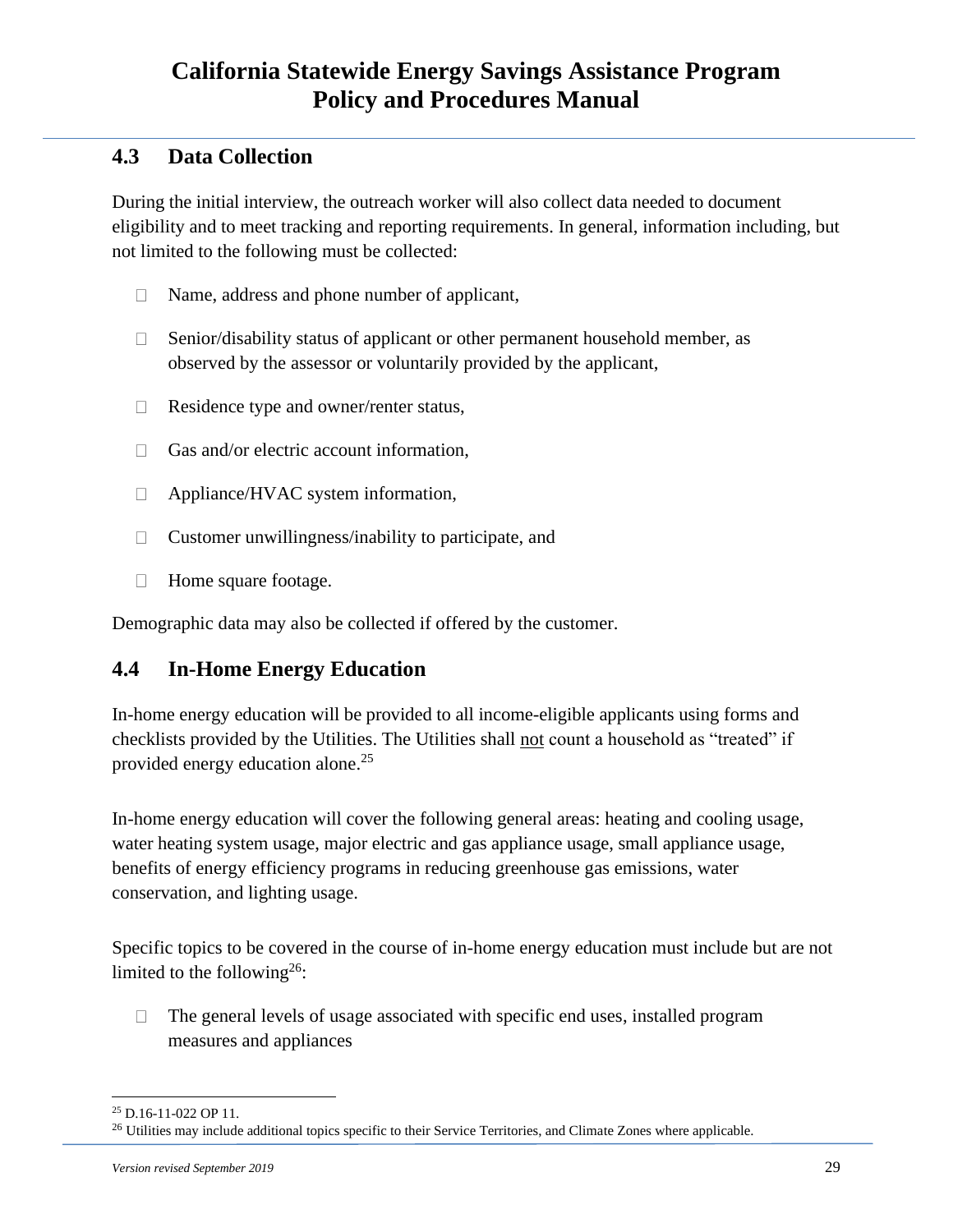## 4.3 Data Collection

During the initial interview, the outreach worker will also collect data needed to document eligibility and to meet tracking and reporting requirements. In general, information including, but not limited to the following must be collected:

- Name, address and phone number of applicant,
- Senior/disability status of applicant or other permanent household member, as observed by the assessor or voluntarily provided by the applicant,
- Residence type and owner/renter status,
- Gas and/or electric account information,
- Appliance/HVAC system information,
- Customer unwillingness/inability to participate, and
- Home square footage.

Demographic data may also be collected if offered by the customer.

## 4.4 In-Home Energy Education

In-home energy education will be provided to all income-eligible applicants using forms and checklists provided by the Utilities. The Utilities shall not count a household as "treated" if provided energy education alone.[25]

In-home energy education will cover the following general areas: heating and cooling usage, water heating system usage, major electric and gas appliance usage, small appliance usage, benefits of energy efficiency programs in reducing greenhouse gas emissions, water conservation, and lighting usage.

Specific topics to be covered in the course of in-home energy education must include but are not limited to the following[26]:

- The general levels of usage associated with specific end uses, installed program measures and appliances

---

[25] D.16-11-022 OP 11.

[26] Utilities may include additional topics specific to their Service Territories, and Climate Zones where applicable.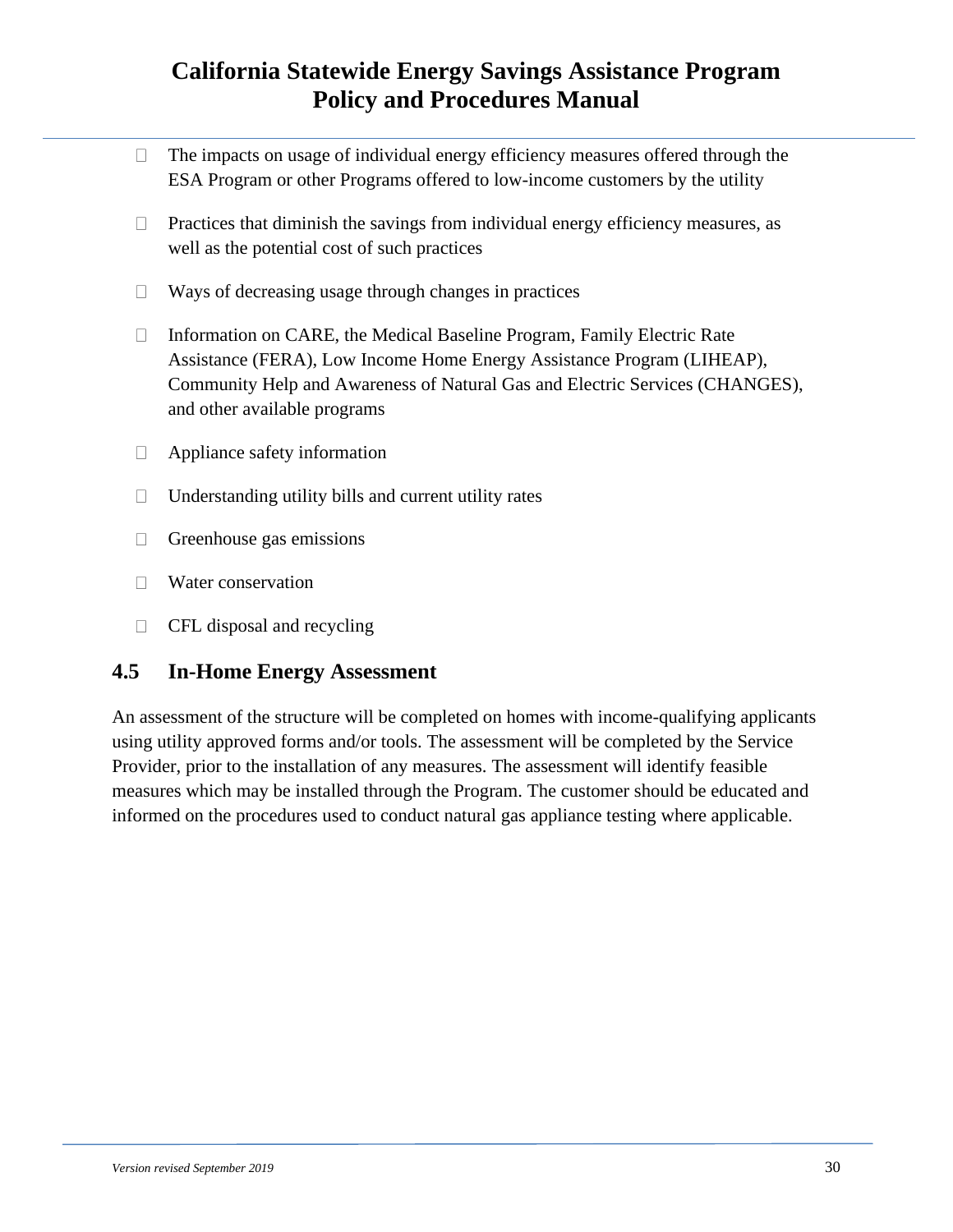- The impacts on usage of individual energy efficiency measures offered through the ESA Program or other Programs offered to low-income customers by the utility
- Practices that diminish the savings from individual energy efficiency measures, as well as the potential cost of such practices
- Ways of decreasing usage through changes in practices
- Information on CARE, the Medical Baseline Program, Family Electric Rate Assistance (FERA), Low Income Home Energy Assistance Program (LIHEAP), Community Help and Awareness of Natural Gas and Electric Services (CHANGES), and other available programs
- Appliance safety information
- Understanding utility bills and current utility rates
- Greenhouse gas emissions
- Water conservation
- CFL disposal and recycling

## 4.5 In-Home Energy Assessment

An assessment of the structure will be completed on homes with income-qualifying applicants using utility approved forms and/or tools. The assessment will be completed by the Service Provider, prior to the installation of any measures. The assessment will identify feasible measures which may be installed through the Program. The customer should be educated and informed on the procedures used to conduct natural gas appliance testing where applicable.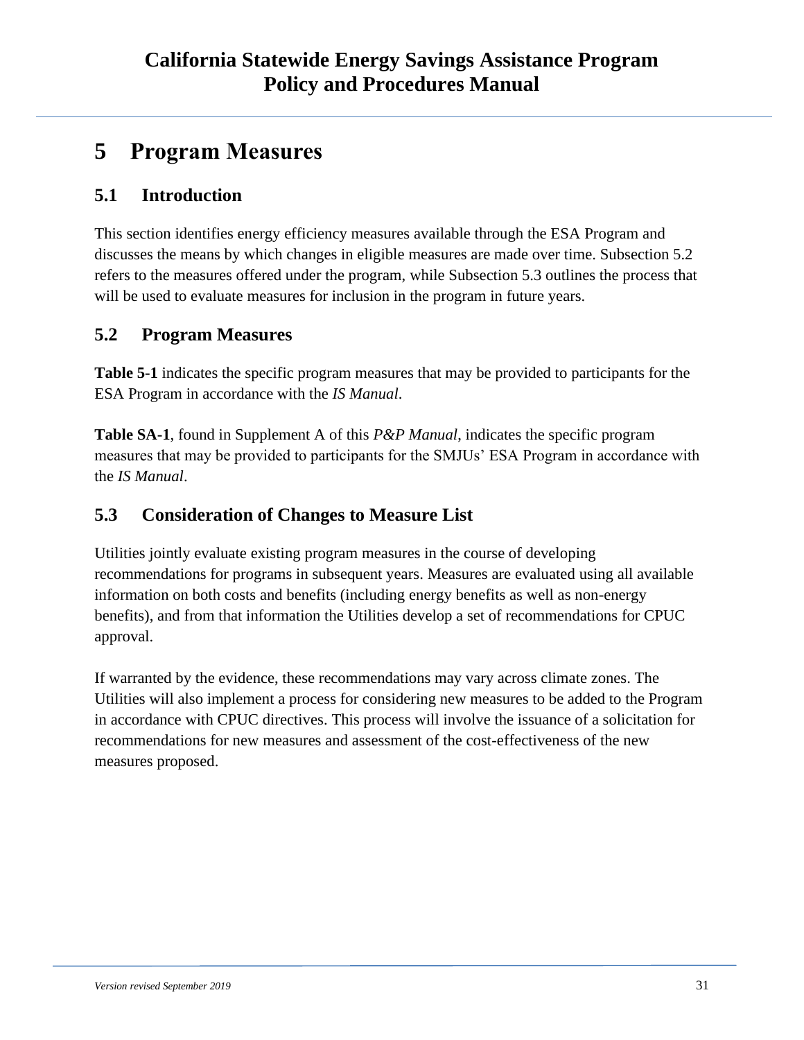# 5 Program Measures

## 5.1 Introduction

This section identifies energy efficiency measures available through the ESA Program and discusses the means by which changes in eligible measures are made over time. Subsection 5.2 refers to the measures offered under the program, while Subsection 5.3 outlines the process that will be used to evaluate measures for inclusion in the program in future years.

## 5.2 Program Measures

**Table 5-1** indicates the specific program measures that may be provided to participants for the ESA Program in accordance with the *IS Manual*.

**Table SA-1**, found in Supplement A of this *P&P Manual*, indicates the specific program measures that may be provided to participants for the SMJUs' ESA Program in accordance with the *IS Manual*.

## 5.3 Consideration of Changes to Measure List

Utilities jointly evaluate existing program measures in the course of developing recommendations for programs in subsequent years. Measures are evaluated using all available information on both costs and benefits (including energy benefits as well as non-energy benefits), and from that information the Utilities develop a set of recommendations for CPUC approval.

If warranted by the evidence, these recommendations may vary across climate zones. The Utilities will also implement a process for considering new measures to be added to the Program in accordance with CPUC directives. This process will involve the issuance of a solicitation for recommendations for new measures and assessment of the cost-effectiveness of the new measures proposed.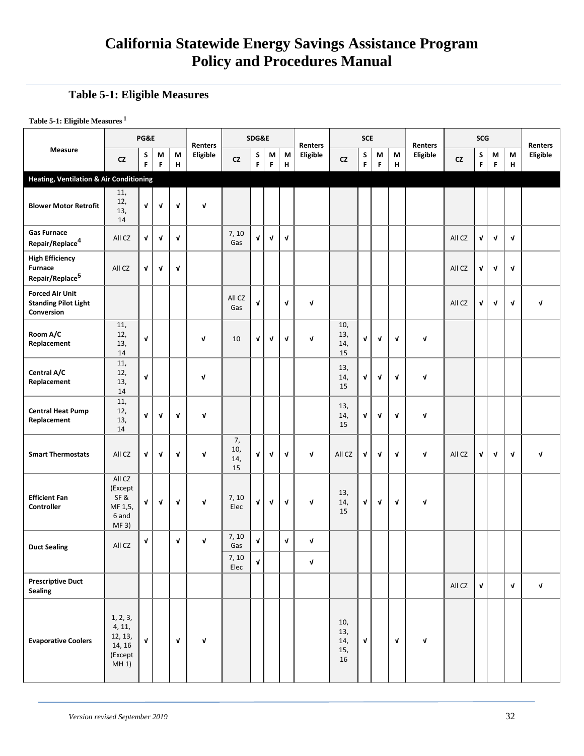# California Statewide Energy Savings Assistance Program Policy and Procedures Manual

## Table 5-1: Eligible Measures

**Table 5-1: Eligible Measures [1]**

| Measure | PG&E | | | | Renters Eligible | SDG&E | | | | Renters Eligible | SCE | | | | Renters Eligible | SCG | | | | Renters Eligible |
|---|---|---|---|---|---|---|---|---|---|---|---|---|---|---|---|---|---|---|---|---|
| | CZ | SF | MF | MH | | CZ | SF | MF | MH | | CZ | SF | MF | MH | | CZ | SF | MF | MH | |
| **Heating, Ventilation & Air Conditioning** | | | | | | | | | | | | | | | | | | | | |
| **Blower Motor Retrofit** | 11, 12, 13, 14 | √ | √ | √ | √ | | | | | | | | | | | | | | | |
| **Gas Furnace Repair/Replace[4]** | All CZ | √ | √ | √ | | 7, 10 Gas | √ | √ | √ | | | | | | | All CZ | √ | √ | √ | |
| **High Efficiency Furnace Repair/Replace[5]** | All CZ | √ | √ | √ | | | | | | | | | | | | All CZ | √ | √ | √ | |
| **Forced Air Unit Standing Pilot Light Conversion** | | | | | | All CZ Gas | √ | | √ | √ | | | | | | All CZ | √ | √ | √ | √ |
| **Room A/C Replacement** | 11, 12, 13, 14 | √ | | | √ | 10 | √ | √ | √ | √ | 10, 13, 14, 15 | √ | √ | √ | √ | | | | | |
| **Central A/C Replacement** | 11, 12, 13, 14 | √ | | | √ | | | | | | 13, 14, 15 | √ | √ | √ | √ | | | | | |
| **Central Heat Pump Replacement** | 11, 12, 13, 14 | √ | √ | √ | √ | | | | | | 13, 14, 15 | √ | √ | √ | √ | | | | | |
| **Smart Thermostats** | All CZ | √ | √ | √ | √ | 7, 10, 14, 15 | √ | √ | √ | √ | All CZ | √ | √ | √ | √ | All CZ | √ | √ | √ | √ |
| **Efficient Fan Controller** | All CZ (Except SF & MF 1,5, 6 and MF 3) | √ | √ | √ | √ | 7, 10 Elec | √ | √ | √ | √ | 13, 14, 15 | √ | √ | √ | √ | | | | | |
| **Duct Sealing** | All CZ | √ | | √ | √ | 7, 10 Gas | √ | | √ | √ | | | | | | | | | | |
| | | | | | | 7, 10 Elec | √ | | | √ | | | | | | | | | | |
| **Prescriptive Duct Sealing** | | | | | | | | | | | | | | | | All CZ | √ | | √ | √ |
| **Evaporative Coolers** | 1, 2, 3, 4, 11, 12, 13, 14, 16 (Except MH 1) | √ | | √ | √ | | | | | | 10, 13, 14, 15, 16 | √ | | √ | √ | | | | | |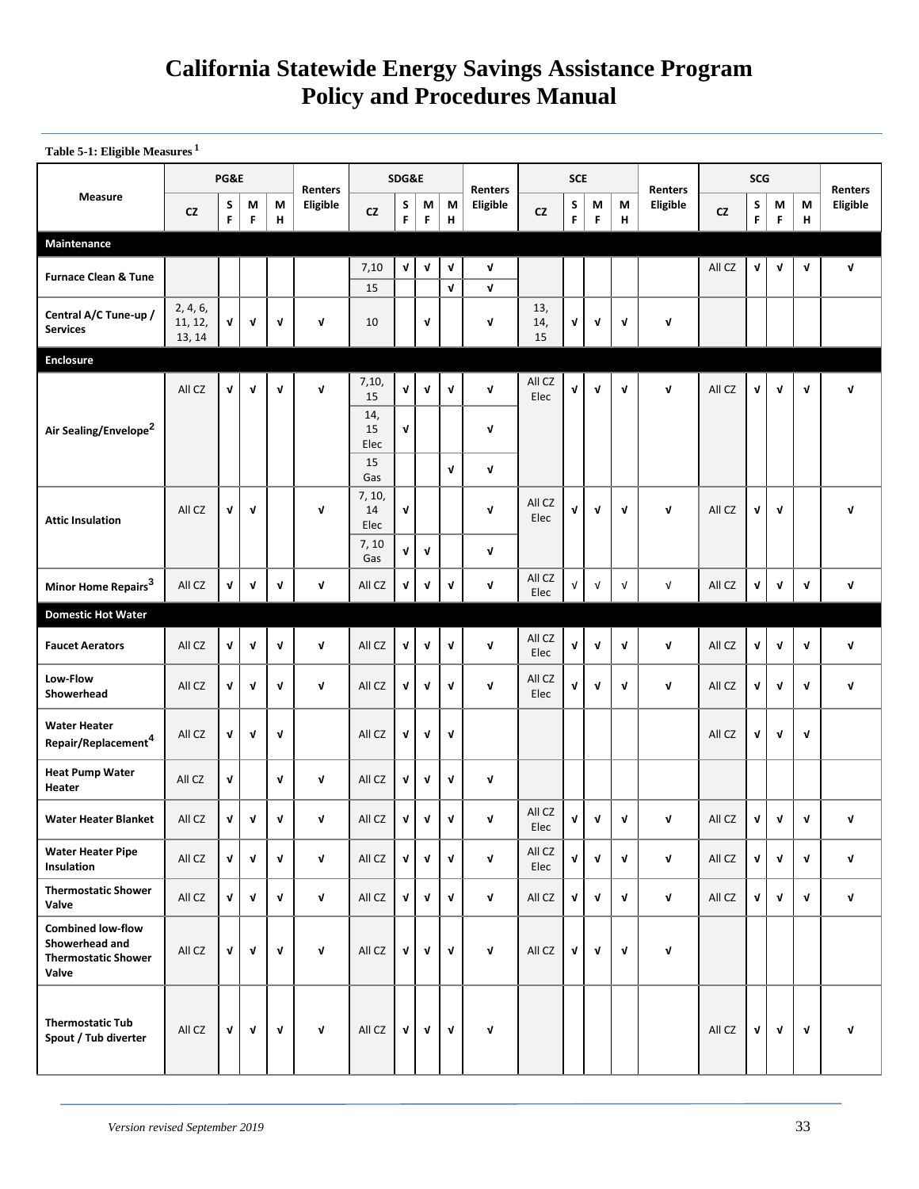**Table 5-1: Eligible Measures**[1]

| Measure | PG&E | | | | | SDG&E | | | | | SCE | | | | | SCG | | | | |
|---|---|---|---|---|---|---|---|---|---|---|---|---|---|---|---|---|---|---|---|---|
| | CZ | SF | MF | MH | Renters Eligible | CZ | SF | MF | MH | Renters Eligible | CZ | SF | MF | MH | Renters Eligible | CZ | SF | MF | MH | Renters Eligible |
| **Maintenance** | | | | | | | | | | | | | | | | | | | | |
| Furnace Clean & Tune | | | | | | 7,10 | √ | √ | √ | √ | | | | | | All CZ | √ | √ | √ | √ |
| | | | | | | 15 | | | √ | √ | | | | | | | | | | |
| Central A/C Tune-up / Services | 2, 4, 6, 11, 12, 13, 14 | √ | √ | √ | √ | 10 | | √ | | √ | 13, 14, 15 | √ | √ | √ | √ | | | | | |
| **Enclosure** | | | | | | | | | | | | | | | | | | | | |
| Air Sealing/Envelope[2] | All CZ | √ | √ | √ | √ | 7,10, 15 | √ | √ | √ | √ | All CZ Elec | √ | √ | √ | √ | All CZ | √ | √ | √ | √ |
| | | | | | | 14, 15 Elec | √ | | | √ | | | | | | | | | | |
| | | | | | | 15 Gas | | | √ | √ | | | | | | | | | | |
| Attic Insulation | All CZ | √ | √ | | √ | 7, 10, 14 Elec | √ | | | √ | All CZ Elec | √ | √ | √ | √ | All CZ | √ | √ | | √ |
| | | | | | | 7, 10 Gas | √ | √ | | √ | | | | | | | | | | |
| Minor Home Repairs[3] | All CZ | √ | √ | √ | √ | All CZ | √ | √ | √ | √ | All CZ Elec | √ | √ | √ | √ | All CZ | √ | √ | √ | √ |
| **Domestic Hot Water** | | | | | | | | | | | | | | | | | | | | |
| Faucet Aerators | All CZ | √ | √ | √ | √ | All CZ | √ | √ | √ | √ | All CZ Elec | √ | √ | √ | √ | All CZ | √ | √ | √ | √ |
| Low-Flow Showerhead | All CZ | √ | √ | √ | √ | All CZ | √ | √ | √ | √ | All CZ Elec | √ | √ | √ | √ | All CZ | √ | √ | √ | √ |
| Water Heater Repair/Replacement[4] | All CZ | √ | √ | √ | | All CZ | √ | √ | √ | | | | | | | All CZ | √ | √ | √ | |
| Heat Pump Water Heater | All CZ | √ | | √ | √ | All CZ | √ | √ | √ | √ | | | | | | | | | | |
| Water Heater Blanket | All CZ | √ | √ | √ | √ | All CZ | √ | √ | √ | √ | All CZ Elec | √ | √ | √ | √ | All CZ | √ | √ | √ | √ |
| Water Heater Pipe Insulation | All CZ | √ | √ | √ | √ | All CZ | √ | √ | √ | √ | All CZ Elec | √ | √ | √ | √ | All CZ | √ | √ | √ | √ |
| Thermostatic Shower Valve | All CZ | √ | √ | √ | √ | All CZ | √ | √ | √ | √ | All CZ | √ | √ | √ | √ | All CZ | √ | √ | √ | √ |
| Combined low-flow Showerhead and Thermostatic Shower Valve | All CZ | √ | √ | √ | √ | All CZ | √ | √ | √ | √ | All CZ | √ | √ | √ | √ | | | | | |
| Thermostatic Tub Spout / Tub diverter | All CZ | √ | √ | √ | √ | All CZ | √ | √ | √ | √ | | | | | | All CZ | √ | √ | √ | √ |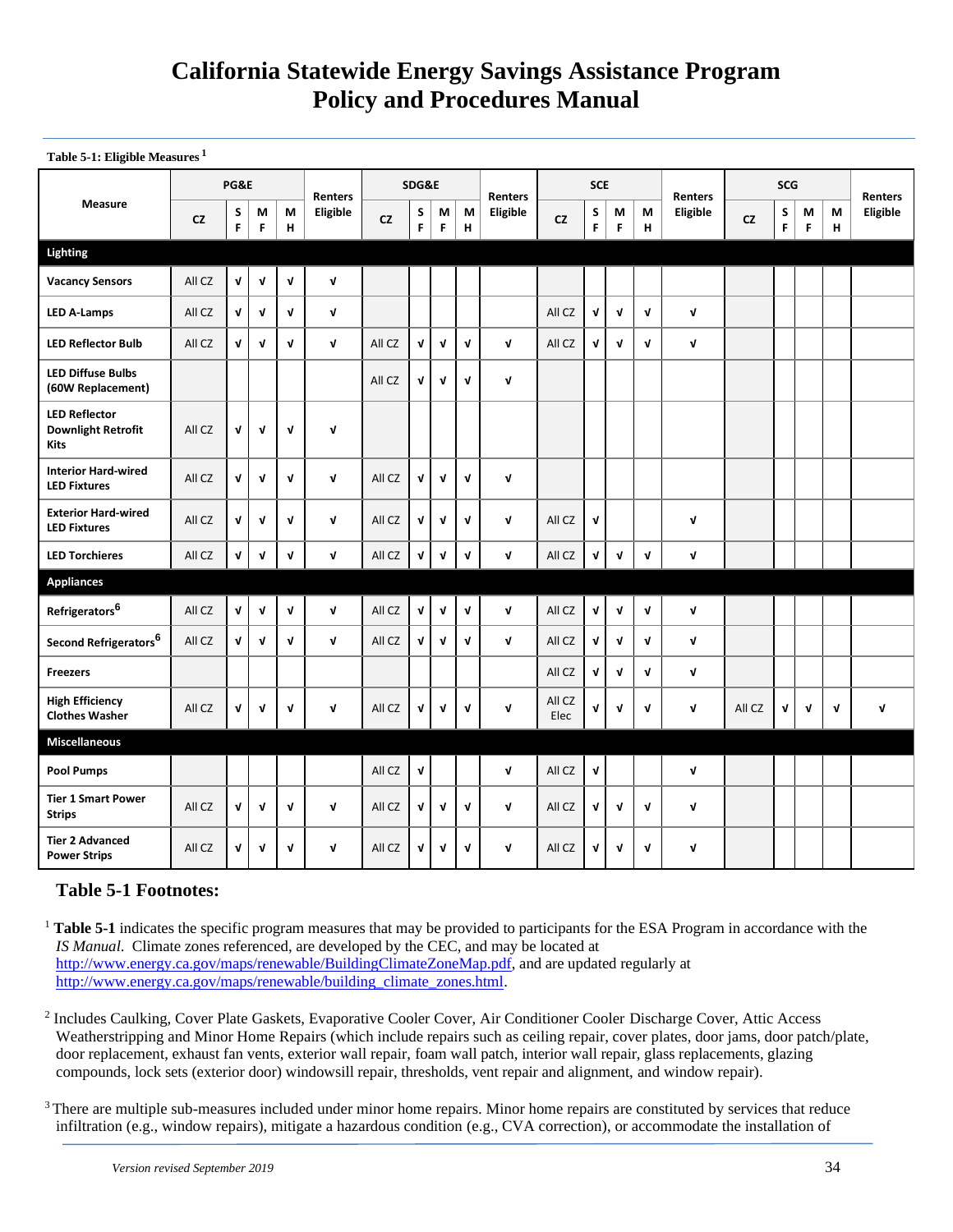# California Statewide Energy Savings Assistance Program Policy and Procedures Manual

**Table 5-1: Eligible Measures** [1]

| Measure | PG&E | | | | Renters Eligible | SDG&E | | | | Renters Eligible | SCE | | | | Renters Eligible | SCG | | | | Renters Eligible |
|---|---|---|---|---|---|---|---|---|---|---|---|---|---|---|---|---|---|---|---|---|
| | CZ | SF | MF | MH | | CZ | SF | MF | MH | | CZ | SF | MF | MH | | CZ | SF | MF | MH | |
| **Lighting** | | | | | | | | | | | | | | | | | | | | |
| **Vacancy Sensors** | All CZ | √ | √ | √ | √ | | | | | | | | | | | | | | | |
| **LED A-Lamps** | All CZ | √ | √ | √ | √ | | | | | | All CZ | √ | √ | √ | √ | | | | | |
| **LED Reflector Bulb** | All CZ | √ | √ | √ | √ | All CZ | √ | √ | √ | √ | All CZ | √ | √ | √ | √ | | | | | |
| **LED Diffuse Bulbs (60W Replacement)** | | | | | | All CZ | √ | √ | √ | √ | | | | | | | | | | |
| **LED Reflector Downlight Retrofit Kits** | All CZ | √ | √ | √ | √ | | | | | | | | | | | | | | | |
| **Interior Hard-wired LED Fixtures** | All CZ | √ | √ | √ | √ | All CZ | √ | √ | √ | √ | | | | | | | | | | |
| **Exterior Hard-wired LED Fixtures** | All CZ | √ | √ | √ | √ | All CZ | √ | √ | √ | √ | All CZ | √ | | | √ | | | | | |
| **LED Torchieres** | All CZ | √ | √ | √ | √ | All CZ | √ | √ | √ | √ | All CZ | √ | √ | √ | √ | | | | | |
| **Appliances** | | | | | | | | | | | | | | | | | | | | |
| **Refrigerators**[6] | All CZ | √ | √ | √ | √ | All CZ | √ | √ | √ | √ | All CZ | √ | √ | √ | √ | | | | | |
| **Second Refrigerators**[6] | All CZ | √ | √ | √ | √ | All CZ | √ | √ | √ | √ | All CZ | √ | √ | √ | √ | | | | | |
| **Freezers** | | | | | | | | | | | All CZ | √ | √ | √ | √ | | | | | |
| **High Efficiency Clothes Washer** | All CZ | √ | √ | √ | √ | All CZ | √ | √ | √ | √ | All CZ Elec | √ | √ | √ | √ | All CZ | √ | √ | √ | √ |
| **Miscellaneous** | | | | | | | | | | | | | | | | | | | | |
| **Pool Pumps** | | | | | | All CZ | √ | | | √ | All CZ | √ | | | √ | | | | | |
| **Tier 1 Smart Power Strips** | All CZ | √ | √ | √ | √ | All CZ | √ | √ | √ | √ | All CZ | √ | √ | √ | √ | | | | | |
| **Tier 2 Advanced Power Strips** | All CZ | √ | √ | √ | √ | All CZ | √ | √ | √ | √ | All CZ | √ | √ | √ | √ | | | | | |

## Table 5-1 Footnotes:

[1] **Table 5-1** indicates the specific program measures that may be provided to participants for the ESA Program in accordance with the *IS Manual*. Climate zones referenced, are developed by the CEC, and may be located at http://www.energy.ca.gov/maps/renewable/BuildingClimateZoneMap.pdf, and are updated regularly at http://www.energy.ca.gov/maps/renewable/building_climate_zones.html.

[2] Includes Caulking, Cover Plate Gaskets, Evaporative Cooler Cover, Air Conditioner Cooler Discharge Cover, Attic Access Weatherstripping and Minor Home Repairs (which include repairs such as ceiling repair, cover plates, door jams, door patch/plate, door replacement, exhaust fan vents, exterior wall repair, foam wall patch, interior wall repair, glass replacements, glazing compounds, lock sets (exterior door) windowsill repair, thresholds, vent repair and alignment, and window repair).

[3] There are multiple sub-measures included under minor home repairs. Minor home repairs are constituted by services that reduce infiltration (e.g., window repairs), mitigate a hazardous condition (e.g., CVA correction), or accommodate the installation of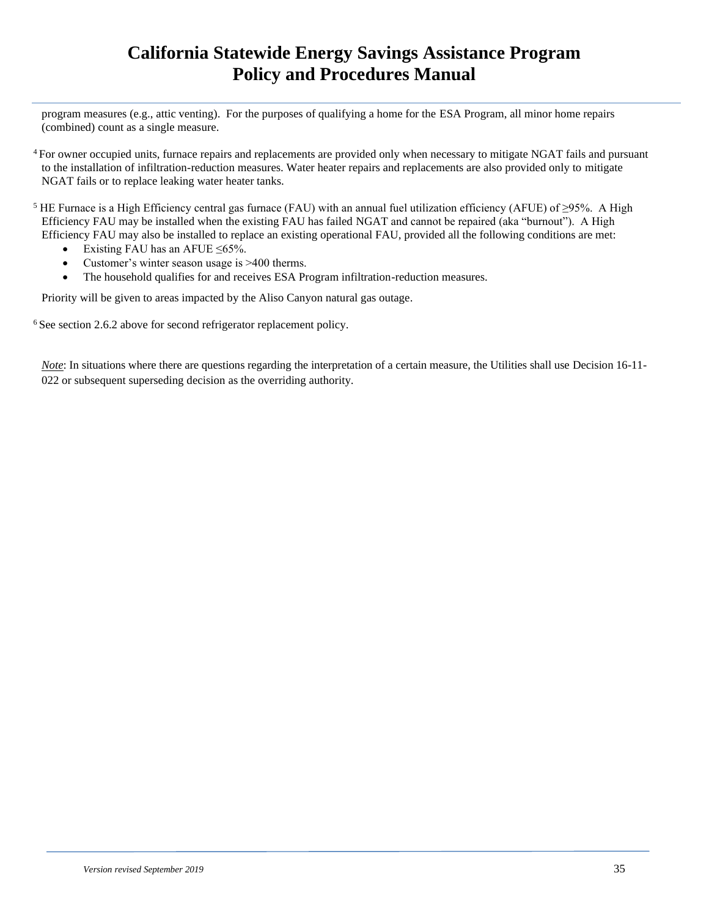program measures (e.g., attic venting). For the purposes of qualifying a home for the ESA Program, all minor home repairs (combined) count as a single measure.

[4] For owner occupied units, furnace repairs and replacements are provided only when necessary to mitigate NGAT fails and pursuant to the installation of infiltration-reduction measures. Water heater repairs and replacements are also provided only to mitigate NGAT fails or to replace leaking water heater tanks.

[5] HE Furnace is a High Efficiency central gas furnace (FAU) with an annual fuel utilization efficiency (AFUE) of ≥95%. A High Efficiency FAU may be installed when the existing FAU has failed NGAT and cannot be repaired (aka "burnout"). A High Efficiency FAU may also be installed to replace an existing operational FAU, provided all the following conditions are met:

- Existing FAU has an AFUE ≤65%.
- Customer's winter season usage is >400 therms.
- The household qualifies for and receives ESA Program infiltration-reduction measures.

Priority will be given to areas impacted by the Aliso Canyon natural gas outage.

[6] See section 2.6.2 above for second refrigerator replacement policy.

*Note*: In situations where there are questions regarding the interpretation of a certain measure, the Utilities shall use Decision 16-11-022 or subsequent superseding decision as the overriding authority.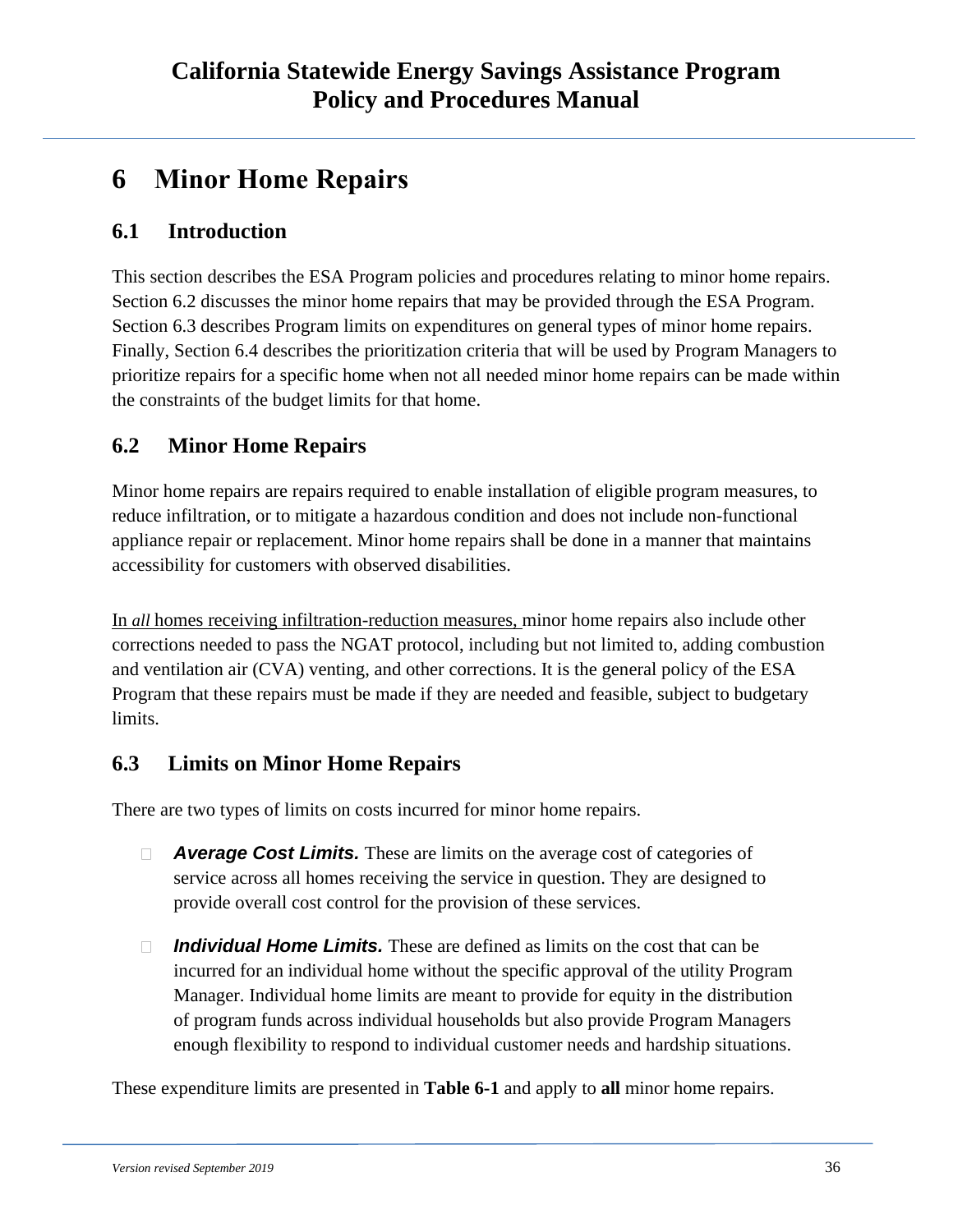# 6 Minor Home Repairs

## 6.1 Introduction

This section describes the ESA Program policies and procedures relating to minor home repairs. Section 6.2 discusses the minor home repairs that may be provided through the ESA Program. Section 6.3 describes Program limits on expenditures on general types of minor home repairs. Finally, Section 6.4 describes the prioritization criteria that will be used by Program Managers to prioritize repairs for a specific home when not all needed minor home repairs can be made within the constraints of the budget limits for that home.

## 6.2 Minor Home Repairs

Minor home repairs are repairs required to enable installation of eligible program measures, to reduce infiltration, or to mitigate a hazardous condition and does not include non-functional appliance repair or replacement. Minor home repairs shall be done in a manner that maintains accessibility for customers with observed disabilities.

In *all* homes receiving infiltration-reduction measures, minor home repairs also include other corrections needed to pass the NGAT protocol, including but not limited to, adding combustion and ventilation air (CVA) venting, and other corrections. It is the general policy of the ESA Program that these repairs must be made if they are needed and feasible, subject to budgetary limits.

## 6.3 Limits on Minor Home Repairs

There are two types of limits on costs incurred for minor home repairs.

- ***Average Cost Limits.*** These are limits on the average cost of categories of service across all homes receiving the service in question. They are designed to provide overall cost control for the provision of these services.
- ***Individual Home Limits.*** These are defined as limits on the cost that can be incurred for an individual home without the specific approval of the utility Program Manager. Individual home limits are meant to provide for equity in the distribution of program funds across individual households but also provide Program Managers enough flexibility to respond to individual customer needs and hardship situations.

These expenditure limits are presented in **Table 6-1** and apply to **all** minor home repairs.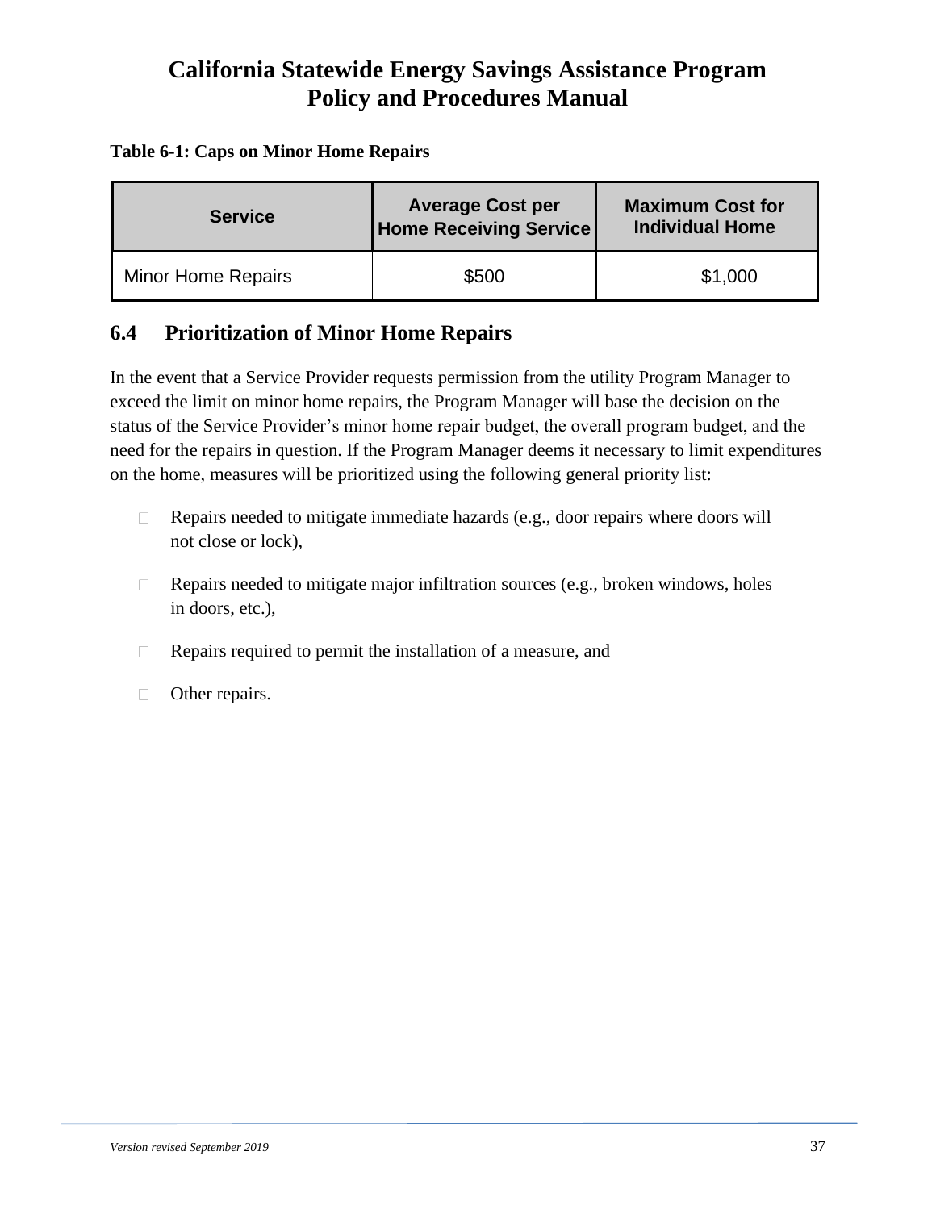**Table 6-1: Caps on Minor Home Repairs**

| Service | Average Cost per Home Receiving Service | Maximum Cost for Individual Home |
|---|---|---|
| Minor Home Repairs | $500 | $1,000 |

## 6.4 Prioritization of Minor Home Repairs

In the event that a Service Provider requests permission from the utility Program Manager to exceed the limit on minor home repairs, the Program Manager will base the decision on the status of the Service Provider's minor home repair budget, the overall program budget, and the need for the repairs in question. If the Program Manager deems it necessary to limit expenditures on the home, measures will be prioritized using the following general priority list:

- Repairs needed to mitigate immediate hazards (e.g., door repairs where doors will not close or lock),
- Repairs needed to mitigate major infiltration sources (e.g., broken windows, holes in doors, etc.),
- Repairs required to permit the installation of a measure, and
- Other repairs.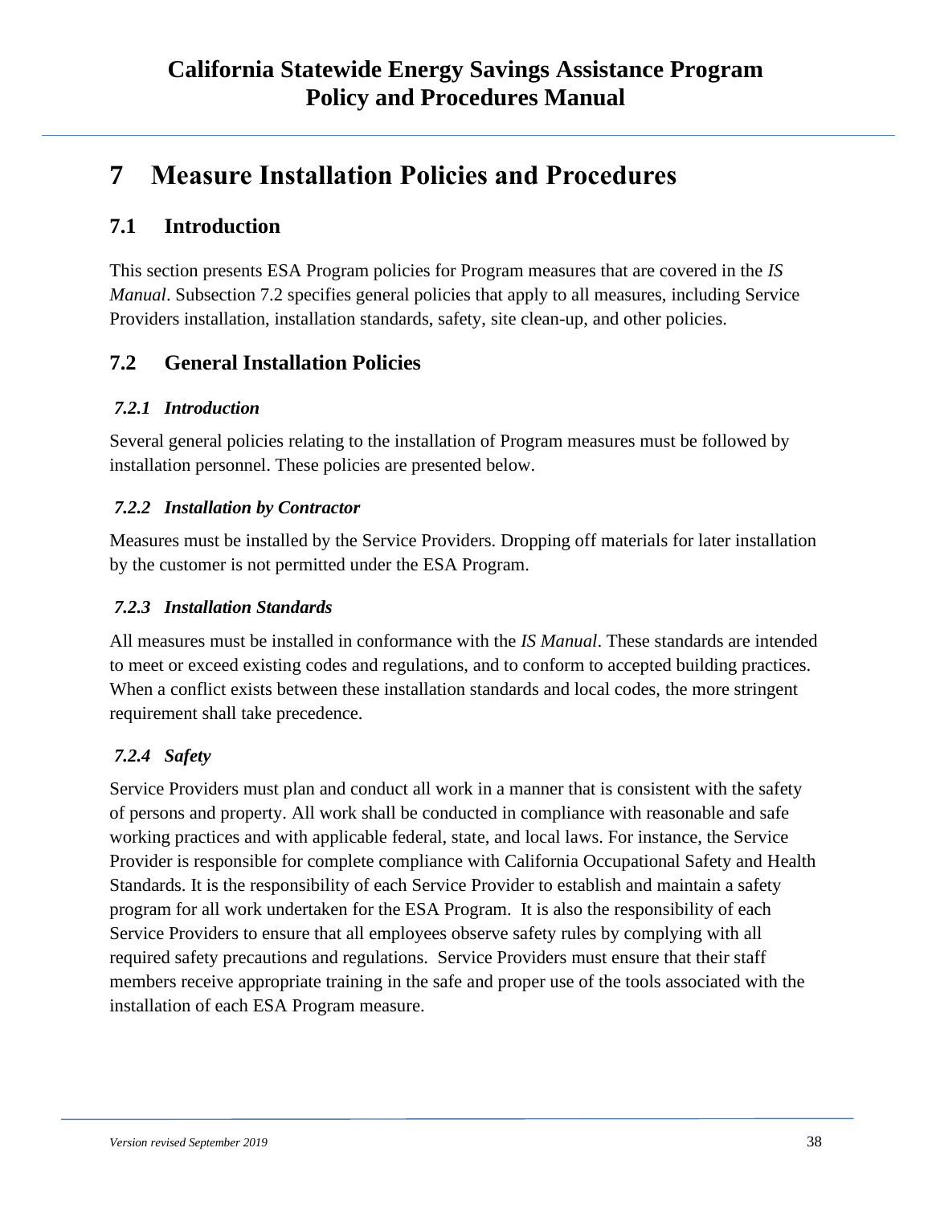# 7 Measure Installation Policies and Procedures

## 7.1 Introduction

This section presents ESA Program policies for Program measures that are covered in the *IS Manual*. Subsection 7.2 specifies general policies that apply to all measures, including Service Providers installation, installation standards, safety, site clean-up, and other policies.

## 7.2 General Installation Policies

### *7.2.1 Introduction*

Several general policies relating to the installation of Program measures must be followed by installation personnel. These policies are presented below.

### *7.2.2 Installation by Contractor*

Measures must be installed by the Service Providers. Dropping off materials for later installation by the customer is not permitted under the ESA Program.

### *7.2.3 Installation Standards*

All measures must be installed in conformance with the *IS Manual*. These standards are intended to meet or exceed existing codes and regulations, and to conform to accepted building practices. When a conflict exists between these installation standards and local codes, the more stringent requirement shall take precedence.

### *7.2.4 Safety*

Service Providers must plan and conduct all work in a manner that is consistent with the safety of persons and property. All work shall be conducted in compliance with reasonable and safe working practices and with applicable federal, state, and local laws. For instance, the Service Provider is responsible for complete compliance with California Occupational Safety and Health Standards. It is the responsibility of each Service Provider to establish and maintain a safety program for all work undertaken for the ESA Program. It is also the responsibility of each Service Providers to ensure that all employees observe safety rules by complying with all required safety precautions and regulations. Service Providers must ensure that their staff members receive appropriate training in the safe and proper use of the tools associated with the installation of each ESA Program measure.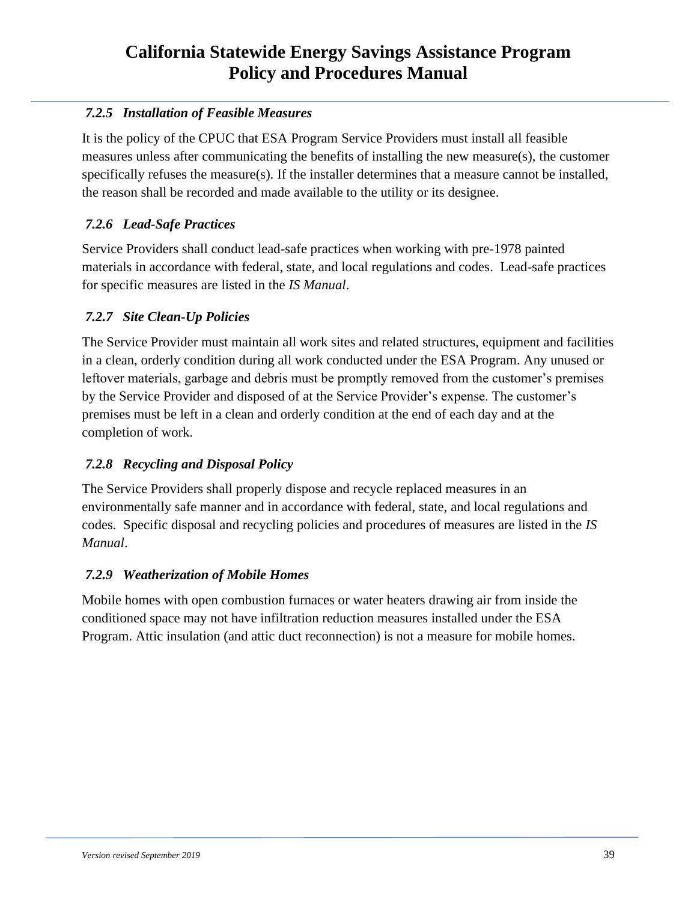### *7.2.5 Installation of Feasible Measures*

It is the policy of the CPUC that ESA Program Service Providers must install all feasible measures unless after communicating the benefits of installing the new measure(s), the customer specifically refuses the measure(s). If the installer determines that a measure cannot be installed, the reason shall be recorded and made available to the utility or its designee.

### *7.2.6 Lead-Safe Practices*

Service Providers shall conduct lead-safe practices when working with pre-1978 painted materials in accordance with federal, state, and local regulations and codes. Lead-safe practices for specific measures are listed in the *IS Manual*.

### *7.2.7 Site Clean-Up Policies*

The Service Provider must maintain all work sites and related structures, equipment and facilities in a clean, orderly condition during all work conducted under the ESA Program. Any unused or leftover materials, garbage and debris must be promptly removed from the customer's premises by the Service Provider and disposed of at the Service Provider's expense. The customer's premises must be left in a clean and orderly condition at the end of each day and at the completion of work.

### *7.2.8 Recycling and Disposal Policy*

The Service Providers shall properly dispose and recycle replaced measures in an environmentally safe manner and in accordance with federal, state, and local regulations and codes. Specific disposal and recycling policies and procedures of measures are listed in the *IS Manual*.

### *7.2.9 Weatherization of Mobile Homes*

Mobile homes with open combustion furnaces or water heaters drawing air from inside the conditioned space may not have infiltration reduction measures installed under the ESA Program. Attic insulation (and attic duct reconnection) is not a measure for mobile homes.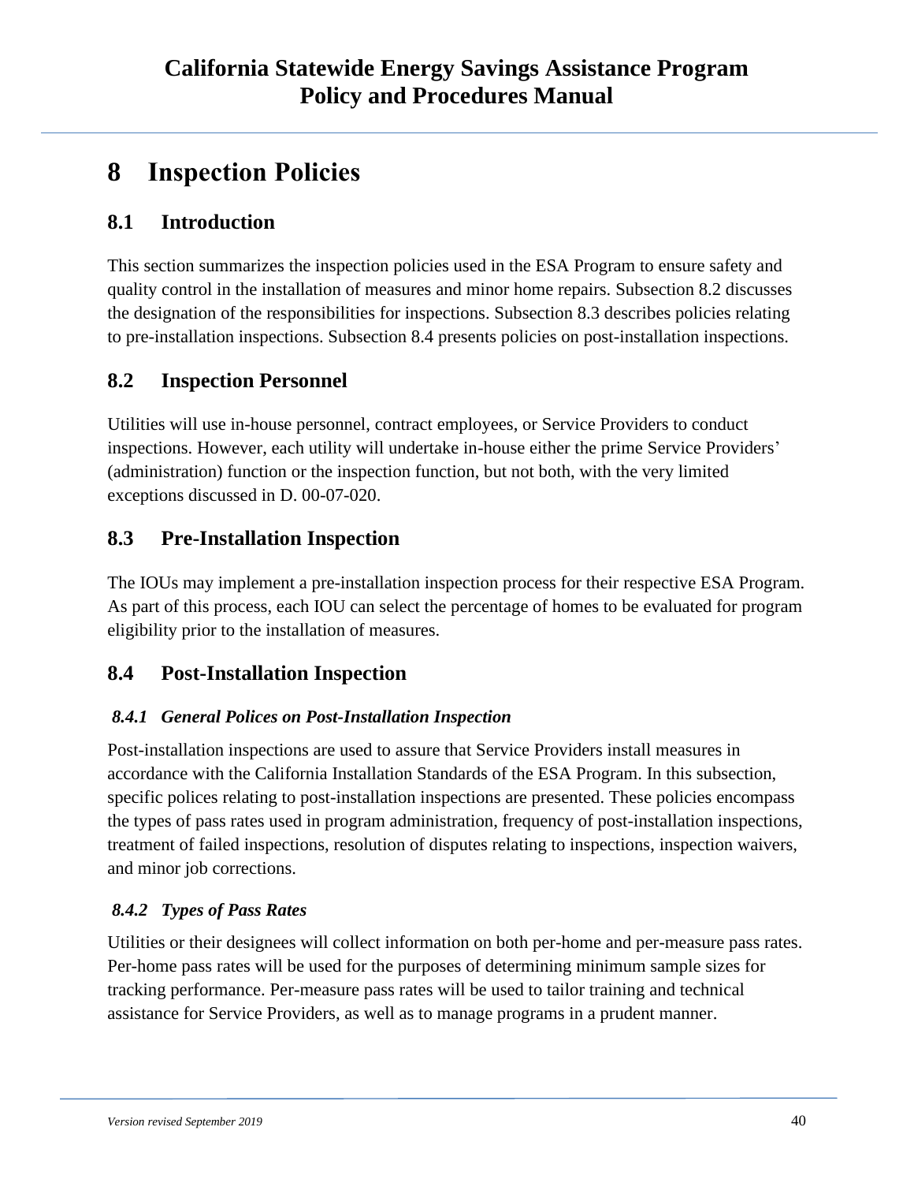# 8 Inspection Policies

## 8.1 Introduction

This section summarizes the inspection policies used in the ESA Program to ensure safety and quality control in the installation of measures and minor home repairs. Subsection 8.2 discusses the designation of the responsibilities for inspections. Subsection 8.3 describes policies relating to pre-installation inspections. Subsection 8.4 presents policies on post-installation inspections.

## 8.2 Inspection Personnel

Utilities will use in-house personnel, contract employees, or Service Providers to conduct inspections. However, each utility will undertake in-house either the prime Service Providers' (administration) function or the inspection function, but not both, with the very limited exceptions discussed in D. 00-07-020.

## 8.3 Pre-Installation Inspection

The IOUs may implement a pre-installation inspection process for their respective ESA Program. As part of this process, each IOU can select the percentage of homes to be evaluated for program eligibility prior to the installation of measures.

## 8.4 Post-Installation Inspection

### *8.4.1 General Polices on Post-Installation Inspection*

Post-installation inspections are used to assure that Service Providers install measures in accordance with the California Installation Standards of the ESA Program. In this subsection, specific polices relating to post-installation inspections are presented. These policies encompass the types of pass rates used in program administration, frequency of post-installation inspections, treatment of failed inspections, resolution of disputes relating to inspections, inspection waivers, and minor job corrections.

### *8.4.2 Types of Pass Rates*

Utilities or their designees will collect information on both per-home and per-measure pass rates. Per-home pass rates will be used for the purposes of determining minimum sample sizes for tracking performance. Per-measure pass rates will be used to tailor training and technical assistance for Service Providers, as well as to manage programs in a prudent manner.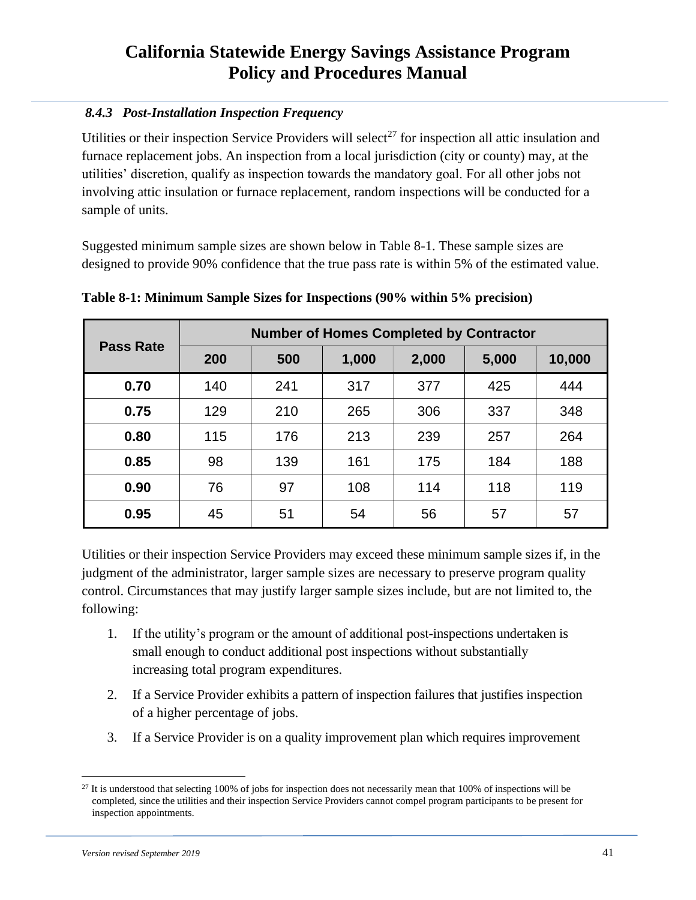### *8.4.3 Post-Installation Inspection Frequency*

Utilities or their inspection Service Providers will select[27] for inspection all attic insulation and furnace replacement jobs. An inspection from a local jurisdiction (city or county) may, at the utilities' discretion, qualify as inspection towards the mandatory goal. For all other jobs not involving attic insulation or furnace replacement, random inspections will be conducted for a sample of units.

Suggested minimum sample sizes are shown below in Table 8-1. These sample sizes are designed to provide 90% confidence that the true pass rate is within 5% of the estimated value.

**Table 8-1: Minimum Sample Sizes for Inspections (90% within 5% precision)**

| Pass Rate | Number of Homes Completed by Contractor | | | | | |
|---|---|---|---|---|---|---|
| | 200 | 500 | 1,000 | 2,000 | 5,000 | 10,000 |
| 0.70 | 140 | 241 | 317 | 377 | 425 | 444 |
| 0.75 | 129 | 210 | 265 | 306 | 337 | 348 |
| 0.80 | 115 | 176 | 213 | 239 | 257 | 264 |
| 0.85 | 98 | 139 | 161 | 175 | 184 | 188 |
| 0.90 | 76 | 97 | 108 | 114 | 118 | 119 |
| 0.95 | 45 | 51 | 54 | 56 | 57 | 57 |

Utilities or their inspection Service Providers may exceed these minimum sample sizes if, in the judgment of the administrator, larger sample sizes are necessary to preserve program quality control. Circumstances that may justify larger sample sizes include, but are not limited to, the following:

1. If the utility's program or the amount of additional post-inspections undertaken is small enough to conduct additional post inspections without substantially increasing total program expenditures.
2. If a Service Provider exhibits a pattern of inspection failures that justifies inspection of a higher percentage of jobs.
3. If a Service Provider is on a quality improvement plan which requires improvement

[27] It is understood that selecting 100% of jobs for inspection does not necessarily mean that 100% of inspections will be completed, since the utilities and their inspection Service Providers cannot compel program participants to be present for inspection appointments.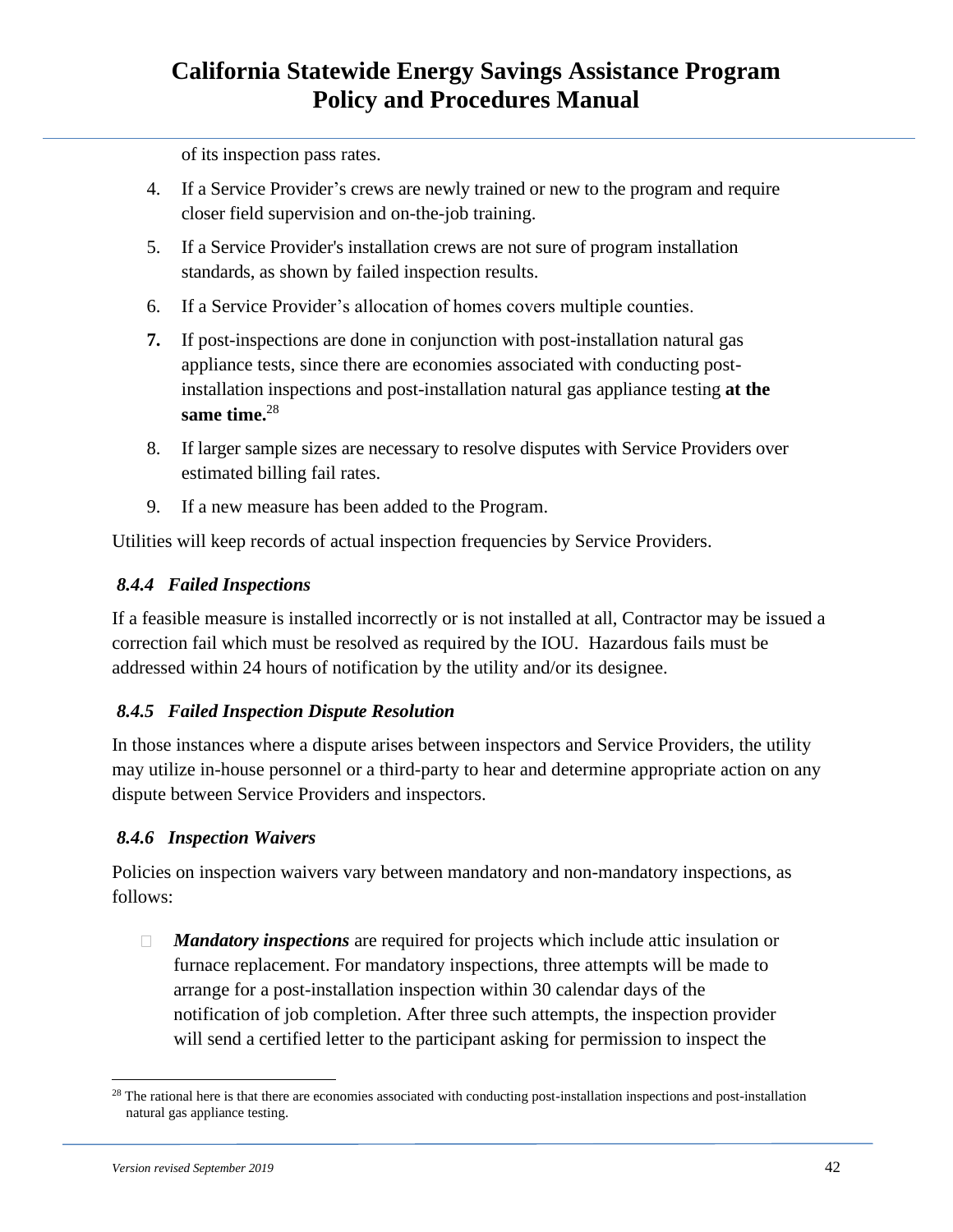of its inspection pass rates.

4. If a Service Provider's crews are newly trained or new to the program and require closer field supervision and on-the-job training.
5. If a Service Provider's installation crews are not sure of program installation standards, as shown by failed inspection results.
6. If a Service Provider's allocation of homes covers multiple counties.
7. If post-inspections are done in conjunction with post-installation natural gas appliance tests, since there are economies associated with conducting post-installation inspections and post-installation natural gas appliance testing **at the same time.**[28]
8. If larger sample sizes are necessary to resolve disputes with Service Providers over estimated billing fail rates.
9. If a new measure has been added to the Program.

Utilities will keep records of actual inspection frequencies by Service Providers.

### *8.4.4 Failed Inspections*

If a feasible measure is installed incorrectly or is not installed at all, Contractor may be issued a correction fail which must be resolved as required by the IOU. Hazardous fails must be addressed within 24 hours of notification by the utility and/or its designee.

### *8.4.5 Failed Inspection Dispute Resolution*

In those instances where a dispute arises between inspectors and Service Providers, the utility may utilize in-house personnel or a third-party to hear and determine appropriate action on any dispute between Service Providers and inspectors.

### *8.4.6 Inspection Waivers*

Policies on inspection waivers vary between mandatory and non-mandatory inspections, as follows:

- ***Mandatory inspections*** are required for projects which include attic insulation or furnace replacement. For mandatory inspections, three attempts will be made to arrange for a post-installation inspection within 30 calendar days of the notification of job completion. After three such attempts, the inspection provider will send a certified letter to the participant asking for permission to inspect the

[28] The rational here is that there are economies associated with conducting post-installation inspections and post-installation natural gas appliance testing.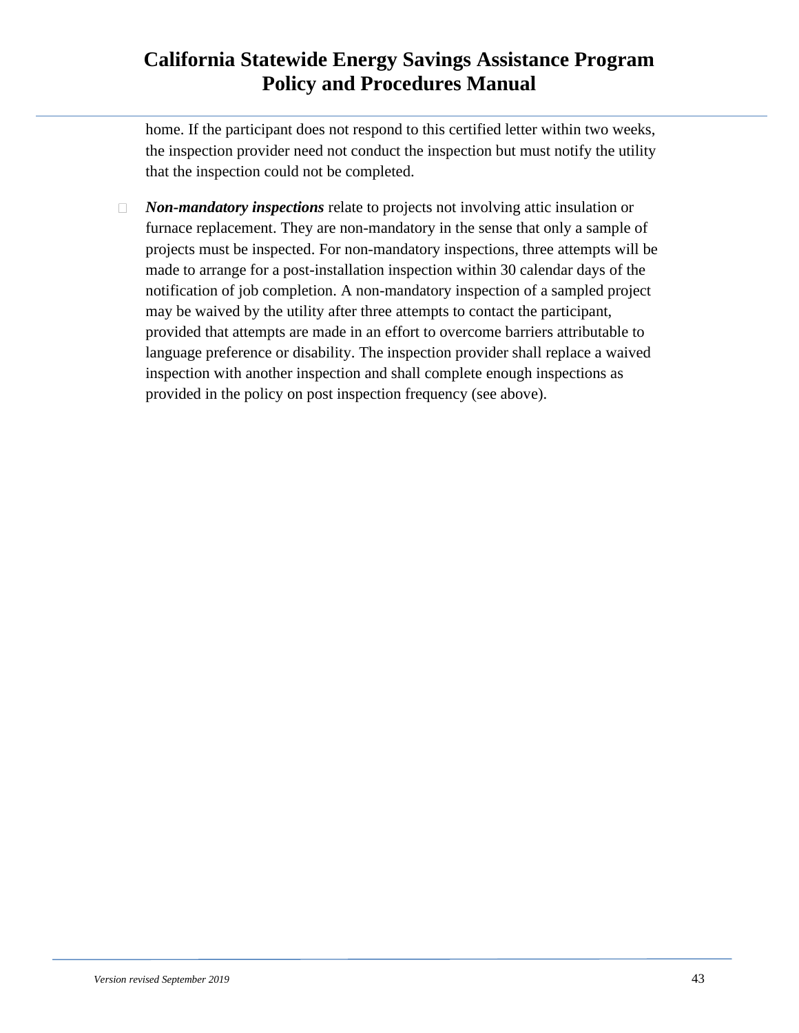home. If the participant does not respond to this certified letter within two weeks, the inspection provider need not conduct the inspection but must notify the utility that the inspection could not be completed.

- ***Non-mandatory inspections*** relate to projects not involving attic insulation or furnace replacement. They are non-mandatory in the sense that only a sample of projects must be inspected. For non-mandatory inspections, three attempts will be made to arrange for a post-installation inspection within 30 calendar days of the notification of job completion. A non-mandatory inspection of a sampled project may be waived by the utility after three attempts to contact the participant, provided that attempts are made in an effort to overcome barriers attributable to language preference or disability. The inspection provider shall replace a waived inspection with another inspection and shall complete enough inspections as provided in the policy on post inspection frequency (see above).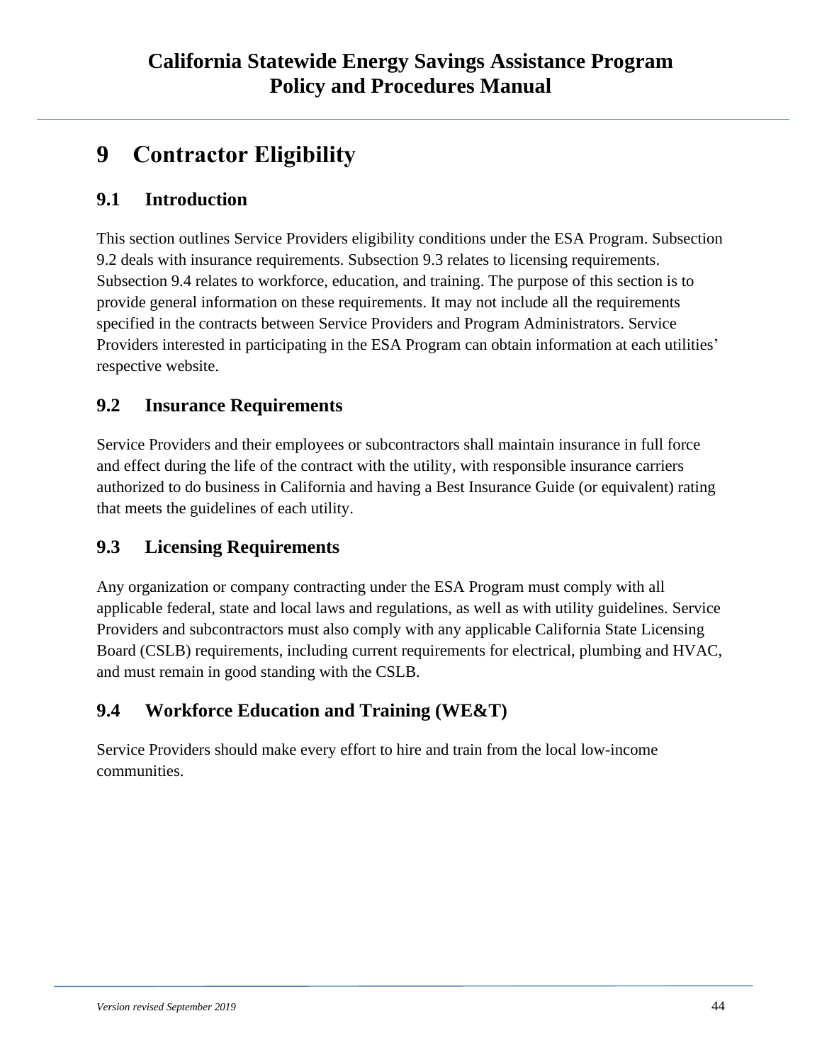# 9 Contractor Eligibility

## 9.1 Introduction

This section outlines Service Providers eligibility conditions under the ESA Program. Subsection 9.2 deals with insurance requirements. Subsection 9.3 relates to licensing requirements. Subsection 9.4 relates to workforce, education, and training. The purpose of this section is to provide general information on these requirements. It may not include all the requirements specified in the contracts between Service Providers and Program Administrators. Service Providers interested in participating in the ESA Program can obtain information at each utilities' respective website.

## 9.2 Insurance Requirements

Service Providers and their employees or subcontractors shall maintain insurance in full force and effect during the life of the contract with the utility, with responsible insurance carriers authorized to do business in California and having a Best Insurance Guide (or equivalent) rating that meets the guidelines of each utility.

## 9.3 Licensing Requirements

Any organization or company contracting under the ESA Program must comply with all applicable federal, state and local laws and regulations, as well as with utility guidelines. Service Providers and subcontractors must also comply with any applicable California State Licensing Board (CSLB) requirements, including current requirements for electrical, plumbing and HVAC, and must remain in good standing with the CSLB.

## 9.4 Workforce Education and Training (WE&T)

Service Providers should make every effort to hire and train from the local low-income communities.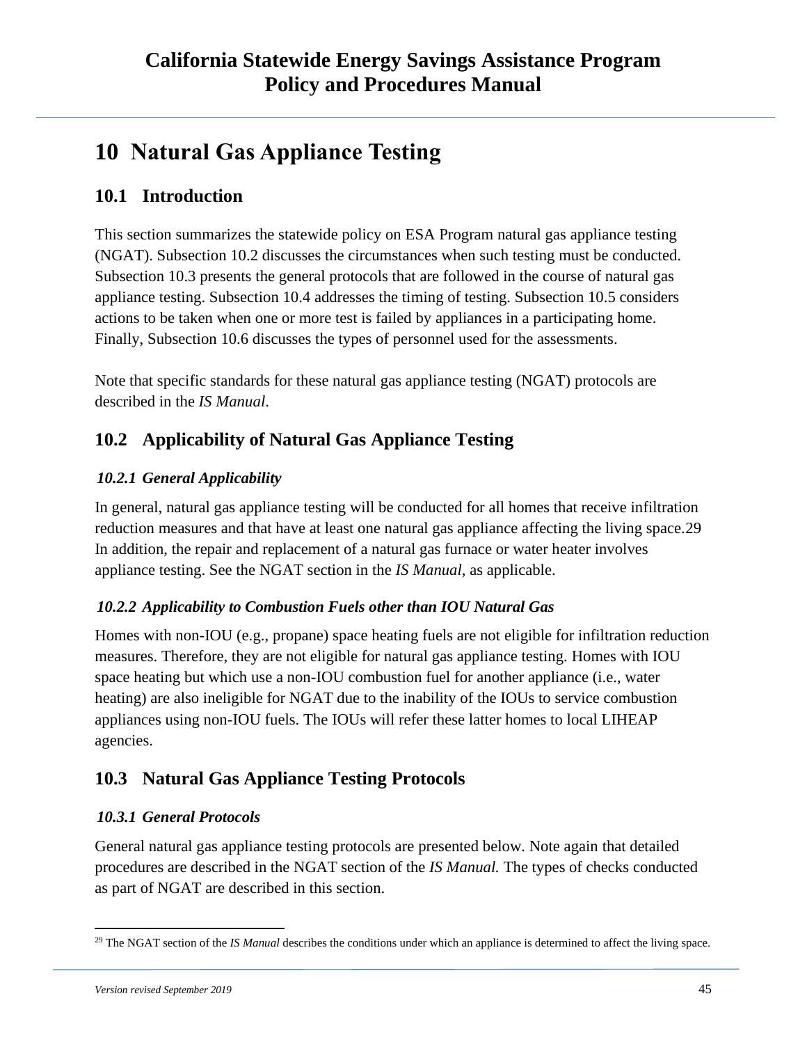# 10 Natural Gas Appliance Testing

## 10.1 Introduction

This section summarizes the statewide policy on ESA Program natural gas appliance testing (NGAT). Subsection 10.2 discusses the circumstances when such testing must be conducted. Subsection 10.3 presents the general protocols that are followed in the course of natural gas appliance testing. Subsection 10.4 addresses the timing of testing. Subsection 10.5 considers actions to be taken when one or more test is failed by appliances in a participating home. Finally, Subsection 10.6 discusses the types of personnel used for the assessments.

Note that specific standards for these natural gas appliance testing (NGAT) protocols are described in the *IS Manual*.

## 10.2 Applicability of Natural Gas Appliance Testing

### *10.2.1 General Applicability*

In general, natural gas appliance testing will be conducted for all homes that receive infiltration reduction measures and that have at least one natural gas appliance affecting the living space.[29] In addition, the repair and replacement of a natural gas furnace or water heater involves appliance testing. See the NGAT section in the *IS Manual*, as applicable.

### *10.2.2 Applicability to Combustion Fuels other than IOU Natural Gas*

Homes with non-IOU (e.g., propane) space heating fuels are not eligible for infiltration reduction measures. Therefore, they are not eligible for natural gas appliance testing. Homes with IOU space heating but which use a non-IOU combustion fuel for another appliance (i.e., water heating) are also ineligible for NGAT due to the inability of the IOUs to service combustion appliances using non-IOU fuels. The IOUs will refer these latter homes to local LIHEAP agencies.

## 10.3 Natural Gas Appliance Testing Protocols

### *10.3.1 General Protocols*

General natural gas appliance testing protocols are presented below. Note again that detailed procedures are described in the NGAT section of the *IS Manual.* The types of checks conducted as part of NGAT are described in this section.

[29] The NGAT section of the *IS Manual* describes the conditions under which an appliance is determined to affect the living space.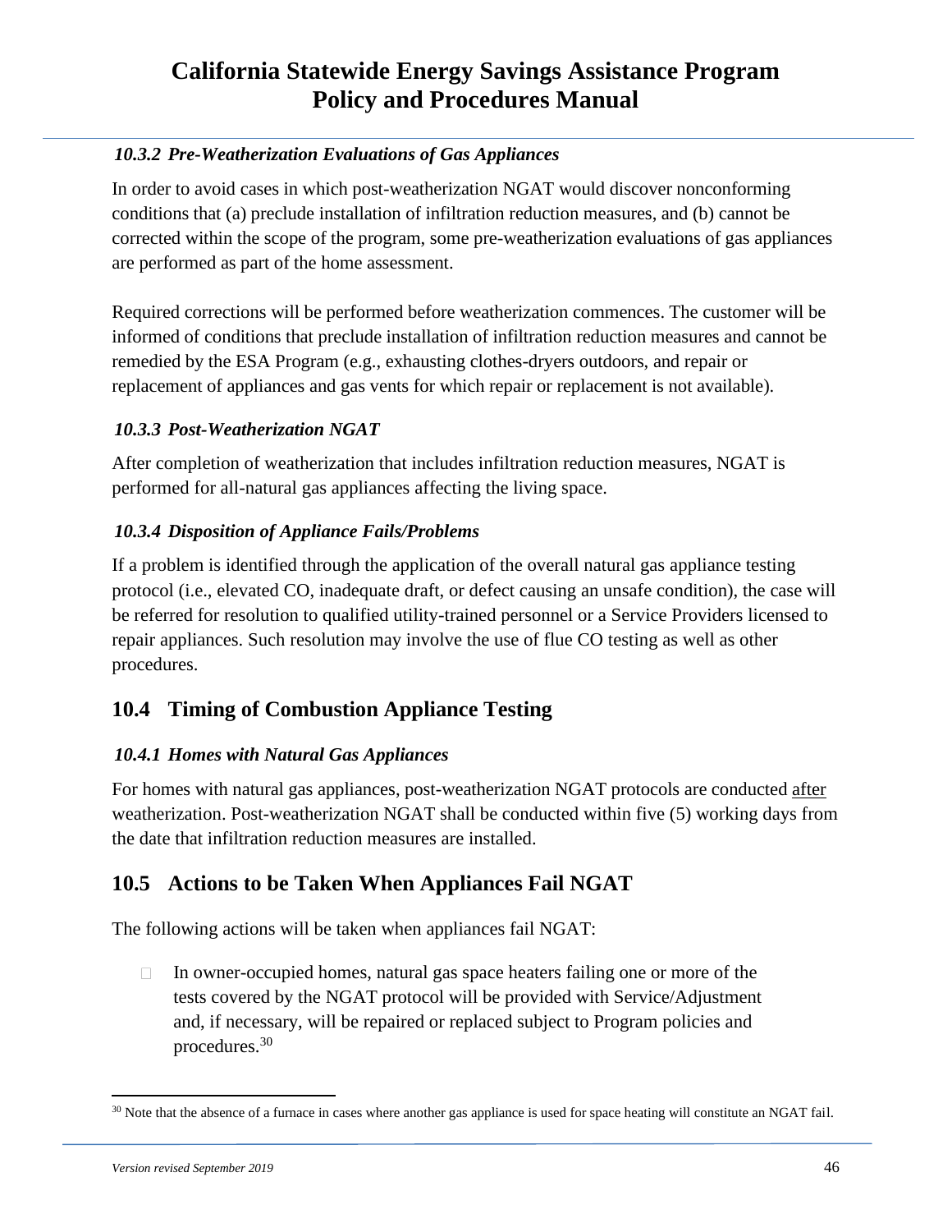### *10.3.2 Pre-Weatherization Evaluations of Gas Appliances*

In order to avoid cases in which post-weatherization NGAT would discover nonconforming conditions that (a) preclude installation of infiltration reduction measures, and (b) cannot be corrected within the scope of the program, some pre-weatherization evaluations of gas appliances are performed as part of the home assessment.

Required corrections will be performed before weatherization commences. The customer will be informed of conditions that preclude installation of infiltration reduction measures and cannot be remedied by the ESA Program (e.g., exhausting clothes-dryers outdoors, and repair or replacement of appliances and gas vents for which repair or replacement is not available).

### *10.3.3 Post-Weatherization NGAT*

After completion of weatherization that includes infiltration reduction measures, NGAT is performed for all-natural gas appliances affecting the living space.

### *10.3.4 Disposition of Appliance Fails/Problems*

If a problem is identified through the application of the overall natural gas appliance testing protocol (i.e., elevated CO, inadequate draft, or defect causing an unsafe condition), the case will be referred for resolution to qualified utility-trained personnel or a Service Providers licensed to repair appliances. Such resolution may involve the use of flue CO testing as well as other procedures.

## 10.4 Timing of Combustion Appliance Testing

### *10.4.1 Homes with Natural Gas Appliances*

For homes with natural gas appliances, post-weatherization NGAT protocols are conducted <u>after</u> weatherization. Post-weatherization NGAT shall be conducted within five (5) working days from the date that infiltration reduction measures are installed.

## 10.5 Actions to be Taken When Appliances Fail NGAT

The following actions will be taken when appliances fail NGAT:

- In owner-occupied homes, natural gas space heaters failing one or more of the tests covered by the NGAT protocol will be provided with Service/Adjustment and, if necessary, will be repaired or replaced subject to Program policies and procedures.[30]

---

[30] Note that the absence of a furnace in cases where another gas appliance is used for space heating will constitute an NGAT fail.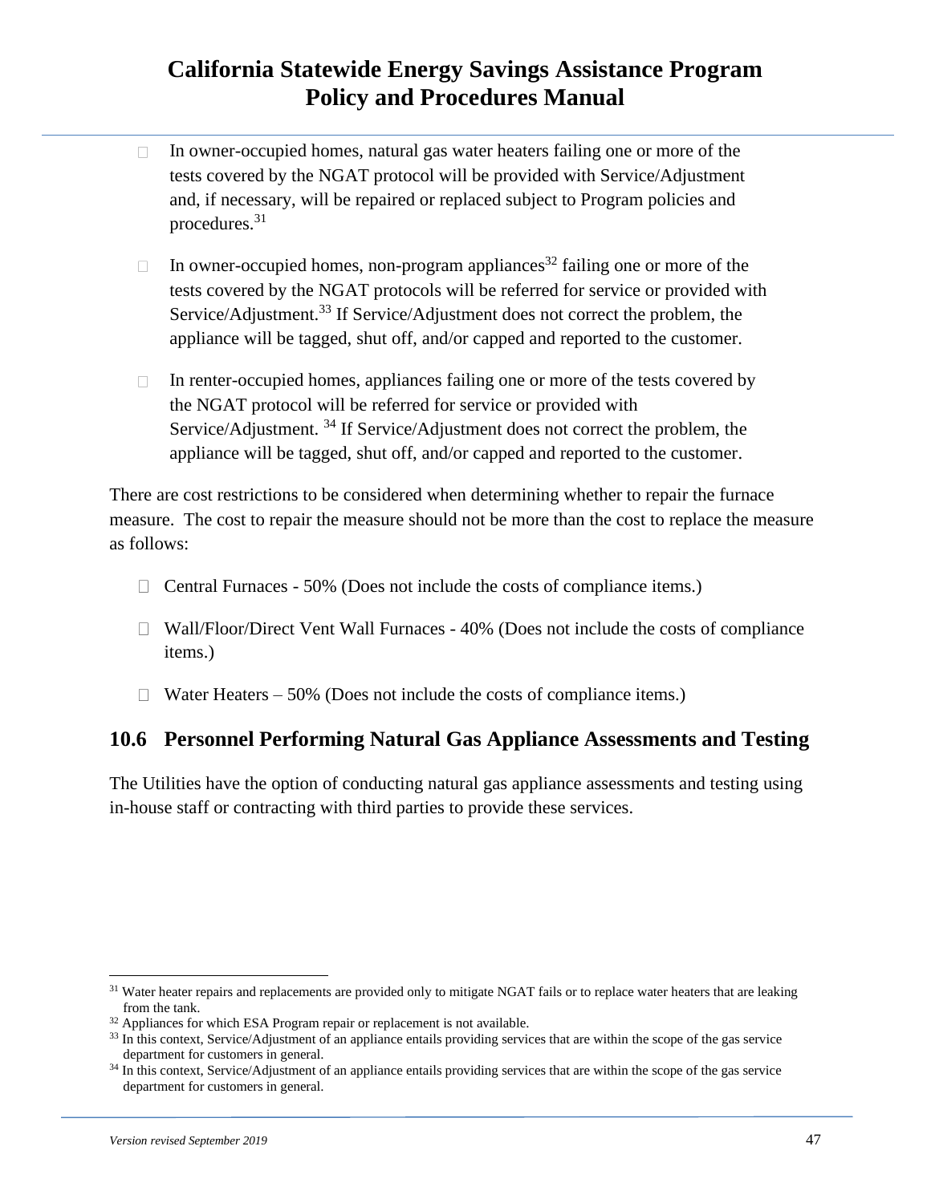- In owner-occupied homes, natural gas water heaters failing one or more of the tests covered by the NGAT protocol will be provided with Service/Adjustment and, if necessary, will be repaired or replaced subject to Program policies and procedures.[31]

- In owner-occupied homes, non-program appliances[32] failing one or more of the tests covered by the NGAT protocols will be referred for service or provided with Service/Adjustment.[33] If Service/Adjustment does not correct the problem, the appliance will be tagged, shut off, and/or capped and reported to the customer.

- In renter-occupied homes, appliances failing one or more of the tests covered by the NGAT protocol will be referred for service or provided with Service/Adjustment. [34] If Service/Adjustment does not correct the problem, the appliance will be tagged, shut off, and/or capped and reported to the customer.

There are cost restrictions to be considered when determining whether to repair the furnace measure. The cost to repair the measure should not be more than the cost to replace the measure as follows:

- Central Furnaces - 50% (Does not include the costs of compliance items.)
- Wall/Floor/Direct Vent Wall Furnaces - 40% (Does not include the costs of compliance items.)
- Water Heaters – 50% (Does not include the costs of compliance items.)

## 10.6 Personnel Performing Natural Gas Appliance Assessments and Testing

The Utilities have the option of conducting natural gas appliance assessments and testing using in-house staff or contracting with third parties to provide these services.

---

[31] Water heater repairs and replacements are provided only to mitigate NGAT fails or to replace water heaters that are leaking from the tank.

[32] Appliances for which ESA Program repair or replacement is not available.

[33] In this context, Service/Adjustment of an appliance entails providing services that are within the scope of the gas service department for customers in general.

[34] In this context, Service/Adjustment of an appliance entails providing services that are within the scope of the gas service department for customers in general.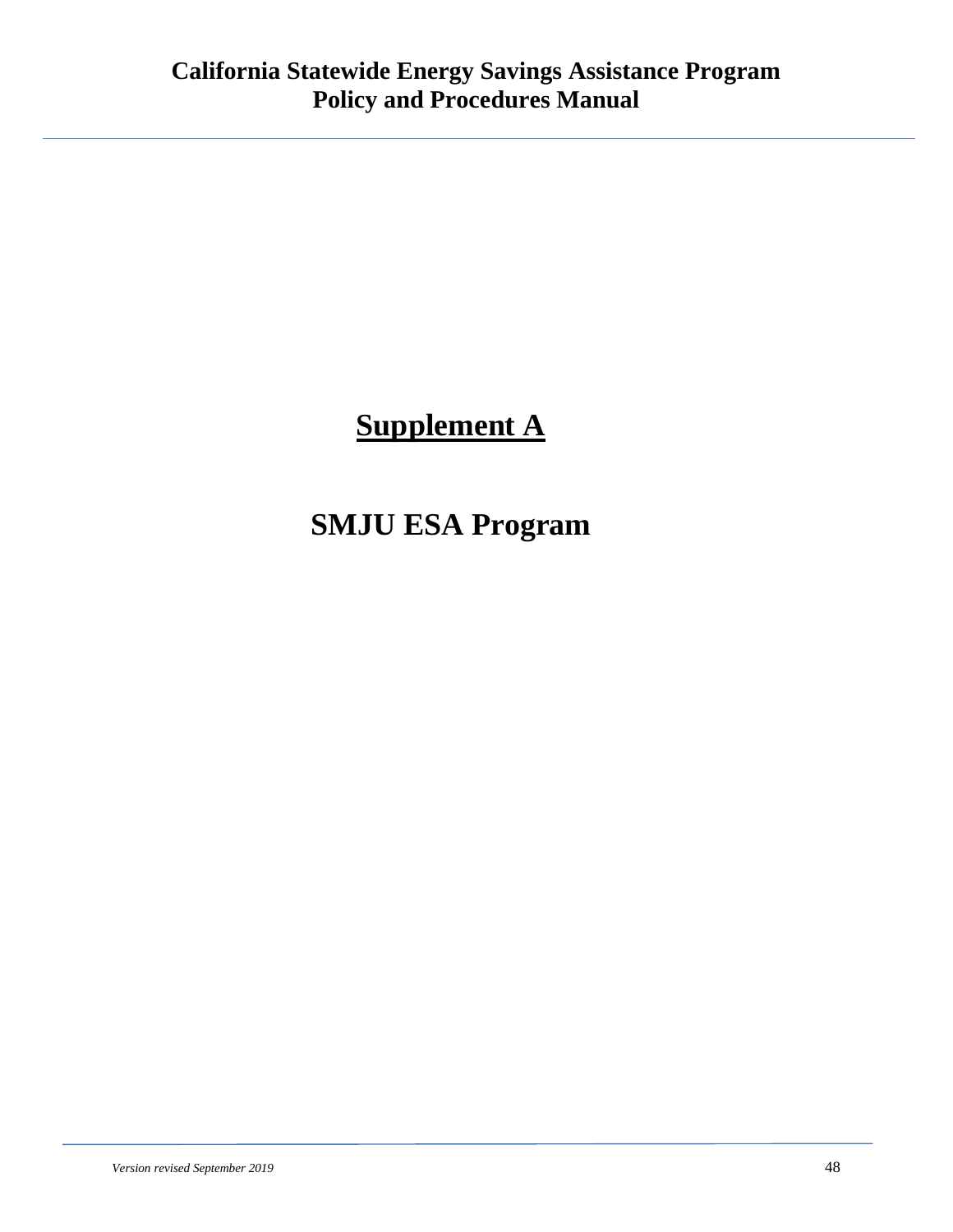# Supplement A

# SMJU ESA Program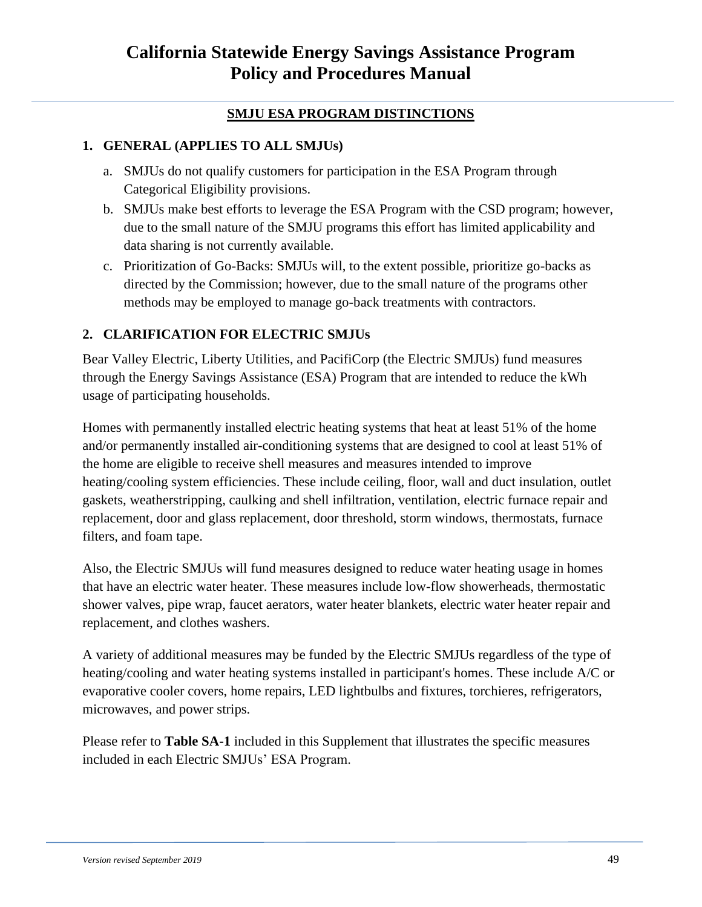# California Statewide Energy Savings Assistance Program Policy and Procedures Manual

## SMJU ESA PROGRAM DISTINCTIONS

### 1. GENERAL (APPLIES TO ALL SMJUs)

a. SMJUs do not qualify customers for participation in the ESA Program through Categorical Eligibility provisions.

b. SMJUs make best efforts to leverage the ESA Program with the CSD program; however, due to the small nature of the SMJU programs this effort has limited applicability and data sharing is not currently available.

c. Prioritization of Go-Backs: SMJUs will, to the extent possible, prioritize go-backs as directed by the Commission; however, due to the small nature of the programs other methods may be employed to manage go-back treatments with contractors.

### 2. CLARIFICATION FOR ELECTRIC SMJUs

Bear Valley Electric, Liberty Utilities, and PacifiCorp (the Electric SMJUs) fund measures through the Energy Savings Assistance (ESA) Program that are intended to reduce the kWh usage of participating households.

Homes with permanently installed electric heating systems that heat at least 51% of the home and/or permanently installed air-conditioning systems that are designed to cool at least 51% of the home are eligible to receive shell measures and measures intended to improve heating/cooling system efficiencies. These include ceiling, floor, wall and duct insulation, outlet gaskets, weatherstripping, caulking and shell infiltration, ventilation, electric furnace repair and replacement, door and glass replacement, door threshold, storm windows, thermostats, furnace filters, and foam tape.

Also, the Electric SMJUs will fund measures designed to reduce water heating usage in homes that have an electric water heater. These measures include low-flow showerheads, thermostatic shower valves, pipe wrap, faucet aerators, water heater blankets, electric water heater repair and replacement, and clothes washers.

A variety of additional measures may be funded by the Electric SMJUs regardless of the type of heating/cooling and water heating systems installed in participant's homes. These include A/C or evaporative cooler covers, home repairs, LED lightbulbs and fixtures, torchieres, refrigerators, microwaves, and power strips.

Please refer to **Table SA-1** included in this Supplement that illustrates the specific measures included in each Electric SMJUs' ESA Program.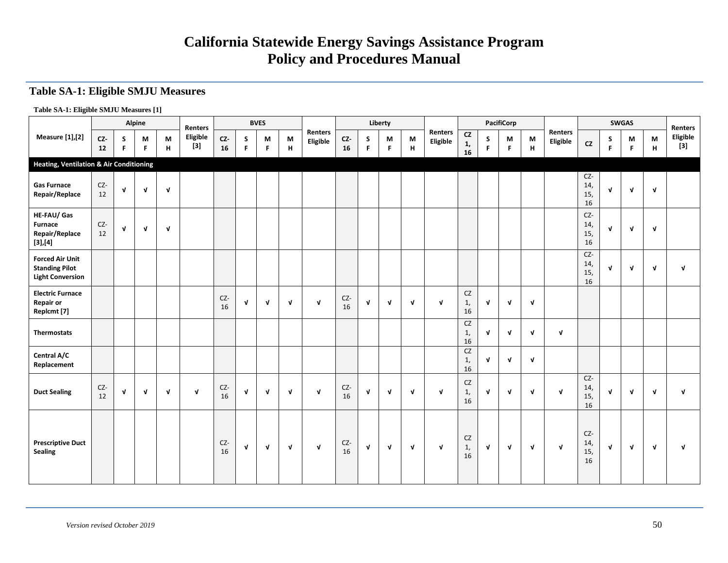# California Statewide Energy Savings Assistance Program
# Policy and Procedures Manual

## Table SA-1: Eligible SMJU Measures

**Table SA-1: Eligible SMJU Measures [1]**

| Measure [1],[2] | Alpine | | | | Renters Eligible [3] | BVES | | | | Renters Eligible | Liberty | | | | Renters Eligible | PacifiCorp | | | | Renters Eligible | SWGAS | | | | Renters Eligible [3] |
|---|---|---|---|---|---|---|---|---|---|---|---|---|---|---|---|---|---|---|---|---|---|---|---|---|---|
| | CZ-12 | SF | MF | MH | | CZ-16 | SF | MF | MH | | CZ-16 | SF | MF | MH | | CZ 1, 16 | SF | MF | MH | | CZ | SF | MF | MH | |
| **Heating, Ventilation & Air Conditioning** | | | | | | | | | | | | | | | | | | | | | | | | | |
| **Gas Furnace Repair/Replace** | CZ-12 | √ | √ | √ | | | | | | | | | | | | | | | | | CZ-14, 15, 16 | √ | √ | √ | |
| **HE-FAU/ Gas Furnace Repair/Replace [3],[4]** | CZ-12 | √ | √ | √ | | | | | | | | | | | | | | | | | CZ-14, 15, 16 | √ | √ | √ | |
| **Forced Air Unit Standing Pilot Light Conversion** | | | | | | | | | | | | | | | | | | | | | CZ-14, 15, 16 | √ | √ | √ | √ |
| **Electric Furnace Repair or Replcmt [7]** | | | | | | CZ-16 | √ | √ | √ | √ | CZ-16 | √ | √ | √ | √ | CZ 1, 16 | √ | √ | √ | | | | | | |
| **Thermostats** | | | | | | | | | | | | | | | | CZ 1, 16 | √ | √ | √ | √ | | | | | |
| **Central A/C Replacement** | | | | | | | | | | | | | | | | CZ 1, 16 | √ | √ | √ | | | | | | |
| **Duct Sealing** | CZ-12 | √ | √ | √ | √ | CZ-16 | √ | √ | √ | √ | CZ-16 | √ | √ | √ | √ | CZ 1, 16 | √ | √ | √ | √ | CZ-14, 15, 16 | √ | √ | √ | √ |
| **Prescriptive Duct Sealing** | | | | | | CZ-16 | √ | √ | √ | √ | CZ-16 | √ | √ | √ | √ | CZ 1, 16 | √ | √ | √ | √ | CZ-14, 15, 16 | √ | √ | √ | √ |

*Version revised October 2019*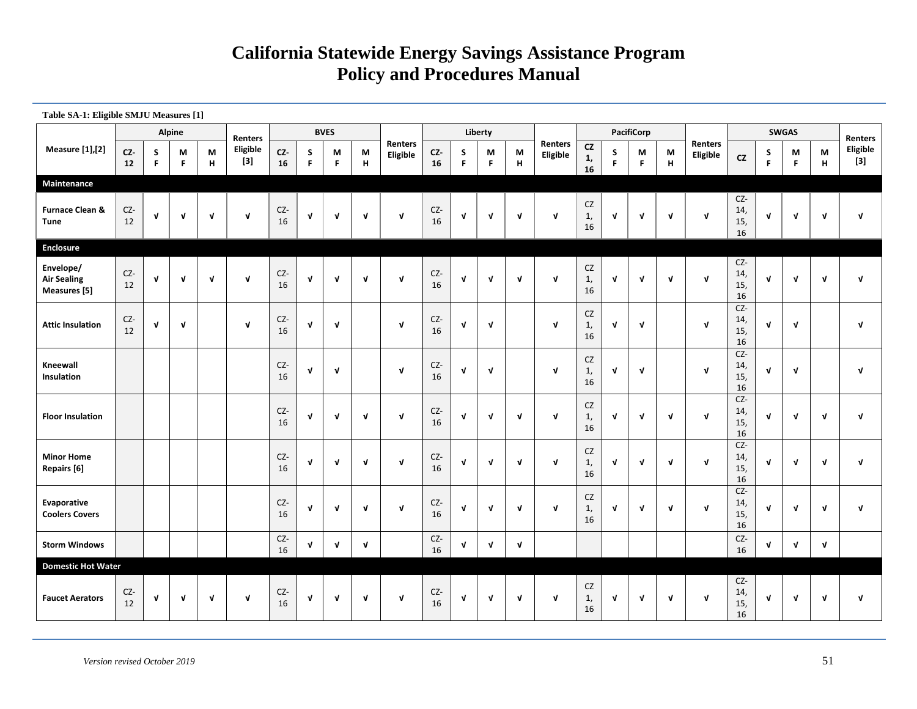# California Statewide Energy Savings Assistance Program
# Policy and Procedures Manual

**Table SA-1: Eligible SMJU Measures [1]**

| Measure [1],[2] | Alpine | | | | | BVES | | | | | Liberty | | | | | PacifiCorp | | | | | SWGAS | | | | |
|---|---|---|---|---|---|---|---|---|---|---|---|---|---|---|---|---|---|---|---|---|---|---|---|---|---|
| | CZ-12 | SF | MF | MH | Renters Eligible [3] | CZ-16 | SF | MF | MH | Renters Eligible | CZ-16 | SF | MF | MH | Renters Eligible | CZ 1, 16 | SF | MF | MH | Renters Eligible | CZ | SF | MF | MH | Renters Eligible [3] |
| **Maintenance** | | | | | | | | | | | | | | | | | | | | | | | | | |
| **Furnace Clean & Tune** | CZ-12 | √ | √ | √ | √ | CZ-16 | √ | √ | √ | √ | CZ-16 | √ | √ | √ | √ | CZ 1, 16 | √ | √ | √ | √ | CZ-14, 15, 16 | √ | √ | √ | √ |
| **Enclosure** | | | | | | | | | | | | | | | | | | | | | | | | | |
| **Envelope/ Air Sealing Measures [5]** | CZ-12 | √ | √ | √ | √ | CZ-16 | √ | √ | √ | √ | CZ-16 | √ | √ | √ | √ | CZ 1, 16 | √ | √ | √ | √ | CZ-14, 15, 16 | √ | √ | √ | √ |
| **Attic Insulation** | CZ-12 | √ | √ | | √ | CZ-16 | √ | √ | | √ | CZ-16 | √ | √ | | √ | CZ 1, 16 | √ | √ | | √ | CZ-14, 15, 16 | √ | √ | | √ |
| **Kneewall Insulation** | | | | | | CZ-16 | √ | √ | | √ | CZ-16 | √ | √ | | √ | CZ 1, 16 | √ | √ | | √ | CZ-14, 15, 16 | √ | √ | | √ |
| **Floor Insulation** | | | | | | CZ-16 | √ | √ | √ | √ | CZ-16 | √ | √ | √ | √ | CZ 1, 16 | √ | √ | √ | √ | CZ-14, 15, 16 | √ | √ | √ | √ |
| **Minor Home Repairs [6]** | | | | | | CZ-16 | √ | √ | √ | √ | CZ-16 | √ | √ | √ | √ | CZ 1, 16 | √ | √ | √ | √ | CZ-14, 15, 16 | √ | √ | √ | √ |
| **Evaporative Coolers Covers** | | | | | | CZ-16 | √ | √ | √ | √ | CZ-16 | √ | √ | √ | √ | CZ 1, 16 | √ | √ | √ | √ | CZ-14, 15, 16 | √ | √ | √ | √ |
| **Storm Windows** | | | | | | CZ-16 | √ | √ | √ | | CZ-16 | √ | √ | √ | | | | | | | CZ-16 | √ | √ | √ | |
| **Domestic Hot Water** | | | | | | | | | | | | | | | | | | | | | | | | | |
| **Faucet Aerators** | CZ-12 | √ | √ | √ | √ | CZ-16 | √ | √ | √ | √ | CZ-16 | √ | √ | √ | √ | CZ 1, 16 | √ | √ | √ | √ | CZ-14, 15, 16 | √ | √ | √ | √ |

*Version revised October 2019*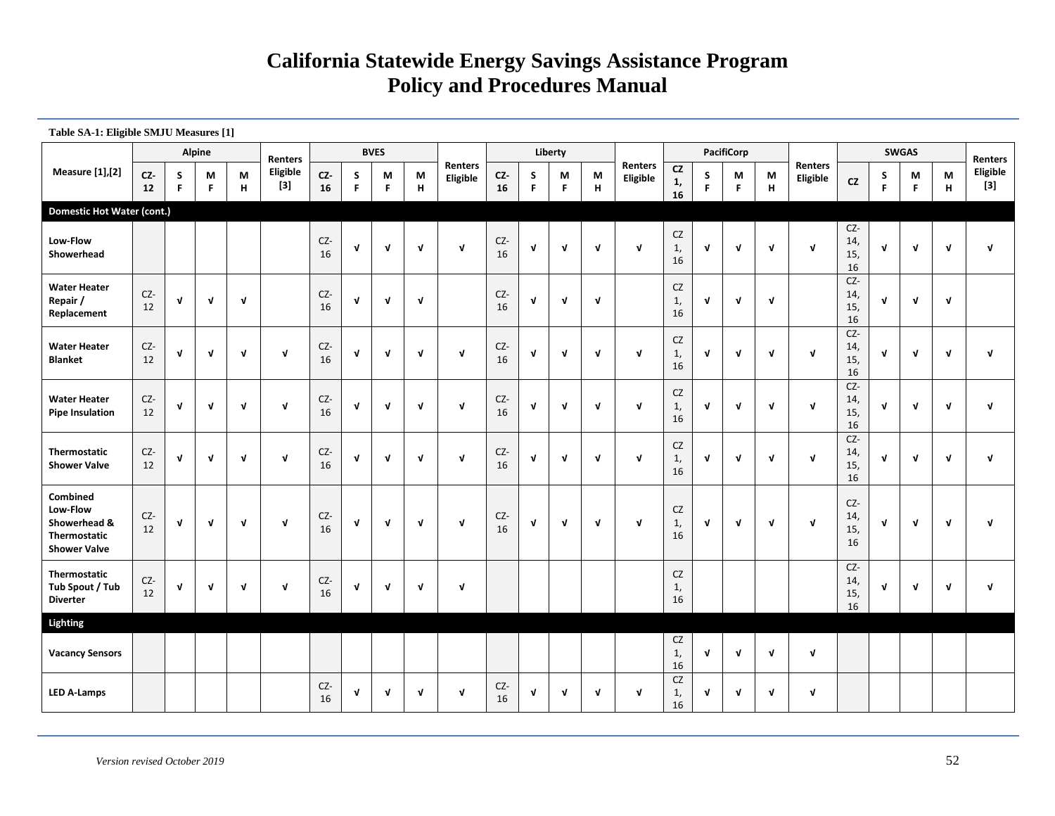# California Statewide Energy Savings Assistance Program Policy and Procedures Manual

**Table SA-1: Eligible SMJU Measures [1]**

| Measure [1],[2] | Alpine | | | | Renters Eligible [3] | BVES | | | | Renters Eligible | Liberty | | | | Renters Eligible | PacifiCorp | | | | Renters Eligible | SWGAS | | | | Renters Eligible [3] |
|---|---|---|---|---|---|---|---|---|---|---|---|---|---|---|---|---|---|---|---|---|---|---|---|---|---|
| | CZ-12 | SF | MF | MH | | CZ-16 | SF | MF | MH | | CZ-16 | SF | MF | MH | | CZ 1, 16 | SF | MF | MH | | CZ | SF | MF | MH | |
| **Domestic Hot Water (cont.)** | | | | | | | | | | | | | | | | | | | | | | | | | |
| **Low-Flow Showerhead** | | | | | | CZ-16 | √ | √ | √ | √ | CZ-16 | √ | √ | √ | √ | CZ 1, 16 | √ | √ | √ | √ | CZ-14, 15, 16 | √ | √ | √ | √ |
| **Water Heater Repair / Replacement** | CZ-12 | √ | √ | √ | | CZ-16 | √ | √ | √ | | CZ-16 | √ | √ | √ | | CZ 1, 16 | √ | √ | √ | | CZ-14, 15, 16 | √ | √ | √ | |
| **Water Heater Blanket** | CZ-12 | √ | √ | √ | √ | CZ-16 | √ | √ | √ | √ | CZ-16 | √ | √ | √ | √ | CZ 1, 16 | √ | √ | √ | √ | CZ-14, 15, 16 | √ | √ | √ | √ |
| **Water Heater Pipe Insulation** | CZ-12 | √ | √ | √ | √ | CZ-16 | √ | √ | √ | √ | CZ-16 | √ | √ | √ | √ | CZ 1, 16 | √ | √ | √ | √ | CZ-14, 15, 16 | √ | √ | √ | √ |
| **Thermostatic Shower Valve** | CZ-12 | √ | √ | √ | √ | CZ-16 | √ | √ | √ | √ | CZ-16 | √ | √ | √ | √ | CZ 1, 16 | √ | √ | √ | √ | CZ-14, 15, 16 | √ | √ | √ | √ |
| **Combined Low-Flow Showerhead & Thermostatic Shower Valve** | CZ-12 | √ | √ | √ | √ | CZ-16 | √ | √ | √ | √ | CZ-16 | √ | √ | √ | √ | CZ 1, 16 | √ | √ | √ | √ | CZ-14, 15, 16 | √ | √ | √ | √ |
| **Thermostatic Tub Spout / Tub Diverter** | CZ-12 | √ | √ | √ | √ | CZ-16 | √ | √ | √ | √ | | | | | | CZ 1, 16 | | | | | CZ-14, 15, 16 | √ | √ | √ | √ |
| **Lighting** | | | | | | | | | | | | | | | | | | | | | | | | | |
| **Vacancy Sensors** | | | | | | | | | | | | | | | | CZ 1, 16 | √ | √ | √ | √ | | | | | |
| **LED A-Lamps** | | | | | | CZ-16 | √ | √ | √ | √ | CZ-16 | √ | √ | √ | √ | CZ 1, 16 | √ | √ | √ | √ | | | | | |

*Version revised October 2019*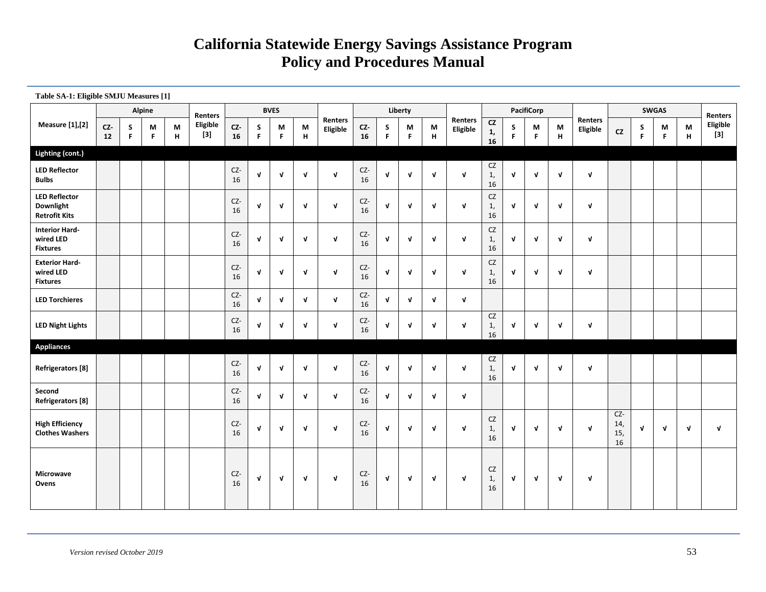# California Statewide Energy Savings Assistance Program Policy and Procedures Manual

**Table SA-1: Eligible SMJU Measures [1]**

| Measure [1],[2] | Alpine | | | | Renters Eligible [3] | BVES | | | | Renters Eligible | Liberty | | | | Renters Eligible | PacifiCorp | | | | Renters Eligible | SWGAS | | | | Renters Eligible [3] |
|---|---|---|---|---|---|---|---|---|---|---|---|---|---|---|---|---|---|---|---|---|---|---|---|---|---|
| | CZ-12 | SF | MF | MH | | CZ-16 | SF | MF | MH | | CZ-16 | SF | MF | MH | | CZ 1, 16 | SF | MF | MH | | CZ | SF | MF | MH | |
| **Lighting (cont.)** | | | | | | | | | | | | | | | | | | | | | | | | | |
| **LED Reflector Bulbs** | | | | | | CZ-16 | √ | √ | √ | √ | CZ-16 | √ | √ | √ | √ | CZ 1, 16 | √ | √ | √ | √ | | | | | |
| **LED Reflector Downlight Retrofit Kits** | | | | | | CZ-16 | √ | √ | √ | √ | CZ-16 | √ | √ | √ | √ | CZ 1, 16 | √ | √ | √ | √ | | | | | |
| **Interior Hard-wired LED Fixtures** | | | | | | CZ-16 | √ | √ | √ | √ | CZ-16 | √ | √ | √ | √ | CZ 1, 16 | √ | √ | √ | √ | | | | | |
| **Exterior Hard-wired LED Fixtures** | | | | | | CZ-16 | √ | √ | √ | √ | CZ-16 | √ | √ | √ | √ | CZ 1, 16 | √ | √ | √ | √ | | | | | |
| **LED Torchieres** | | | | | | CZ-16 | √ | √ | √ | √ | CZ-16 | √ | √ | √ | √ | | | | | | | | | | |
| **LED Night Lights** | | | | | | CZ-16 | √ | √ | √ | √ | CZ-16 | √ | √ | √ | √ | CZ 1, 16 | √ | √ | √ | √ | | | | | |
| **Appliances** | | | | | | | | | | | | | | | | | | | | | | | | | |
| **Refrigerators [8]** | | | | | | CZ-16 | √ | √ | √ | √ | CZ-16 | √ | √ | √ | √ | CZ 1, 16 | √ | √ | √ | √ | | | | | |
| **Second Refrigerators [8]** | | | | | | CZ-16 | √ | √ | √ | √ | CZ-16 | √ | √ | √ | √ | | | | | | | | | | |
| **High Efficiency Clothes Washers** | | | | | | CZ-16 | √ | √ | √ | √ | CZ-16 | √ | √ | √ | √ | CZ 1, 16 | √ | √ | √ | √ | CZ-14, 15, 16 | √ | √ | √ | √ |
| **Microwave Ovens** | | | | | | CZ-16 | √ | √ | √ | √ | CZ-16 | √ | √ | √ | √ | CZ 1, 16 | √ | √ | √ | √ | | | | | |

*Version revised October 2019*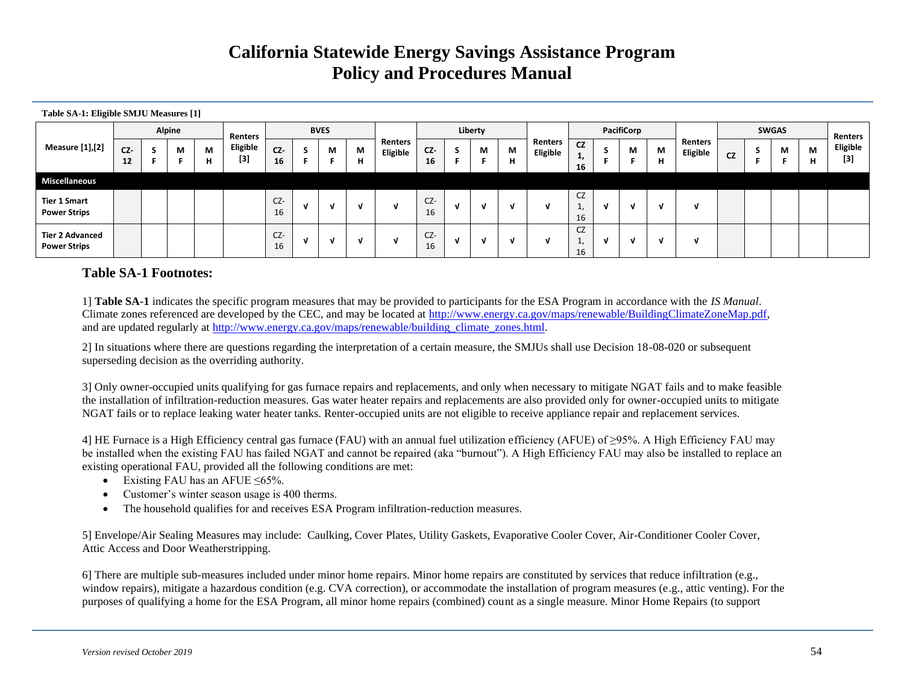**Table SA-1: Eligible SMJU Measures [1]**

| Measure [1],[2] | Alpine | | | | Renters Eligible [3] | BVES | | | | Renters Eligible | Liberty | | | | Renters Eligible | PacifiCorp | | | | Renters Eligible | SWGAS | | | | Renters Eligible [3] |
|---|---|---|---|---|---|---|---|---|---|---|---|---|---|---|---|---|---|---|---|---|---|---|---|---|---|
| | CZ-12 | SF | MF | MH | | CZ-16 | SF | MF | MH | | CZ-16 | SF | MF | MH | | CZ 1, 16 | SF | MF | MH | | CZ | SF | MF | MH | |
| **Miscellaneous** | | | | | | | | | | | | | | | | | | | | | | | | | |
| Tier 1 Smart Power Strips | | | | | | CZ-16 | √ | √ | √ | √ | CZ-16 | √ | √ | √ | √ | CZ 1, 16 | √ | √ | √ | √ | | | | | |
| Tier 2 Advanced Power Strips | | | | | | CZ-16 | √ | √ | √ | √ | CZ-16 | √ | √ | √ | √ | CZ 1, 16 | √ | √ | √ | √ | | | | | |

## Table SA-1 Footnotes:

1] **Table SA-1** indicates the specific program measures that may be provided to participants for the ESA Program in accordance with the *IS Manual*. Climate zones referenced are developed by the CEC, and may be located at http://www.energy.ca.gov/maps/renewable/BuildingClimateZoneMap.pdf, and are updated regularly at http://www.energy.ca.gov/maps/renewable/building_climate_zones.html.

2] In situations where there are questions regarding the interpretation of a certain measure, the SMJUs shall use Decision 18-08-020 or subsequent superseding decision as the overriding authority.

3] Only owner-occupied units qualifying for gas furnace repairs and replacements, and only when necessary to mitigate NGAT fails and to make feasible the installation of infiltration-reduction measures. Gas water heater repairs and replacements are also provided only for owner-occupied units to mitigate NGAT fails or to replace leaking water heater tanks. Renter-occupied units are not eligible to receive appliance repair and replacement services.

4] HE Furnace is a High Efficiency central gas furnace (FAU) with an annual fuel utilization efficiency (AFUE) of ≥95%. A High Efficiency FAU may be installed when the existing FAU has failed NGAT and cannot be repaired (aka "burnout"). A High Efficiency FAU may also be installed to replace an existing operational FAU, provided all the following conditions are met:

- Existing FAU has an AFUE ≤65%.
- Customer's winter season usage is 400 therms.
- The household qualifies for and receives ESA Program infiltration-reduction measures.

5] Envelope/Air Sealing Measures may include: Caulking, Cover Plates, Utility Gaskets, Evaporative Cooler Cover, Air-Conditioner Cooler Cover, Attic Access and Door Weatherstripping.

6] There are multiple sub-measures included under minor home repairs. Minor home repairs are constituted by services that reduce infiltration (e.g., window repairs), mitigate a hazardous condition (e.g. CVA correction), or accommodate the installation of program measures (e.g., attic venting). For the purposes of qualifying a home for the ESA Program, all minor home repairs (combined) count as a single measure. Minor Home Repairs (to support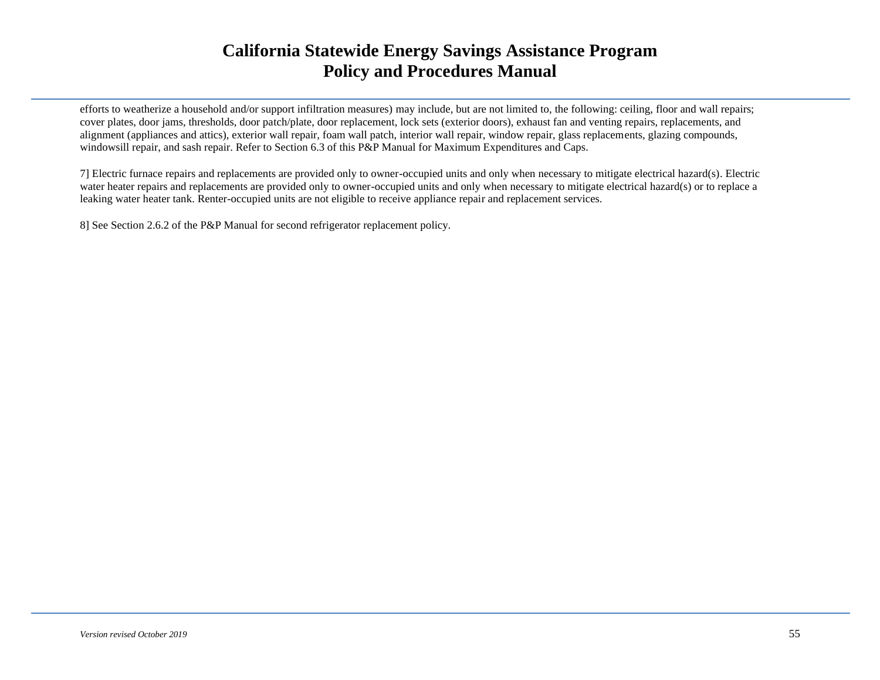efforts to weatherize a household and/or support infiltration measures) may include, but are not limited to, the following: ceiling, floor and wall repairs; cover plates, door jams, thresholds, door patch/plate, door replacement, lock sets (exterior doors), exhaust fan and venting repairs, replacements, and alignment (appliances and attics), exterior wall repair, foam wall patch, interior wall repair, window repair, glass replacements, glazing compounds, windowsill repair, and sash repair. Refer to Section 6.3 of this P&P Manual for Maximum Expenditures and Caps.

7] Electric furnace repairs and replacements are provided only to owner-occupied units and only when necessary to mitigate electrical hazard(s). Electric water heater repairs and replacements are provided only to owner-occupied units and only when necessary to mitigate electrical hazard(s) or to replace a leaking water heater tank. Renter-occupied units are not eligible to receive appliance repair and replacement services.

8] See Section 2.6.2 of the P&P Manual for second refrigerator replacement policy.